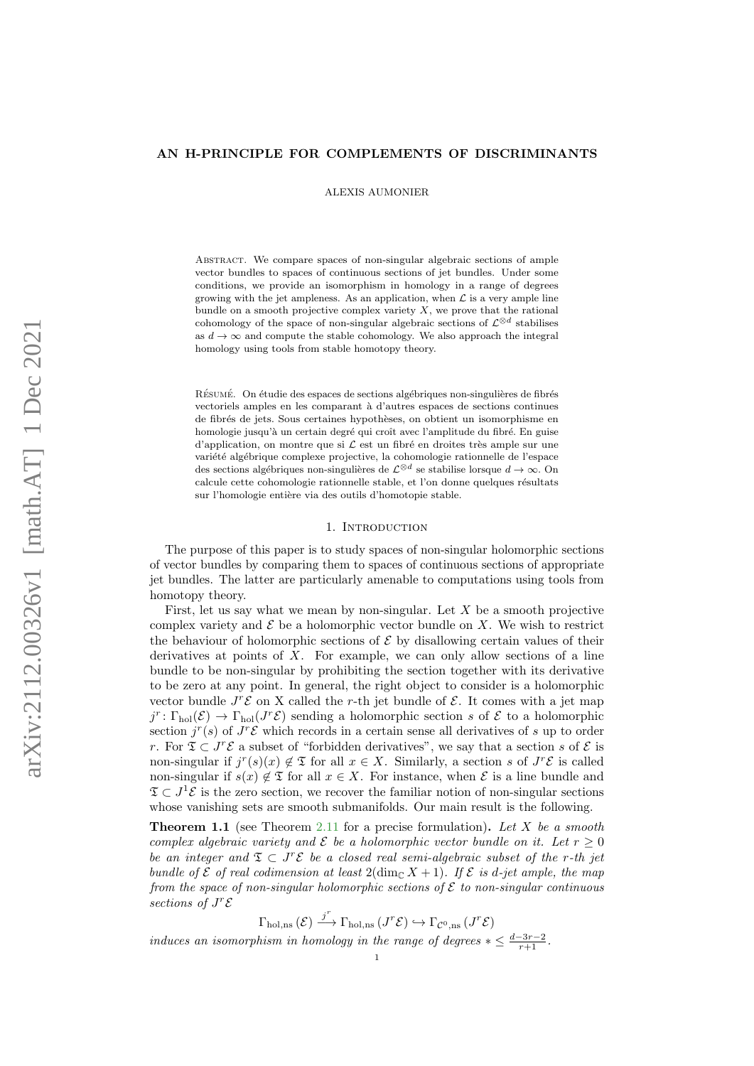# AN H-PRINCIPLE FOR COMPLEMENTS OF DISCRIMINANTS

ALEXIS AUMONIER

Abstract. We compare spaces of non-singular algebraic sections of ample vector bundles to spaces of continuous sections of jet bundles. Under some conditions, we provide an isomorphism in homology in a range of degrees growing with the jet ampleness. As an application, when $\mathcal{L}$ is a very ample line bundle on a smooth projective complex variety $X$, we prove that the rational cohomology of the space of non-singular algebraic sections of $\mathcal{L}^{\otimes d}$ stabilises as $d \to \infty$ and compute the stable cohomology. We also approach the integral homology using tools from stable homotopy theory.

Résumé. On étudie des espaces de sections algébriques non-singulières de fibrés vectoriels amples en les comparant à d'autres espaces de sections continues de fibrés de jets. Sous certaines hypothèses, on obtient un isomorphisme en homologie jusqu'à un certain degré qui croît avec l'amplitude du fibré. En guise d'application, on montre que si $\mathcal{L}$ est un fibré en droites très ample sur une variété algébrique complexe projective, la cohomologie rationnelle de l'espace des sections algébriques non-singulières de $\mathcal{L}^{\otimes d}$ se stabilise lorsque $d \to \infty$. On calcule cette cohomologie rationnelle stable, et l'on donne quelques résultats sur l'homologie entière via des outils d'homotopie stable.

## 1. Introduction

The purpose of this paper is to study spaces of non-singular holomorphic sections of vector bundles by comparing them to spaces of continuous sections of appropriate jet bundles. The latter are particularly amenable to computations using tools from homotopy theory.

First, let us say what we mean by non-singular. Let $X$ be a smooth projective complex variety and $\mathcal{E}$ be a holomorphic vector bundle on $X$. We wish to restrict the behaviour of holomorphic sections of $\mathcal{E}$ by disallowing certain values of their derivatives at points of $X$. For example, we can only allow sections of a line bundle to be non-singular by prohibiting the section together with its derivative to be zero at any point. In general, the right object to consider is a holomorphic vector bundle $J^r\mathcal{E}$ on X called the $r$-th jet bundle of $\mathcal{E}$. It comes with a jet map $j^r\colon \Gamma_{\mathrm{hol}}(\mathcal{E}) \to \Gamma_{\mathrm{hol}}(J^r\mathcal{E})$ sending a holomorphic section $s$ of $\mathcal{E}$ to a holomorphic section $j^r(s)$ of $J^r\mathcal{E}$ which records in a certain sense all derivatives of $s$ up to order $r$. For $\mathfrak{T} \subset J^r\mathcal{E}$ a subset of "forbidden derivatives", we say that a section $s$ of $\mathcal{E}$ is non-singular if $j^r(s)(x) \notin \mathfrak{T}$ for all $x \in X$. Similarly, a section $s$ of $J^r\mathcal{E}$ is called non-singular if $s(x) \notin \mathfrak{T}$ for all $x \in X$. For instance, when $\mathcal{E}$ is a line bundle and $\mathfrak{T} \subset J^1\mathcal{E}$ is the zero section, we recover the familiar notion of non-singular sections whose vanishing sets are smooth submanifolds. Our main result is the following.

**Theorem 1.1** (see Theorem 2.11 for a precise formulation)**.** *Let $X$ be a smooth complex algebraic variety and $\mathcal{E}$ be a holomorphic vector bundle on it. Let $r \geq 0$ be an integer and $\mathfrak{T} \subset J^r\mathcal{E}$ be a closed real semi-algebraic subset of the $r$-th jet bundle of $\mathcal{E}$ of real codimension at least $2(\dim_{\mathbb{C}} X + 1)$. If $\mathcal{E}$ is $d$-jet ample, the map from the space of non-singular holomorphic sections of $\mathcal{E}$ to non-singular continuous sections of $J^r\mathcal{E}$*

$$\Gamma_{\mathrm{hol,ns}}(\mathcal{E}) \xrightarrow{j^r} \Gamma_{\mathrm{hol,ns}}(J^r\mathcal{E}) \hookrightarrow \Gamma_{\mathcal{C}^0,\mathrm{ns}}(J^r\mathcal{E})$$

*induces an isomorphism in homology in the range of degrees $* \leq \frac{d-3r-2}{r+1}$.*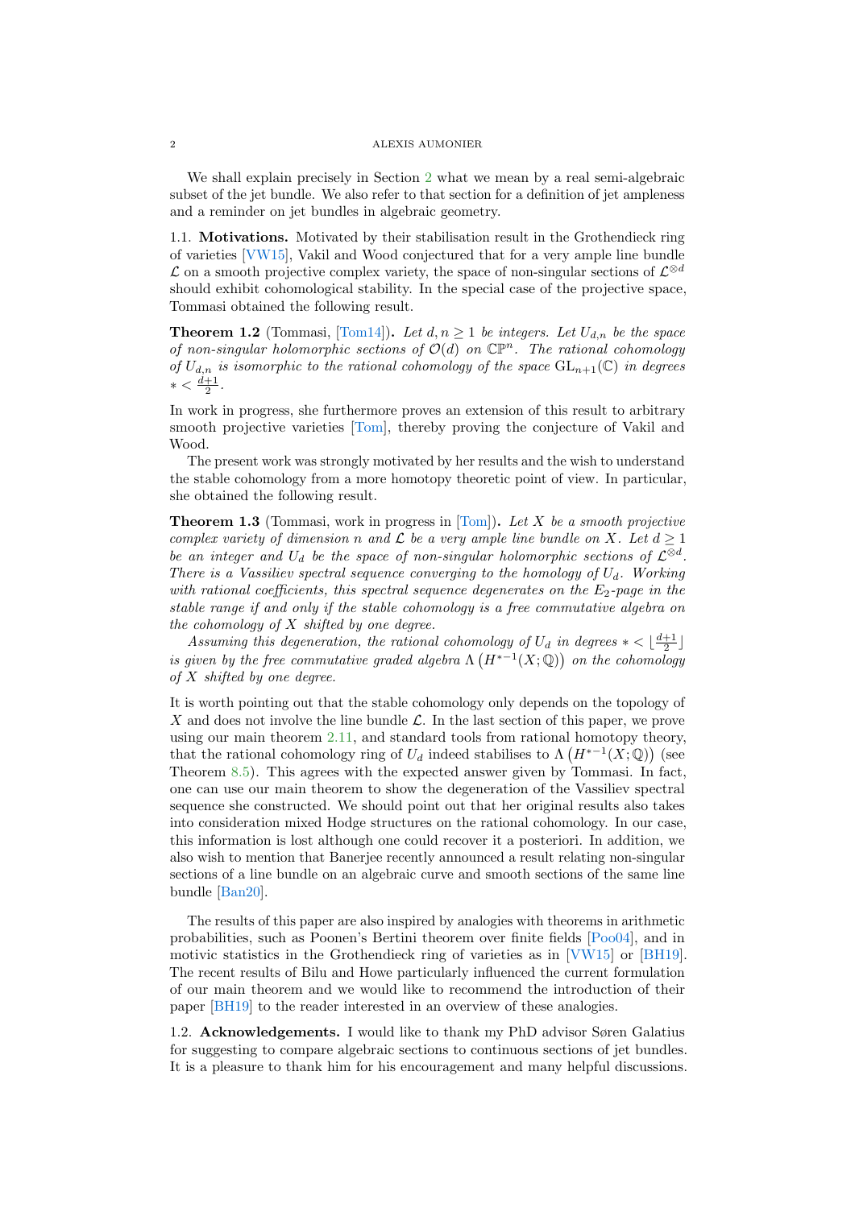We shall explain precisely in Section 2 what we mean by a real semi-algebraic subset of the jet bundle. We also refer to that section for a definition of jet ampleness and a reminder on jet bundles in algebraic geometry.

## 1.1. Motivations.

Motivated by their stabilisation result in the Grothendieck ring of varieties [VW15], Vakil and Wood conjectured that for a very ample line bundle $\mathcal{L}$ on a smooth projective complex variety, the space of non-singular sections of $\mathcal{L}^{\otimes d}$ should exhibit cohomological stability. In the special case of the projective space, Tommasi obtained the following result.

**Theorem 1.2** (Tommasi, [Tom14])**.** *Let $d, n \geq 1$ be integers. Let $U_{d,n}$ be the space of non-singular holomorphic sections of $\mathcal{O}(d)$ on $\mathbb{CP}^n$. The rational cohomology of $U_{d,n}$ is isomorphic to the rational cohomology of the space $\mathrm{GL}_{n+1}(\mathbb{C})$ in degrees $* < \frac{d+1}{2}$.*

In work in progress, she furthermore proves an extension of this result to arbitrary smooth projective varieties [Tom], thereby proving the conjecture of Vakil and Wood.

The present work was strongly motivated by her results and the wish to understand the stable cohomology from a more homotopy theoretic point of view. In particular, she obtained the following result.

**Theorem 1.3** (Tommasi, work in progress in [Tom])**.** *Let $X$ be a smooth projective complex variety of dimension $n$ and $\mathcal{L}$ be a very ample line bundle on $X$. Let $d \geq 1$ be an integer and $U_d$ be the space of non-singular holomorphic sections of $\mathcal{L}^{\otimes d}$. There is a Vassiliev spectral sequence converging to the homology of $U_d$. Working with rational coefficients, this spectral sequence degenerates on the $E_2$-page in the stable range if and only if the stable cohomology is a free commutative algebra on the cohomology of $X$ shifted by one degree.*

*Assuming this degeneration, the rational cohomology of $U_d$ in degrees $* < \lfloor \frac{d+1}{2} \rfloor$ is given by the free commutative graded algebra $\Lambda\left(H^{*-1}(X; \mathbb{Q})\right)$ on the cohomology of $X$ shifted by one degree.*

It is worth pointing out that the stable cohomology only depends on the topology of $X$ and does not involve the line bundle $\mathcal{L}$. In the last section of this paper, we prove using our main theorem 2.11, and standard tools from rational homotopy theory, that the rational cohomology ring of $U_d$ indeed stabilises to $\Lambda\left(H^{*-1}(X; \mathbb{Q})\right)$ (see Theorem 8.5). This agrees with the expected answer given by Tommasi. In fact, one can use our main theorem to show the degeneration of the Vassiliev spectral sequence she constructed. We should point out that her original results also takes into consideration mixed Hodge structures on the rational cohomology. In our case, this information is lost although one could recover it a posteriori. In addition, we also wish to mention that Banerjee recently announced a result relating non-singular sections of a line bundle on an algebraic curve and smooth sections of the same line bundle [Ban20].

The results of this paper are also inspired by analogies with theorems in arithmetic probabilities, such as Poonen's Bertini theorem over finite fields [Poo04], and in motivic statistics in the Grothendieck ring of varieties as in [VW15] or [BH19]. The recent results of Bilu and Howe particularly influenced the current formulation of our main theorem and we would like to recommend the introduction of their paper [BH19] to the reader interested in an overview of these analogies.

## 1.2. Acknowledgements.

I would like to thank my PhD advisor Søren Galatius for suggesting to compare algebraic sections to continuous sections of jet bundles. It is a pleasure to thank him for his encouragement and many helpful discussions.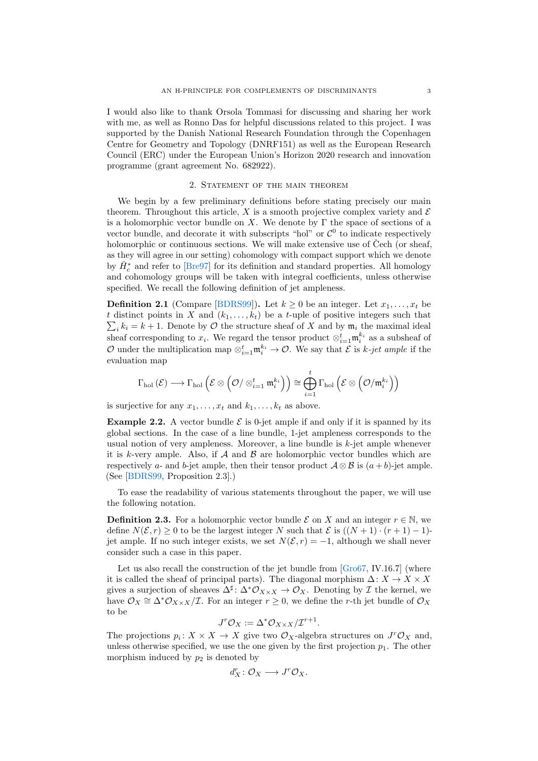I would also like to thank Orsola Tommasi for discussing and sharing her work with me, as well as Ronno Das for helpful discussions related to this project. I was supported by the Danish National Research Foundation through the Copenhagen Centre for Geometry and Topology (DNRF151) as well as the European Research Council (ERC) under the European Union's Horizon 2020 research and innovation programme (grant agreement No. 682922).

## 2. Statement of the main theorem

We begin by a few preliminary definitions before stating precisely our main theorem. Throughout this article, $X$ is a smooth projective complex variety and $\mathcal{E}$ is a holomorphic vector bundle on $X$. We denote by $\Gamma$ the space of sections of a vector bundle, and decorate it with subscripts "hol" or $\mathcal{C}^0$ to indicate respectively holomorphic or continuous sections. We will make extensive use of Čech (or sheaf, as they will agree in our setting) cohomology with compact support which we denote by $\check{H}^*_c$ and refer to [Bre97] for its definition and standard properties. All homology and cohomology groups will be taken with integral coefficients, unless otherwise specified. We recall the following definition of jet ampleness.

**Definition 2.1** (Compare [BDRS99])**.** Let $k \geq 0$ be an integer. Let $x_1, \ldots, x_t$ be $t$ distinct points in $X$ and $(k_1, \ldots, k_t)$ be a $t$-uple of positive integers such that $\sum_i k_i = k + 1$. Denote by $\mathcal{O}$ the structure sheaf of $X$ and by $\mathfrak{m}_i$ the maximal ideal sheaf corresponding to $x_i$. We regard the tensor product $\otimes_{i=1}^t \mathfrak{m}_i^{k_i}$ as a subsheaf of $\mathcal{O}$ under the multiplication map $\otimes_{i=1}^t \mathfrak{m}_i^{k_i} \to \mathcal{O}$. We say that $\mathcal{E}$ is *$k$-jet ample* if the evaluation map

$$\Gamma_{\text{hol}}(\mathcal{E}) \longrightarrow \Gamma_{\text{hol}}\left(\mathcal{E} \otimes \left(\mathcal{O}/\otimes_{i=1}^t \mathfrak{m}_i^{k_i}\right)\right) \cong \bigoplus_{i=1}^t \Gamma_{\text{hol}}\left(\mathcal{E} \otimes \left(\mathcal{O}/\mathfrak{m}_i^{k_i}\right)\right)$$

is surjective for any $x_1, \ldots, x_t$ and $k_1, \ldots, k_t$ as above.

**Example 2.2.** A vector bundle $\mathcal{E}$ is 0-jet ample if and only if it is spanned by its global sections. In the case of a line bundle, 1-jet ampleness corresponds to the usual notion of very ampleness. Moreover, a line bundle is $k$-jet ample whenever it is $k$-very ample. Also, if $\mathcal{A}$ and $\mathcal{B}$ are holomorphic vector bundles which are respectively $a$- and $b$-jet ample, then their tensor product $\mathcal{A} \otimes \mathcal{B}$ is $(a+b)$-jet ample. (See [BDRS99, Proposition 2.3].)

To ease the readability of various statements throughout the paper, we will use the following notation.

**Definition 2.3.** For a holomorphic vector bundle $\mathcal{E}$ on $X$ and an integer $r \in \mathbb{N}$, we define $N(\mathcal{E}, r) \geq 0$ to be the largest integer $N$ such that $\mathcal{E}$ is $((N+1) \cdot (r+1) - 1)$-jet ample. If no such integer exists, we set $N(\mathcal{E}, r) = -1$, although we shall never consider such a case in this paper.

Let us also recall the construction of the jet bundle from [Gro67, IV.16.7] (where it is called the sheaf of principal parts). The diagonal morphism $\Delta \colon X \to X \times X$ gives a surjection of sheaves $\Delta^\sharp \colon \Delta^* \mathcal{O}_{X \times X} \to \mathcal{O}_X$. Denoting by $\mathcal{I}$ the kernel, we have $\mathcal{O}_X \cong \Delta^* \mathcal{O}_{X \times X}/\mathcal{I}$. For an integer $r \geq 0$, we define the $r$-th jet bundle of $\mathcal{O}_X$ to be

$$J^r \mathcal{O}_X := \Delta^* \mathcal{O}_{X \times X}/\mathcal{I}^{r+1}.$$

The projections $p_i \colon X \times X \to X$ give two $\mathcal{O}_X$-algebra structures on $J^r \mathcal{O}_X$ and, unless otherwise specified, we use the one given by the first projection $p_1$. The other morphism induced by $p_2$ is denoted by

$$d^r_X \colon \mathcal{O}_X \longrightarrow J^r \mathcal{O}_X.$$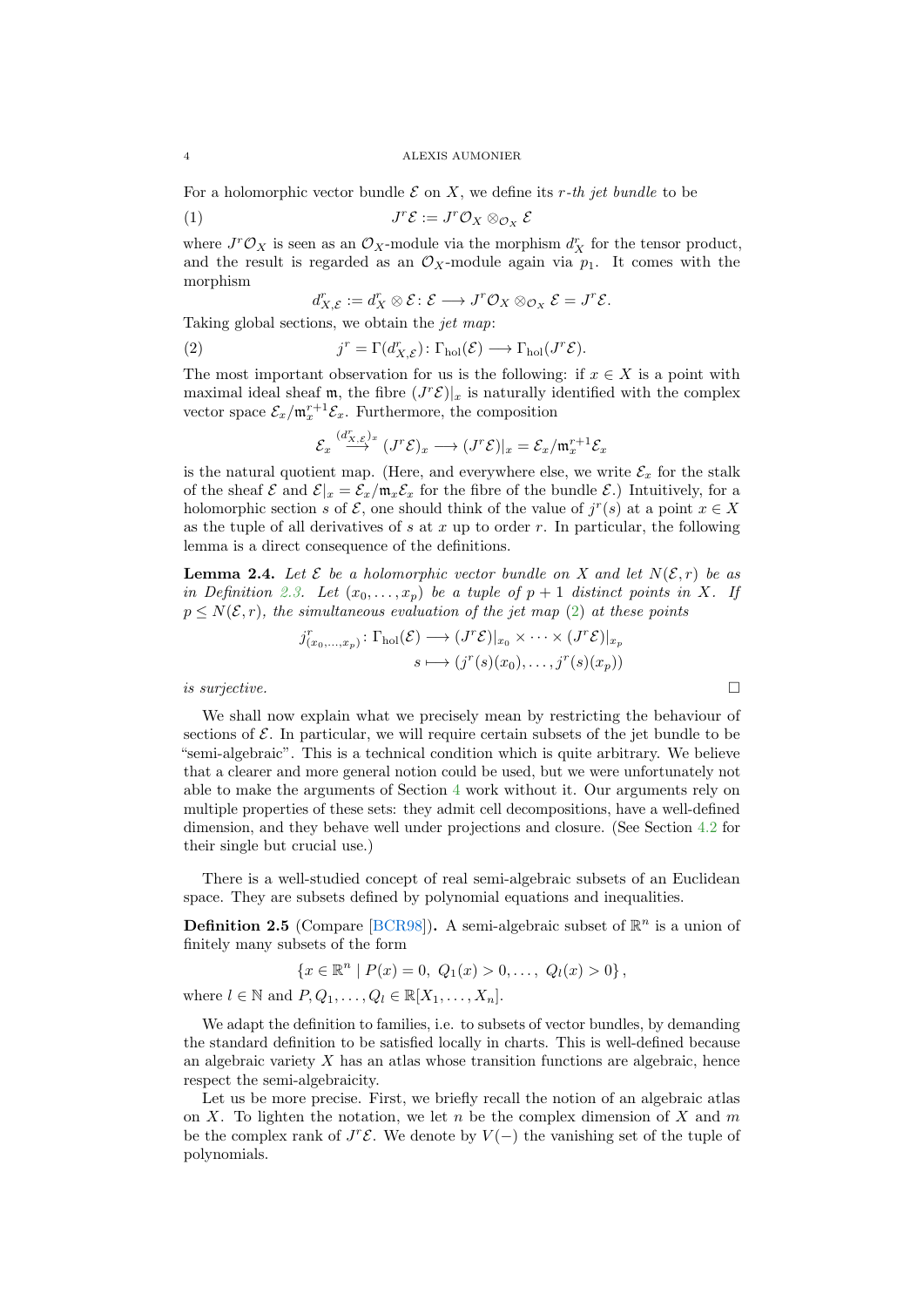For a holomorphic vector bundle $\mathcal{E}$ on $X$, we define its *r-th jet bundle* to be

$$J^r\mathcal{E} := J^r\mathcal{O}_X \otimes_{\mathcal{O}_X} \mathcal{E} \tag{1}$$

where $J^r\mathcal{O}_X$ is seen as an $\mathcal{O}_X$-module via the morphism $d^r_X$ for the tensor product, and the result is regarded as an $\mathcal{O}_X$-module again via $p_1$. It comes with the morphism

$$d^r_{X,\mathcal{E}} := d^r_X \otimes \mathcal{E} \colon \mathcal{E} \longrightarrow J^r\mathcal{O}_X \otimes_{\mathcal{O}_X} \mathcal{E} = J^r\mathcal{E}.$$

Taking global sections, we obtain the *jet map*:

$$j^r = \Gamma(d^r_{X,\mathcal{E}}) \colon \Gamma_{\mathrm{hol}}(\mathcal{E}) \longrightarrow \Gamma_{\mathrm{hol}}(J^r\mathcal{E}). \tag{2}$$

The most important observation for us is the following: if $x \in X$ is a point with maximal ideal sheaf $\mathfrak{m}$, the fibre $(J^r\mathcal{E})|_x$ is naturally identified with the complex vector space $\mathcal{E}_x/\mathfrak{m}_x^{r+1}\mathcal{E}_x$. Furthermore, the composition

$$\mathcal{E}_x \overset{(d^r_{X,\mathcal{E}})_x}{\longrightarrow} (J^r\mathcal{E})_x \longrightarrow (J^r\mathcal{E})|_x = \mathcal{E}_x/\mathfrak{m}_x^{r+1}\mathcal{E}_x$$

is the natural quotient map. (Here, and everywhere else, we write $\mathcal{E}_x$ for the stalk of the sheaf $\mathcal{E}$ and $\mathcal{E}|_x = \mathcal{E}_x/\mathfrak{m}_x\mathcal{E}_x$ for the fibre of the bundle $\mathcal{E}$.) Intuitively, for a holomorphic section $s$ of $\mathcal{E}$, one should think of the value of $j^r(s)$ at a point $x \in X$ as the tuple of all derivatives of $s$ at $x$ up to order $r$. In particular, the following lemma is a direct consequence of the definitions.

**Lemma 2.4.** *Let $\mathcal{E}$ be a holomorphic vector bundle on $X$ and let $N(\mathcal{E}, r)$ be as in Definition 2.3. Let $(x_0, \ldots, x_p)$ be a tuple of $p+1$ distinct points in $X$. If $p \leq N(\mathcal{E}, r)$, the simultaneous evaluation of the jet map (2) at these points*

$$j^r_{(x_0,\ldots,x_p)} \colon \Gamma_{\mathrm{hol}}(\mathcal{E}) \longrightarrow (J^r\mathcal{E})|_{x_0} \times \cdots \times (J^r\mathcal{E})|_{x_p}$$
$$s \longmapsto (j^r(s)(x_0), \ldots, j^r(s)(x_p))$$

*is surjective.* $\square$

We shall now explain what we precisely mean by restricting the behaviour of sections of $\mathcal{E}$. In particular, we will require certain subsets of the jet bundle to be "semi-algebraic". This is a technical condition which is quite arbitrary. We believe that a clearer and more general notion could be used, but we were unfortunately not able to make the arguments of Section 4 work without it. Our arguments rely on multiple properties of these sets: they admit cell decompositions, have a well-defined dimension, and they behave well under projections and closure. (See Section 4.2 for their single but crucial use.)

There is a well-studied concept of real semi-algebraic subsets of an Euclidean space. They are subsets defined by polynomial equations and inequalities.

**Definition 2.5** (Compare [BCR98])**.** A semi-algebraic subset of $\mathbb{R}^n$ is a union of finitely many subsets of the form

$$\{x \in \mathbb{R}^n \mid P(x) = 0,\ Q_1(x) > 0, \ldots,\ Q_l(x) > 0\},$$

where $l \in \mathbb{N}$ and $P, Q_1, \ldots, Q_l \in \mathbb{R}[X_1, \ldots, X_n]$.

We adapt the definition to families, i.e. to subsets of vector bundles, by demanding the standard definition to be satisfied locally in charts. This is well-defined because an algebraic variety $X$ has an atlas whose transition functions are algebraic, hence respect the semi-algebraicity.

Let us be more precise. First, we briefly recall the notion of an algebraic atlas on $X$. To lighten the notation, we let $n$ be the complex dimension of $X$ and $m$ be the complex rank of $J^r\mathcal{E}$. We denote by $V(-)$ the vanishing set of the tuple of polynomials.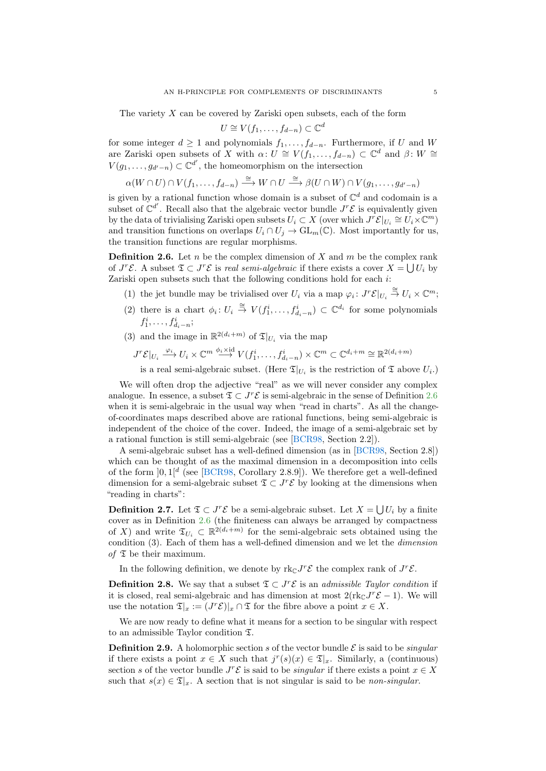The variety $X$ can be covered by Zariski open subsets, each of the form

$$U \cong V(f_1, \dots, f_{d-n}) \subset \mathbb{C}^d$$

for some integer $d \geq 1$ and polynomials $f_1, \dots, f_{d-n}$. Furthermore, if $U$ and $W$ are Zariski open subsets of $X$ with $\alpha\colon U \cong V(f_1, \dots, f_{d-n}) \subset \mathbb{C}^d$ and $\beta\colon W \cong V(g_1, \dots, g_{d'-n}) \subset \mathbb{C}^{d'}$, the homeomorphism on the intersection

$$\alpha(W \cap U) \cap V(f_1, \dots, f_{d-n}) \xrightarrow{\cong} W \cap U \xrightarrow{\cong} \beta(U \cap W) \cap V(g_1, \dots, g_{d'-n})$$

is given by a rational function whose domain is a subset of $\mathbb{C}^d$ and codomain is a subset of $\mathbb{C}^{d'}$. Recall also that the algebraic vector bundle $J^r\mathcal{E}$ is equivalently given by the data of trivialising Zariski open subsets $U_i \subset X$ (over which $J^r\mathcal{E}|_{U_i} \cong U_i \times \mathbb{C}^m$) and transition functions on overlaps $U_i \cap U_j \to \mathrm{GL}_m(\mathbb{C})$. Most importantly for us, the transition functions are regular morphisms.

**Definition 2.6.** Let $n$ be the complex dimension of $X$ and $m$ be the complex rank of $J^r\mathcal{E}$. A subset $\mathfrak{T} \subset J^r\mathcal{E}$ is *real semi-algebraic* if there exists a cover $X = \bigcup U_i$ by Zariski open subsets such that the following conditions hold for each $i$:

(1) the jet bundle may be trivialised over $U_i$ via a map $\varphi_i\colon J^r\mathcal{E}|_{U_i} \xrightarrow{\cong} U_i \times \mathbb{C}^m$;

(2) there is a chart $\phi_i\colon U_i \xrightarrow{\cong} V(f_1^i, \dots, f_{d_i-n}^i) \subset \mathbb{C}^{d_i}$ for some polynomials $f_1^i, \dots, f_{d_i-n}^i$;

(3) and the image in $\mathbb{R}^{2(d_i+m)}$ of $\mathfrak{T}|_{U_i}$ via the map

$$J^r\mathcal{E}|_{U_i} \xrightarrow{\varphi_i} U_i \times \mathbb{C}^m \xrightarrow{\phi_i \times \mathrm{id}} V(f_1^i, \dots, f_{d_i-n}^i) \times \mathbb{C}^m \subset \mathbb{C}^{d_i+m} \cong \mathbb{R}^{2(d_i+m)}$$

is a real semi-algebraic subset. (Here $\mathfrak{T}|_{U_i}$ is the restriction of $\mathfrak{T}$ above $U_i$.)

We will often drop the adjective "real" as we will never consider any complex analogue. In essence, a subset $\mathfrak{T} \subset J^r\mathcal{E}$ is semi-algebraic in the sense of Definition 2.6 when it is semi-algebraic in the usual way when "read in charts". As all the change-of-coordinates maps described above are rational functions, being semi-algebraic is independent of the choice of the cover. Indeed, the image of a semi-algebraic set by a rational function is still semi-algebraic (see [BCR98, Section 2.2]).

A semi-algebraic subset has a well-defined dimension (as in [BCR98, Section 2.8]) which can be thought of as the maximal dimension in a decomposition into cells of the form $]0,1[^d$ (see [BCR98, Corollary 2.8.9]). We therefore get a well-defined dimension for a semi-algebraic subset $\mathfrak{T} \subset J^r\mathcal{E}$ by looking at the dimensions when "reading in charts":

**Definition 2.7.** Let $\mathfrak{T} \subset J^r\mathcal{E}$ be a semi-algebraic subset. Let $X = \bigcup U_i$ by a finite cover as in Definition 2.6 (the finiteness can always be arranged by compactness of $X$) and write $\mathfrak{T}_{U_i} \subset \mathbb{R}^{2(d_i+m)}$ for the semi-algebraic sets obtained using the condition (3). Each of them has a well-defined dimension and we let the *dimension of* $\mathfrak{T}$ be their maximum.

In the following definition, we denote by $\mathrm{rk}_{\mathbb{C}} J^r\mathcal{E}$ the complex rank of $J^r\mathcal{E}$.

**Definition 2.8.** We say that a subset $\mathfrak{T} \subset J^r\mathcal{E}$ is an *admissible Taylor condition* if it is closed, real semi-algebraic and has dimension at most $2(\mathrm{rk}_{\mathbb{C}} J^r\mathcal{E} - 1)$. We will use the notation $\mathfrak{T}|_x := (J^r\mathcal{E})|_x \cap \mathfrak{T}$ for the fibre above a point $x \in X$.

We are now ready to define what it means for a section to be singular with respect to an admissible Taylor condition $\mathfrak{T}$.

**Definition 2.9.** A holomorphic section $s$ of the vector bundle $\mathcal{E}$ is said to be *singular* if there exists a point $x \in X$ such that $j^r(s)(x) \in \mathfrak{T}|_x$. Similarly, a (continuous) section $s$ of the vector bundle $J^r\mathcal{E}$ is said to be *singular* if there exists a point $x \in X$ such that $s(x) \in \mathfrak{T}|_x$. A section that is not singular is said to be *non-singular*.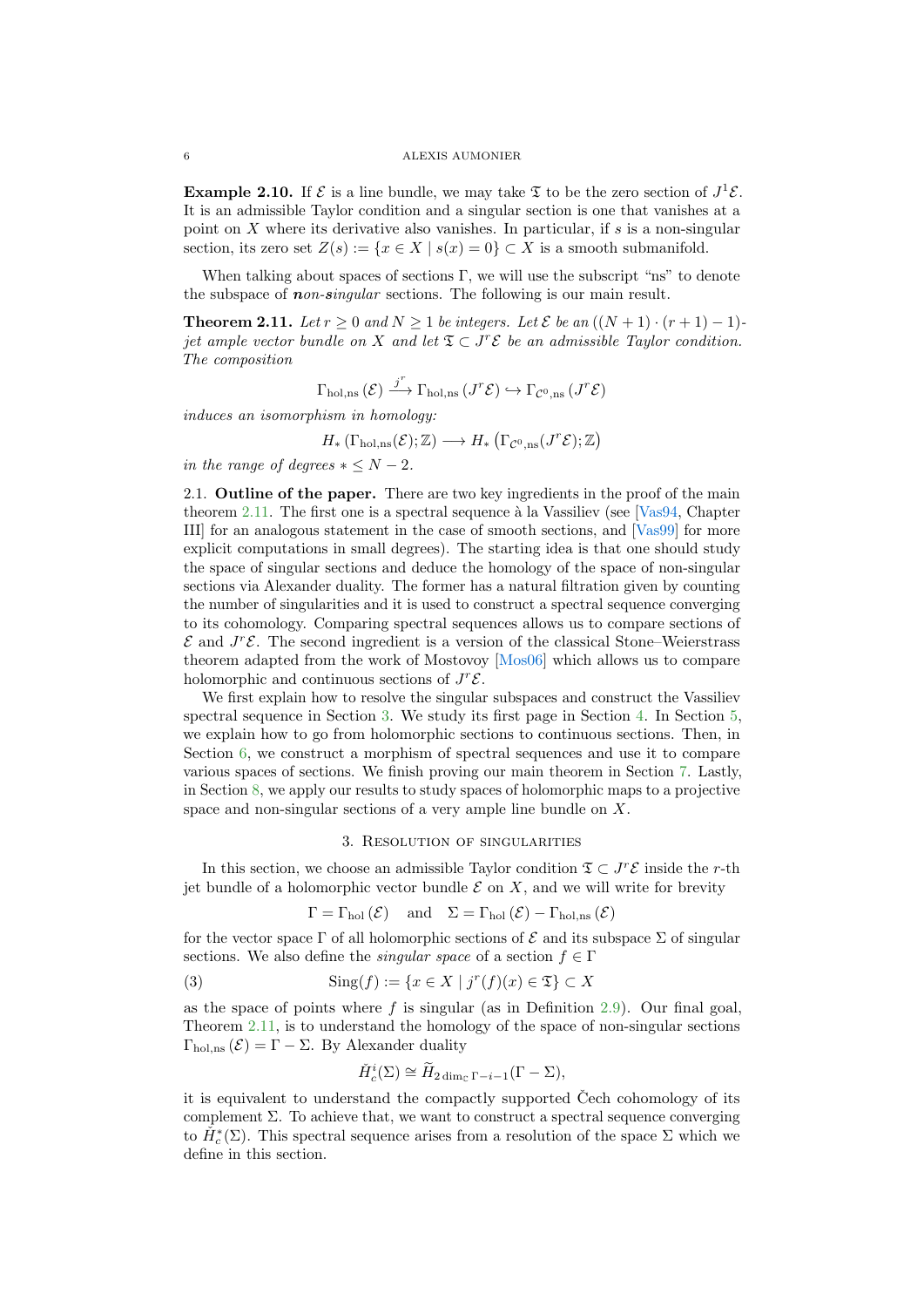**Example 2.10.** If $\mathcal{E}$ is a line bundle, we may take $\mathfrak{T}$ to be the zero section of $J^1\mathcal{E}$. It is an admissible Taylor condition and a singular section is one that vanishes at a point on $X$ where its derivative also vanishes. In particular, if $s$ is a non-singular section, its zero set $Z(s) := \{x \in X \mid s(x) = 0\} \subset X$ is a smooth submanifold.

When talking about spaces of sections $\Gamma$, we will use the subscript "ns" to denote the subspace of ***non-singular*** sections. The following is our main result.

**Theorem 2.11.** *Let $r \geq 0$ and $N \geq 1$ be integers. Let $\mathcal{E}$ be an $((N+1)\cdot(r+1)-1)$-jet ample vector bundle on $X$ and let $\mathfrak{T} \subset J^r\mathcal{E}$ be an admissible Taylor condition. The composition*

$$\Gamma_{\mathrm{hol,ns}}(\mathcal{E}) \xrightarrow{j^r} \Gamma_{\mathrm{hol,ns}}(J^r\mathcal{E}) \hookrightarrow \Gamma_{\mathcal{C}^0,\mathrm{ns}}(J^r\mathcal{E})$$

*induces an isomorphism in homology:*

$$H_*(\Gamma_{\mathrm{hol,ns}}(\mathcal{E});\mathbb{Z}) \longrightarrow H_*\left(\Gamma_{\mathcal{C}^0,\mathrm{ns}}(J^r\mathcal{E});\mathbb{Z}\right)$$

*in the range of degrees $* \leq N-2$.*

2.1. **Outline of the paper.** There are two key ingredients in the proof of the main theorem 2.11. The first one is a spectral sequence à la Vassiliev (see [Vas94, Chapter III] for an analogous statement in the case of smooth sections, and [Vas99] for more explicit computations in small degrees). The starting idea is that one should study the space of singular sections and deduce the homology of the space of non-singular sections via Alexander duality. The former has a natural filtration given by counting the number of singularities and it is used to construct a spectral sequence converging to its cohomology. Comparing spectral sequences allows us to compare sections of $\mathcal{E}$ and $J^r\mathcal{E}$. The second ingredient is a version of the classical Stone–Weierstrass theorem adapted from the work of Mostovoy [Mos06] which allows us to compare holomorphic and continuous sections of $J^r\mathcal{E}$.

We first explain how to resolve the singular subspaces and construct the Vassiliev spectral sequence in Section 3. We study its first page in Section 4. In Section 5, we explain how to go from holomorphic sections to continuous sections. Then, in Section 6, we construct a morphism of spectral sequences and use it to compare various spaces of sections. We finish proving our main theorem in Section 7. Lastly, in Section 8, we apply our results to study spaces of holomorphic maps to a projective space and non-singular sections of a very ample line bundle on $X$.

## 3. Resolution of singularities

In this section, we choose an admissible Taylor condition $\mathfrak{T} \subset J^r\mathcal{E}$ inside the $r$-th jet bundle of a holomorphic vector bundle $\mathcal{E}$ on $X$, and we will write for brevity

$$\Gamma = \Gamma_{\mathrm{hol}}(\mathcal{E}) \quad \text{and} \quad \Sigma = \Gamma_{\mathrm{hol}}(\mathcal{E}) - \Gamma_{\mathrm{hol,ns}}(\mathcal{E})$$

for the vector space $\Gamma$ of all holomorphic sections of $\mathcal{E}$ and its subspace $\Sigma$ of singular sections. We also define the *singular space* of a section $f \in \Gamma$

$$\mathrm{Sing}(f) := \{x \in X \mid j^r(f)(x) \in \mathfrak{T}\} \subset X \tag{3}$$

as the space of points where $f$ is singular (as in Definition 2.9). Our final goal, Theorem 2.11, is to understand the homology of the space of non-singular sections $\Gamma_{\mathrm{hol,ns}}(\mathcal{E}) = \Gamma - \Sigma$. By Alexander duality

$$\check{H}^i_c(\Sigma) \cong \widetilde{H}_{2\dim_{\mathbb{C}}\Gamma - i - 1}(\Gamma - \Sigma),$$

it is equivalent to understand the compactly supported Čech cohomology of its complement $\Sigma$. To achieve that, we want to construct a spectral sequence converging to $\check{H}^*_c(\Sigma)$. This spectral sequence arises from a resolution of the space $\Sigma$ which we define in this section.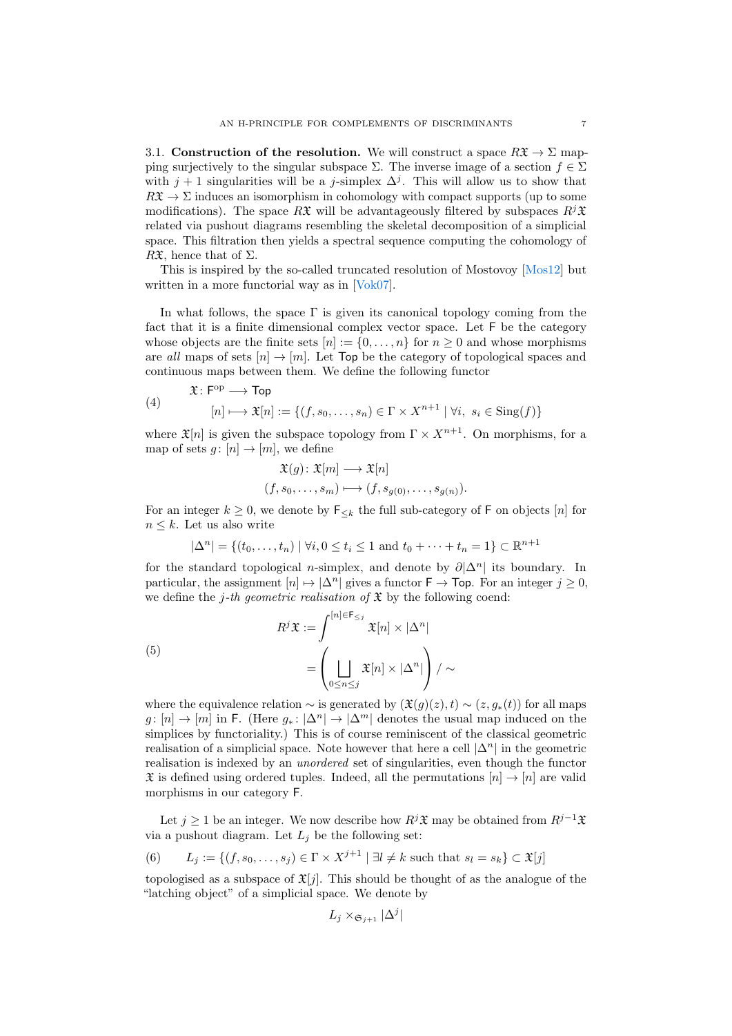**3.1. Construction of the resolution.** We will construct a space $R\mathfrak{X} \to \Sigma$ mapping surjectively to the singular subspace $\Sigma$. The inverse image of a section $f \in \Sigma$ with $j+1$ singularities will be a $j$-simplex $\Delta^j$. This will allow us to show that $R\mathfrak{X} \to \Sigma$ induces an isomorphism in cohomology with compact supports (up to some modifications). The space $R\mathfrak{X}$ will be advantageously filtered by subspaces $R^j\mathfrak{X}$ related via pushout diagrams resembling the skeletal decomposition of a simplicial space. This filtration then yields a spectral sequence computing the cohomology of $R\mathfrak{X}$, hence that of $\Sigma$.

This is inspired by the so-called truncated resolution of Mostovoy [Mos12] but written in a more functorial way as in [Vok07].

In what follows, the space $\Gamma$ is given its canonical topology coming from the fact that it is a finite dimensional complex vector space. Let $\mathsf{F}$ be the category whose objects are the finite sets $[n] := \{0, \dots, n\}$ for $n \geq 0$ and whose morphisms are *all* maps of sets $[n] \to [m]$. Let $\mathsf{Top}$ be the category of topological spaces and continuous maps between them. We define the following functor

$$
\begin{aligned}
\mathfrak{X} \colon \mathsf{F}^{\mathrm{op}} &\longrightarrow \mathsf{Top} \\
[n] &\longmapsto \mathfrak{X}[n] := \{(f, s_0, \dots, s_n) \in \Gamma \times X^{n+1} \mid \forall i,\ s_i \in \mathrm{Sing}(f)\}
\end{aligned}
\tag{4}
$$

where $\mathfrak{X}[n]$ is given the subspace topology from $\Gamma \times X^{n+1}$. On morphisms, for a map of sets $g \colon [n] \to [m]$, we define

$$
\begin{aligned}
\mathfrak{X}(g) \colon \mathfrak{X}[m] &\longrightarrow \mathfrak{X}[n] \\
(f, s_0, \dots, s_m) &\longmapsto (f, s_{g(0)}, \dots, s_{g(n)}).
\end{aligned}
$$

For an integer $k \geq 0$, we denote by $\mathsf{F}_{\leq k}$ the full sub-category of $\mathsf{F}$ on objects $[n]$ for $n \leq k$. Let us also write

$$
|\Delta^n| = \{(t_0, \dots, t_n) \mid \forall i, 0 \leq t_i \leq 1 \text{ and } t_0 + \dots + t_n = 1\} \subset \mathbb{R}^{n+1}
$$

for the standard topological $n$-simplex, and denote by $\partial|\Delta^n|$ its boundary. In particular, the assignment $[n] \mapsto |\Delta^n|$ gives a functor $\mathsf{F} \to \mathsf{Top}$. For an integer $j \geq 0$, we define the *$j$-th geometric realisation of* $\mathfrak{X}$ by the following coend:

$$
\begin{aligned}
R^j\mathfrak{X} &:= \int^{[n] \in \mathsf{F}_{\leq j}} \mathfrak{X}[n] \times |\Delta^n| \\
&= \left( \bigsqcup_{0 \leq n \leq j} \mathfrak{X}[n] \times |\Delta^n| \right) / \sim
\end{aligned}
\tag{5}
$$

where the equivalence relation $\sim$ is generated by $(\mathfrak{X}(g)(z), t) \sim (z, g_*(t))$ for all maps $g \colon [n] \to [m]$ in $\mathsf{F}$. (Here $g_* \colon |\Delta^n| \to |\Delta^m|$ denotes the usual map induced on the simplices by functoriality.) This is of course reminiscent of the classical geometric realisation of a simplicial space. Note however that here a cell $|\Delta^n|$ in the geometric realisation is indexed by an *unordered* set of singularities, even though the functor $\mathfrak{X}$ is defined using ordered tuples. Indeed, all the permutations $[n] \to [n]$ are valid morphisms in our category $\mathsf{F}$.

Let $j \geq 1$ be an integer. We now describe how $R^j\mathfrak{X}$ may be obtained from $R^{j-1}\mathfrak{X}$ via a pushout diagram. Let $L_j$ be the following set:

$$
L_j := \{(f, s_0, \dots, s_j) \in \Gamma \times X^{j+1} \mid \exists l \neq k \text{ such that } s_l = s_k\} \subset \mathfrak{X}[j]
\tag{6}
$$

topologised as a subspace of $\mathfrak{X}[j]$. This should be thought of as the analogue of the "latching object" of a simplicial space. We denote by

$$
L_j \times_{\mathfrak{S}_{j+1}} |\Delta^j|
$$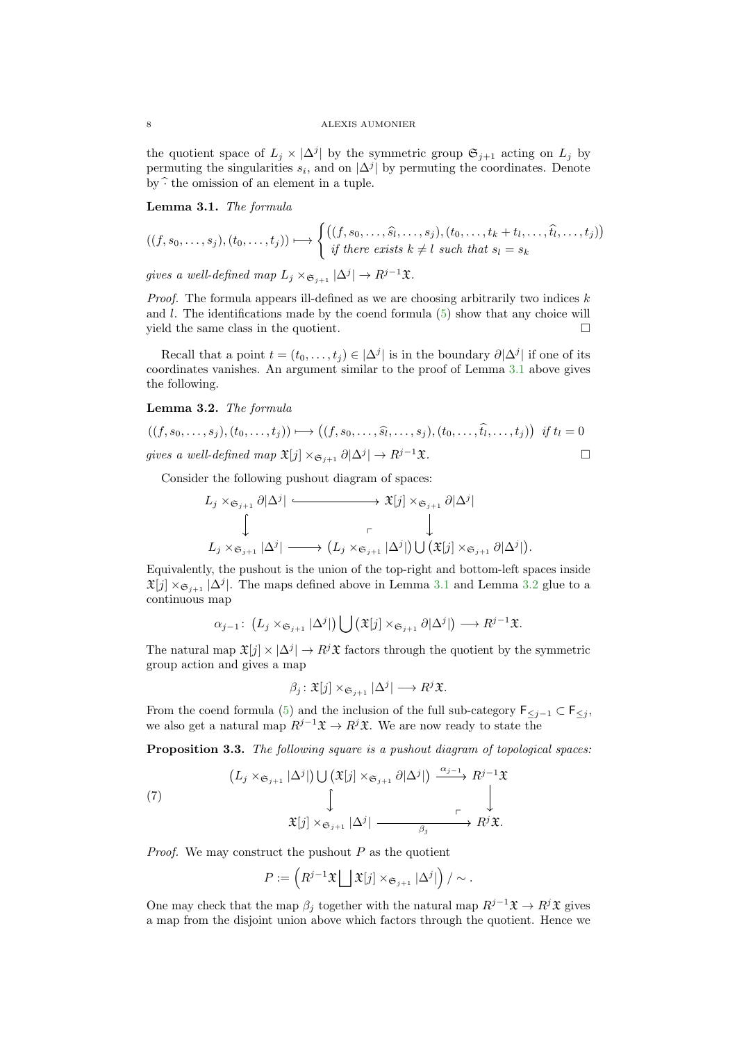the quotient space of $L_j \times |\Delta^j|$ by the symmetric group $\mathfrak{S}_{j+1}$ acting on $L_j$ by permuting the singularities $s_i$, and on $|\Delta^j|$ by permuting the coordinates. Denote by $\widehat{\cdot}$ the omission of an element in a tuple.

**Lemma 3.1.** *The formula*

$$((f, s_0, \dots, s_j), (t_0, \dots, t_j)) \longmapsto \begin{cases} ((f, s_0, \dots, \widehat{s_l}, \dots, s_j), (t_0, \dots, t_k + t_l, \dots, \widehat{t_l}, \dots, t_j)) \\ \text{if there exists } k \neq l \text{ such that } s_l = s_k \end{cases}$$

*gives a well-defined map $L_j \times_{\mathfrak{S}_{j+1}} |\Delta^j| \to R^{j-1}\mathfrak{X}$.*

*Proof.* The formula appears ill-defined as we are choosing arbitrarily two indices $k$ and $l$. The identifications made by the coend formula (5) show that any choice will yield the same class in the quotient. $\square$

Recall that a point $t = (t_0, \dots, t_j) \in |\Delta^j|$ is in the boundary $\partial|\Delta^j|$ if one of its coordinates vanishes. An argument similar to the proof of Lemma 3.1 above gives the following.

**Lemma 3.2.** *The formula*

$$((f, s_0, \dots, s_j), (t_0, \dots, t_j)) \longmapsto ((f, s_0, \dots, \widehat{s_l}, \dots, s_j), (t_0, \dots, \widehat{t_l}, \dots, t_j)) \ \text{ if } t_l = 0$$

*gives a well-defined map $\mathfrak{X}[j] \times_{\mathfrak{S}_{j+1}} \partial|\Delta^j| \to R^{j-1}\mathfrak{X}$.* $\square$

Consider the following pushout diagram of spaces:

$$\begin{array}{ccc} L_j \times_{\mathfrak{S}_{j+1}} \partial|\Delta^j| & \hookrightarrow & \mathfrak{X}[j] \times_{\mathfrak{S}_{j+1}} \partial|\Delta^j| \\ \downarrow & \ulcorner & \downarrow \\ L_j \times_{\mathfrak{S}_{j+1}} |\Delta^j| & \longrightarrow & \left(L_j \times_{\mathfrak{S}_{j+1}} |\Delta^j|\right) \bigcup \left(\mathfrak{X}[j] \times_{\mathfrak{S}_{j+1}} \partial|\Delta^j|\right). \end{array}$$

Equivalently, the pushout is the union of the top-right and bottom-left spaces inside $\mathfrak{X}[j] \times_{\mathfrak{S}_{j+1}} |\Delta^j|$. The maps defined above in Lemma 3.1 and Lemma 3.2 glue to a continuous map

$$\alpha_{j-1} \colon \left(L_j \times_{\mathfrak{S}_{j+1}} |\Delta^j|\right) \bigcup \left(\mathfrak{X}[j] \times_{\mathfrak{S}_{j+1}} \partial|\Delta^j|\right) \longrightarrow R^{j-1}\mathfrak{X}.$$

The natural map $\mathfrak{X}[j] \times |\Delta^j| \to R^j\mathfrak{X}$ factors through the quotient by the symmetric group action and gives a map

$$\beta_j \colon \mathfrak{X}[j] \times_{\mathfrak{S}_{j+1}} |\Delta^j| \longrightarrow R^j\mathfrak{X}.$$

From the coend formula (5) and the inclusion of the full sub-category $\mathsf{F}_{\leq j-1} \subset \mathsf{F}_{\leq j}$, we also get a natural map $R^{j-1}\mathfrak{X} \to R^j\mathfrak{X}$. We are now ready to state the

**Proposition 3.3.** *The following square is a pushout diagram of topological spaces:*

$$\begin{array}{ccc} \left(L_j \times_{\mathfrak{S}_{j+1}} |\Delta^j|\right) \bigcup \left(\mathfrak{X}[j] \times_{\mathfrak{S}_{j+1}} \partial|\Delta^j|\right) & \xrightarrow{\alpha_{j-1}} & R^{j-1}\mathfrak{X} \\ \downarrow & \ulcorner & \downarrow \\ \mathfrak{X}[j] \times_{\mathfrak{S}_{j+1}} |\Delta^j| & \xrightarrow[\beta_j]{} & R^j\mathfrak{X}. \end{array} \tag{7}$$

*Proof.* We may construct the pushout $P$ as the quotient

$$P := \left(R^{j-1}\mathfrak{X} \bigsqcup \mathfrak{X}[j] \times_{\mathfrak{S}_{j+1}} |\Delta^j|\right) / \sim .$$

One may check that the map $\beta_j$ together with the natural map $R^{j-1}\mathfrak{X} \to R^j\mathfrak{X}$ gives a map from the disjoint union above which factors through the quotient. Hence we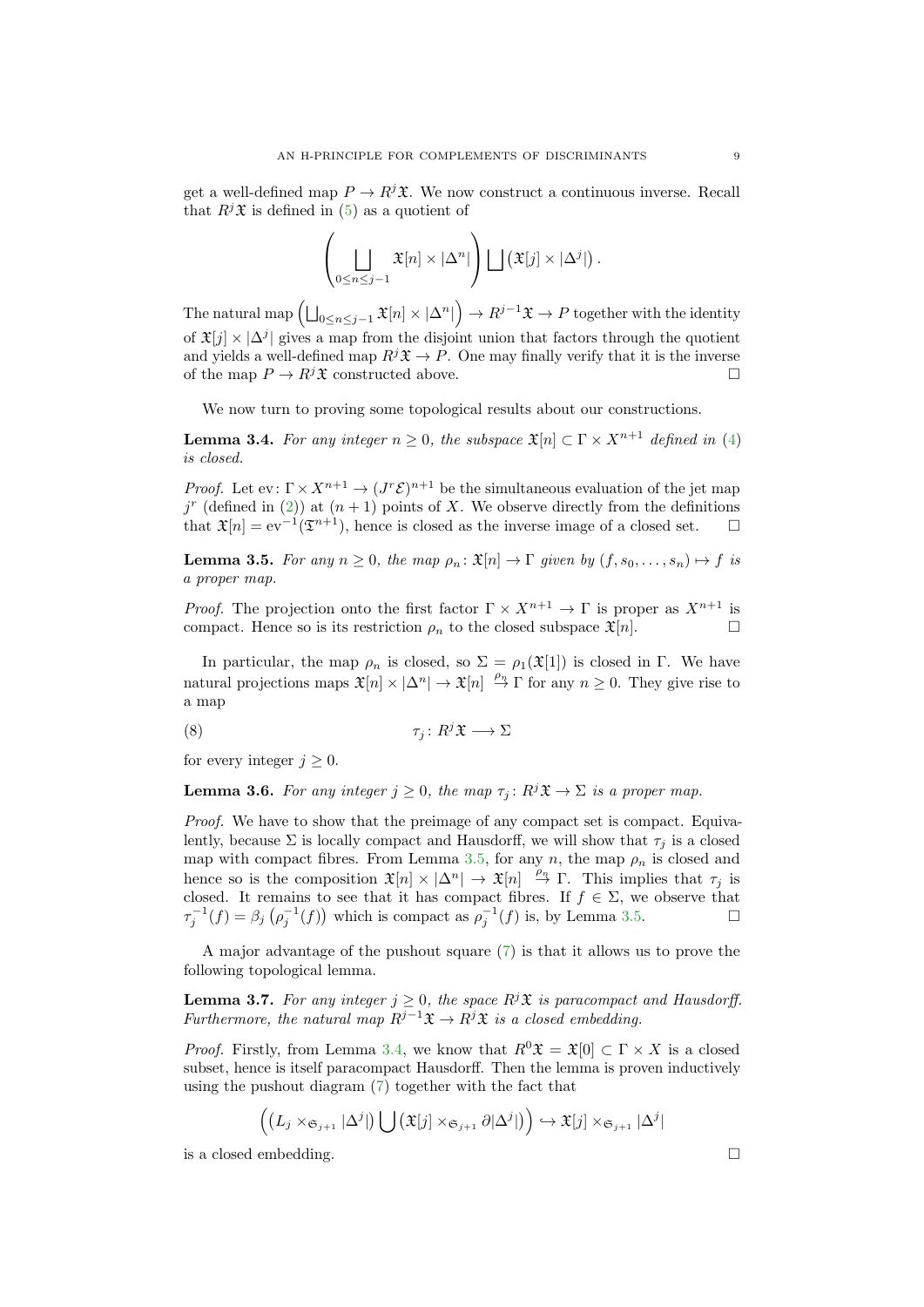get a well-defined map $P \to R^j\mathfrak{X}$. We now construct a continuous inverse. Recall that $R^j\mathfrak{X}$ is defined in (5) as a quotient of

$$\left( \coprod_{0 \leq n \leq j-1} \mathfrak{X}[n] \times |\Delta^n| \right) \coprod \left( \mathfrak{X}[j] \times |\Delta^j| \right).$$

The natural map $\left( \coprod_{0 \leq n \leq j-1} \mathfrak{X}[n] \times |\Delta^n| \right) \to R^{j-1}\mathfrak{X} \to P$ together with the identity of $\mathfrak{X}[j] \times |\Delta^j|$ gives a map from the disjoint union that factors through the quotient and yields a well-defined map $R^j\mathfrak{X} \to P$. One may finally verify that it is the inverse of the map $P \to R^j\mathfrak{X}$ constructed above. □

We now turn to proving some topological results about our constructions.

**Lemma 3.4.** *For any integer $n \geq 0$, the subspace $\mathfrak{X}[n] \subset \Gamma \times X^{n+1}$ defined in (4) is closed.*

*Proof.* Let $\mathrm{ev}\colon \Gamma \times X^{n+1} \to (J^r\mathcal{E})^{n+1}$ be the simultaneous evaluation of the jet map $j^r$ (defined in (2)) at $(n+1)$ points of $X$. We observe directly from the definitions that $\mathfrak{X}[n] = \mathrm{ev}^{-1}(\mathfrak{T}^{n+1})$, hence is closed as the inverse image of a closed set. □

**Lemma 3.5.** *For any $n \geq 0$, the map $\rho_n\colon \mathfrak{X}[n] \to \Gamma$ given by $(f, s_0, \ldots, s_n) \mapsto f$ is a proper map.*

*Proof.* The projection onto the first factor $\Gamma \times X^{n+1} \to \Gamma$ is proper as $X^{n+1}$ is compact. Hence so is its restriction $\rho_n$ to the closed subspace $\mathfrak{X}[n]$. □

In particular, the map $\rho_n$ is closed, so $\Sigma = \rho_1(\mathfrak{X}[1])$ is closed in $\Gamma$. We have natural projections maps $\mathfrak{X}[n] \times |\Delta^n| \to \mathfrak{X}[n] \overset{\rho_n}{\to} \Gamma$ for any $n \geq 0$. They give rise to a map

$$\tau_j\colon R^j\mathfrak{X} \longrightarrow \Sigma \tag{8}$$

for every integer $j \geq 0$.

**Lemma 3.6.** *For any integer $j \geq 0$, the map $\tau_j\colon R^j\mathfrak{X} \to \Sigma$ is a proper map.*

*Proof.* We have to show that the preimage of any compact set is compact. Equivalently, because $\Sigma$ is locally compact and Hausdorff, we will show that $\tau_j$ is a closed map with compact fibres. From Lemma 3.5, for any $n$, the map $\rho_n$ is closed and hence so is the composition $\mathfrak{X}[n] \times |\Delta^n| \to \mathfrak{X}[n] \overset{\rho_n}{\to} \Gamma$. This implies that $\tau_j$ is closed. It remains to see that it has compact fibres. If $f \in \Sigma$, we observe that $\tau_j^{-1}(f) = \beta_j\left(\rho_j^{-1}(f)\right)$ which is compact as $\rho_j^{-1}(f)$ is, by Lemma 3.5. □

A major advantage of the pushout square (7) is that it allows us to prove the following topological lemma.

**Lemma 3.7.** *For any integer $j \geq 0$, the space $R^j\mathfrak{X}$ is paracompact and Hausdorff. Furthermore, the natural map $R^{j-1}\mathfrak{X} \to R^j\mathfrak{X}$ is a closed embedding.*

*Proof.* Firstly, from Lemma 3.4, we know that $R^0\mathfrak{X} = \mathfrak{X}[0] \subset \Gamma \times X$ is a closed subset, hence is itself paracompact Hausdorff. Then the lemma is proven inductively using the pushout diagram (7) together with the fact that

$$\left( \left(L_j \times_{\mathfrak{S}_{j+1}} |\Delta^j|\right) \bigcup \left(\mathfrak{X}[j] \times_{\mathfrak{S}_{j+1}} \partial|\Delta^j|\right) \right) \hookrightarrow \mathfrak{X}[j] \times_{\mathfrak{S}_{j+1}} |\Delta^j|$$

is a closed embedding. □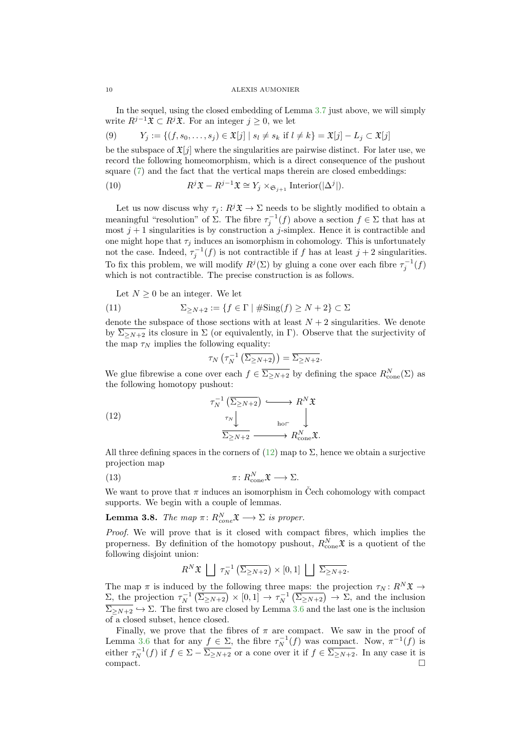In the sequel, using the closed embedding of Lemma 3.7 just above, we will simply write $R^{j-1}\mathfrak{X} \subset R^j\mathfrak{X}$. For an integer $j \geq 0$, we let

$$Y_j := \{(f, s_0, \ldots, s_j) \in \mathfrak{X}[j] \mid s_l \neq s_k \text{ if } l \neq k\} = \mathfrak{X}[j] - L_j \subset \mathfrak{X}[j] \tag{9}$$

be the subspace of $\mathfrak{X}[j]$ where the singularities are pairwise distinct. For later use, we record the following homeomorphism, which is a direct consequence of the pushout square (7) and the fact that the vertical maps therein are closed embeddings:

$$R^j\mathfrak{X} - R^{j-1}\mathfrak{X} \cong Y_j \times_{\mathfrak{S}_{j+1}} \text{Interior}(|\Delta^j|). \tag{10}$$

Let us now discuss why $\tau_j \colon R^j\mathfrak{X} \to \Sigma$ needs to be slightly modified to obtain a meaningful "resolution" of $\Sigma$. The fibre $\tau_j^{-1}(f)$ above a section $f \in \Sigma$ that has at most $j+1$ singularities is by construction a $j$-simplex. Hence it is contractible and one might hope that $\tau_j$ induces an isomorphism in cohomology. This is unfortunately not the case. Indeed, $\tau_j^{-1}(f)$ is not contractible if $f$ has at least $j+2$ singularities. To fix this problem, we will modify $R^j(\Sigma)$ by gluing a cone over each fibre $\tau_j^{-1}(f)$ which is not contractible. The precise construction is as follows.

Let $N \geq 0$ be an integer. We let

$$\Sigma_{\geq N+2} := \{f \in \Gamma \mid \#\text{Sing}(f) \geq N+2\} \subset \Sigma \tag{11}$$

denote the subspace of those sections with at least $N+2$ singularities. We denote by $\overline{\Sigma_{\geq N+2}}$ its closure in $\Sigma$ (or equivalently, in $\Gamma$). Observe that the surjectivity of the map $\tau_N$ implies the following equality:

$$\tau_N\left(\tau_N^{-1}\left(\overline{\Sigma_{\geq N+2}}\right)\right) = \overline{\Sigma_{\geq N+2}}.$$

We glue fibrewise a cone over each $f \in \overline{\Sigma_{\geq N+2}}$ by defining the space $R^N_{\text{cone}}(\Sigma)$ as the following homotopy pushout:

$$\begin{array}{ccc} \tau_N^{-1}\left(\overline{\Sigma_{\geq N+2}}\right) & \hookrightarrow & R^N\mathfrak{X} \\ {\scriptstyle \tau_N}\downarrow & \text{ho}\ulcorner & \downarrow \\ \overline{\Sigma_{\geq N+2}} & \longrightarrow & R^N_{\text{cone}}\mathfrak{X}. \end{array} \tag{12}$$

All three defining spaces in the corners of (12) map to $\Sigma$, hence we obtain a surjective projection map

$$\pi \colon R^N_{\text{cone}}\mathfrak{X} \longrightarrow \Sigma. \tag{13}$$

We want to prove that $\pi$ induces an isomorphism in Čech cohomology with compact supports. We begin with a couple of lemmas.

**Lemma 3.8.** *The map $\pi \colon R^N_{cone}\mathfrak{X} \longrightarrow \Sigma$ is proper.*

*Proof.* We will prove that is it closed with compact fibres, which implies the properness. By definition of the homotopy pushout, $R^N_{\text{cone}}\mathfrak{X}$ is a quotient of the following disjoint union:

$$R^N\mathfrak{X} \bigsqcup \tau_N^{-1}\left(\overline{\Sigma_{\geq N+2}}\right) \times [0,1] \bigsqcup \overline{\Sigma_{\geq N+2}}.$$

The map $\pi$ is induced by the following three maps: the projection $\tau_N \colon R^N\mathfrak{X} \to \Sigma$, the projection $\tau_N^{-1}\left(\overline{\Sigma_{\geq N+2}}\right) \times [0,1] \to \tau_N^{-1}\left(\overline{\Sigma_{\geq N+2}}\right) \to \Sigma$, and the inclusion $\overline{\Sigma_{\geq N+2}} \hookrightarrow \Sigma$. The first two are closed by Lemma 3.6 and the last one is the inclusion of a closed subset, hence closed.

Finally, we prove that the fibres of $\pi$ are compact. We saw in the proof of Lemma 3.6 that for any $f \in \Sigma$, the fibre $\tau_N^{-1}(f)$ was compact. Now, $\pi^{-1}(f)$ is either $\tau_N^{-1}(f)$ if $f \in \Sigma - \overline{\Sigma_{\geq N+2}}$ or a cone over it if $f \in \overline{\Sigma_{\geq N+2}}$. In any case it is compact. $\square$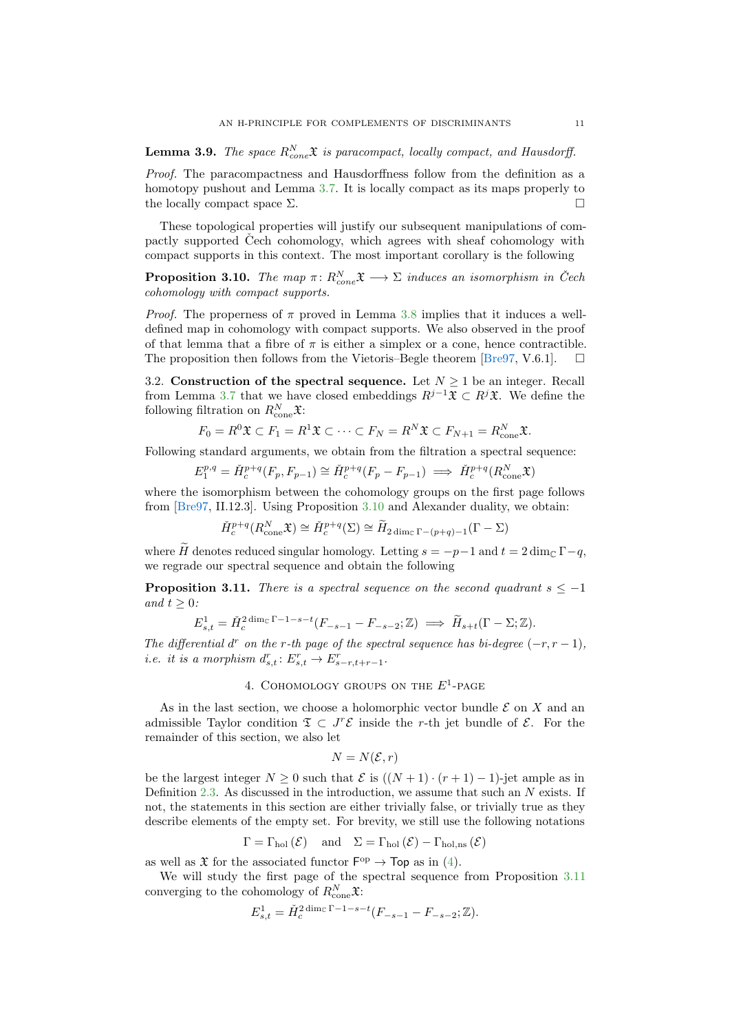**Lemma 3.9.** *The space $R^N_{cone}\mathfrak{X}$ is paracompact, locally compact, and Hausdorff.*

*Proof.* The paracompactness and Hausdorffness follow from the definition as a homotopy pushout and Lemma 3.7. It is locally compact as its maps properly to the locally compact space $\Sigma$. □

These topological properties will justify our subsequent manipulations of compactly supported Čech cohomology, which agrees with sheaf cohomology with compact supports in this context. The most important corollary is the following

**Proposition 3.10.** *The map $\pi\colon R^N_{cone}\mathfrak{X} \longrightarrow \Sigma$ induces an isomorphism in Čech cohomology with compact supports.*

*Proof.* The properness of $\pi$ proved in Lemma 3.8 implies that it induces a well-defined map in cohomology with compact supports. We also observed in the proof of that lemma that a fibre of $\pi$ is either a simplex or a cone, hence contractible. The proposition then follows from the Vietoris–Begle theorem [Bre97, V.6.1]. □

3.2. **Construction of the spectral sequence.** Let $N \geq 1$ be an integer. Recall from Lemma 3.7 that we have closed embeddings $R^{j-1}\mathfrak{X} \subset R^j\mathfrak{X}$. We define the following filtration on $R^N_{\text{cone}}\mathfrak{X}$:

$$F_0 = R^0\mathfrak{X} \subset F_1 = R^1\mathfrak{X} \subset \cdots \subset F_N = R^N\mathfrak{X} \subset F_{N+1} = R^N_{\text{cone}}\mathfrak{X}.$$

Following standard arguments, we obtain from the filtration a spectral sequence:

$$E_1^{p,q} = \check{H}^{p+q}_c(F_p, F_{p-1}) \cong \check{H}^{p+q}_c(F_p - F_{p-1}) \implies \check{H}^{p+q}_c(R^N_{\text{cone}}\mathfrak{X})$$

where the isomorphism between the cohomology groups on the first page follows from [Bre97, II.12.3]. Using Proposition 3.10 and Alexander duality, we obtain:

$$\check{H}^{p+q}_c(R^N_{\text{cone}}\mathfrak{X}) \cong \check{H}^{p+q}_c(\Sigma) \cong \widetilde{H}_{2\dim_{\mathbb{C}}\Gamma-(p+q)-1}(\Gamma - \Sigma)$$

where $\widetilde{H}$ denotes reduced singular homology. Letting $s = -p-1$ and $t = 2\dim_{\mathbb{C}}\Gamma - q$, we regrade our spectral sequence and obtain the following

**Proposition 3.11.** *There is a spectral sequence on the second quadrant $s \leq -1$ and $t \geq 0$:*

$$E^1_{s,t} = \check{H}^{2\dim_{\mathbb{C}}\Gamma-1-s-t}_c(F_{-s-1} - F_{-s-2}; \mathbb{Z}) \implies \widetilde{H}_{s+t}(\Gamma - \Sigma; \mathbb{Z}).$$

*The differential $d^r$ on the $r$-th page of the spectral sequence has bi-degree $(-r, r-1)$, i.e. it is a morphism $d^r_{s,t}\colon E^r_{s,t} \to E^r_{s-r,t+r-1}$.*

## 4. Cohomology groups on the $E^1$-page

As in the last section, we choose a holomorphic vector bundle $\mathcal{E}$ on $X$ and an admissible Taylor condition $\mathfrak{T} \subset J^r\mathcal{E}$ inside the $r$-th jet bundle of $\mathcal{E}$. For the remainder of this section, we also let

$$N = N(\mathcal{E}, r)$$

be the largest integer $N \geq 0$ such that $\mathcal{E}$ is $((N+1)\cdot(r+1)-1)$-jet ample as in Definition 2.3. As discussed in the introduction, we assume that such an $N$ exists. If not, the statements in this section are either trivially false, or trivially true as they describe elements of the empty set. For brevity, we still use the following notations

$$\Gamma = \Gamma_{\text{hol}}(\mathcal{E}) \quad \text{and} \quad \Sigma = \Gamma_{\text{hol}}(\mathcal{E}) - \Gamma_{\text{hol,ns}}(\mathcal{E})$$

as well as $\mathfrak{X}$ for the associated functor $\mathsf{F}^{\text{op}} \to \mathsf{Top}$ as in (4).

We will study the first page of the spectral sequence from Proposition 3.11 converging to the cohomology of $R^N_{\text{cone}}\mathfrak{X}$:

$$E^1_{s,t} = \check{H}^{2\dim_{\mathbb{C}}\Gamma-1-s-t}_c(F_{-s-1} - F_{-s-2}; \mathbb{Z}).$$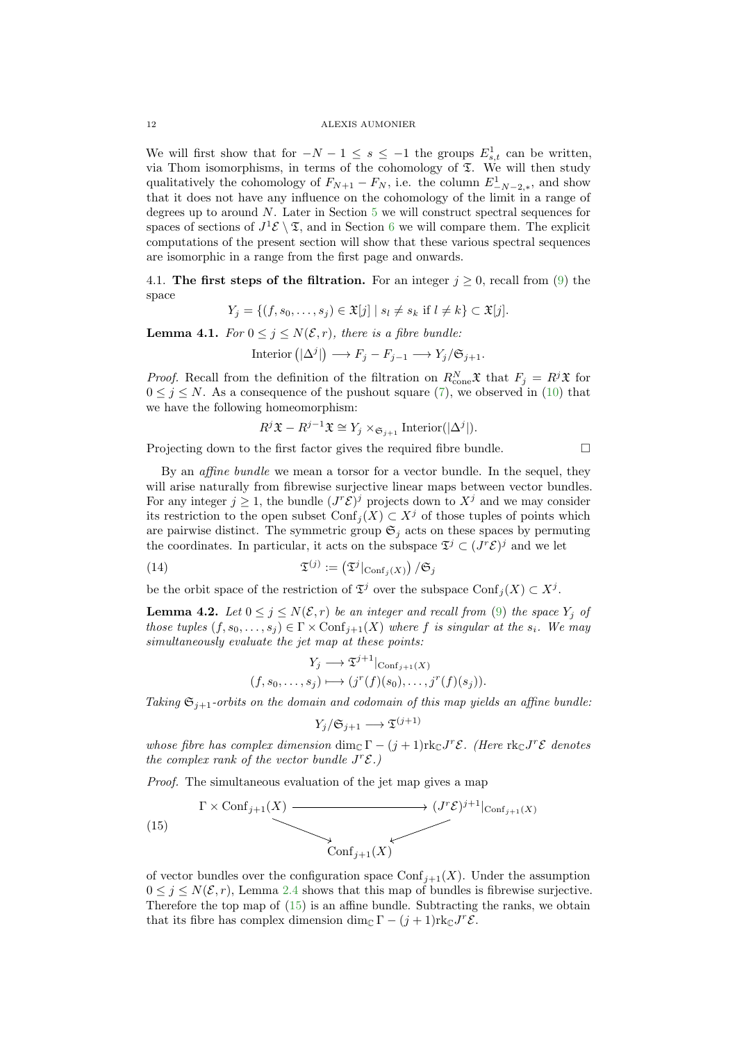We will first show that for $-N-1 \leq s \leq -1$ the groups $E^1_{s,t}$ can be written, via Thom isomorphisms, in terms of the cohomology of $\mathfrak{T}$. We will then study qualitatively the cohomology of $F_{N+1} - F_N$, i.e. the column $E^1_{-N-2,*}$, and show that it does not have any influence on the cohomology of the limit in a range of degrees up to around $N$. Later in Section 5 we will construct spectral sequences for spaces of sections of $J^1\mathcal{E} \setminus \mathfrak{T}$, and in Section 6 we will compare them. The explicit computations of the present section will show that these various spectral sequences are isomorphic in a range from the first page and onwards.

### 4.1. The first steps of the filtration.

For an integer $j \geq 0$, recall from (9) the space

$$Y_j = \{(f, s_0, \ldots, s_j) \in \mathfrak{X}[j] \mid s_l \neq s_k \text{ if } l \neq k\} \subset \mathfrak{X}[j].$$

**Lemma 4.1.** *For $0 \leq j \leq N(\mathcal{E}, r)$, there is a fibre bundle:*

$$\text{Interior}\left(|\Delta^j|\right) \longrightarrow F_j - F_{j-1} \longrightarrow Y_j/\mathfrak{S}_{j+1}.$$

*Proof.* Recall from the definition of the filtration on $R^N_{\text{cone}}\mathfrak{X}$ that $F_j = R^j\mathfrak{X}$ for $0 \leq j \leq N$. As a consequence of the pushout square (7), we observed in (10) that we have the following homeomorphism:

$$R^j\mathfrak{X} - R^{j-1}\mathfrak{X} \cong Y_j \times_{\mathfrak{S}_{j+1}} \text{Interior}(|\Delta^j|).$$

Projecting down to the first factor gives the required fibre bundle. $\square$

By an *affine bundle* we mean a torsor for a vector bundle. In the sequel, they will arise naturally from fibrewise surjective linear maps between vector bundles. For any integer $j \geq 1$, the bundle $(J^r\mathcal{E})^j$ projects down to $X^j$ and we may consider its restriction to the open subset $\text{Conf}_j(X) \subset X^j$ of those tuples of points which are pairwise distinct. The symmetric group $\mathfrak{S}_j$ acts on these spaces by permuting the coordinates. In particular, it acts on the subspace $\mathfrak{T}^j \subset (J^r\mathcal{E})^j$ and we let

$$\mathfrak{T}^{(j)} := \left(\mathfrak{T}^j|_{\text{Conf}_j(X)}\right)/\mathfrak{S}_j \tag{14}$$

be the orbit space of the restriction of $\mathfrak{T}^j$ over the subspace $\text{Conf}_j(X) \subset X^j$.

**Lemma 4.2.** *Let $0 \leq j \leq N(\mathcal{E}, r)$ be an integer and recall from (9) the space $Y_j$ of those tuples $(f, s_0, \ldots, s_j) \in \Gamma \times \text{Conf}_{j+1}(X)$ where $f$ is singular at the $s_i$. We may simultaneously evaluate the jet map at these points:*

$$Y_j \longrightarrow \mathfrak{T}^{j+1}|_{\text{Conf}_{j+1}(X)}$$
$$(f, s_0, \ldots, s_j) \longmapsto (j^r(f)(s_0), \ldots, j^r(f)(s_j)).$$

*Taking $\mathfrak{S}_{j+1}$-orbits on the domain and codomain of this map yields an affine bundle:*

$$Y_j/\mathfrak{S}_{j+1} \longrightarrow \mathfrak{T}^{(j+1)}$$

*whose fibre has complex dimension $\dim_{\mathbb{C}} \Gamma - (j+1)\text{rk}_{\mathbb{C}} J^r\mathcal{E}$. (Here $\text{rk}_{\mathbb{C}} J^r\mathcal{E}$ denotes the complex rank of the vector bundle $J^r\mathcal{E}$.)*

*Proof.* The simultaneous evaluation of the jet map gives a map

$$\begin{array}{ccc} \Gamma \times \text{Conf}_{j+1}(X) & \longrightarrow & (J^r\mathcal{E})^{j+1}|_{\text{Conf}_{j+1}(X)} \\ & \searrow \quad \swarrow & \\ & \text{Conf}_{j+1}(X) & \end{array} \tag{15}$$

of vector bundles over the configuration space $\text{Conf}_{j+1}(X)$. Under the assumption $0 \leq j \leq N(\mathcal{E}, r)$, Lemma 2.4 shows that this map of bundles is fibrewise surjective. Therefore the top map of (15) is an affine bundle. Subtracting the ranks, we obtain that its fibre has complex dimension $\dim_{\mathbb{C}} \Gamma - (j+1)\text{rk}_{\mathbb{C}} J^r\mathcal{E}$.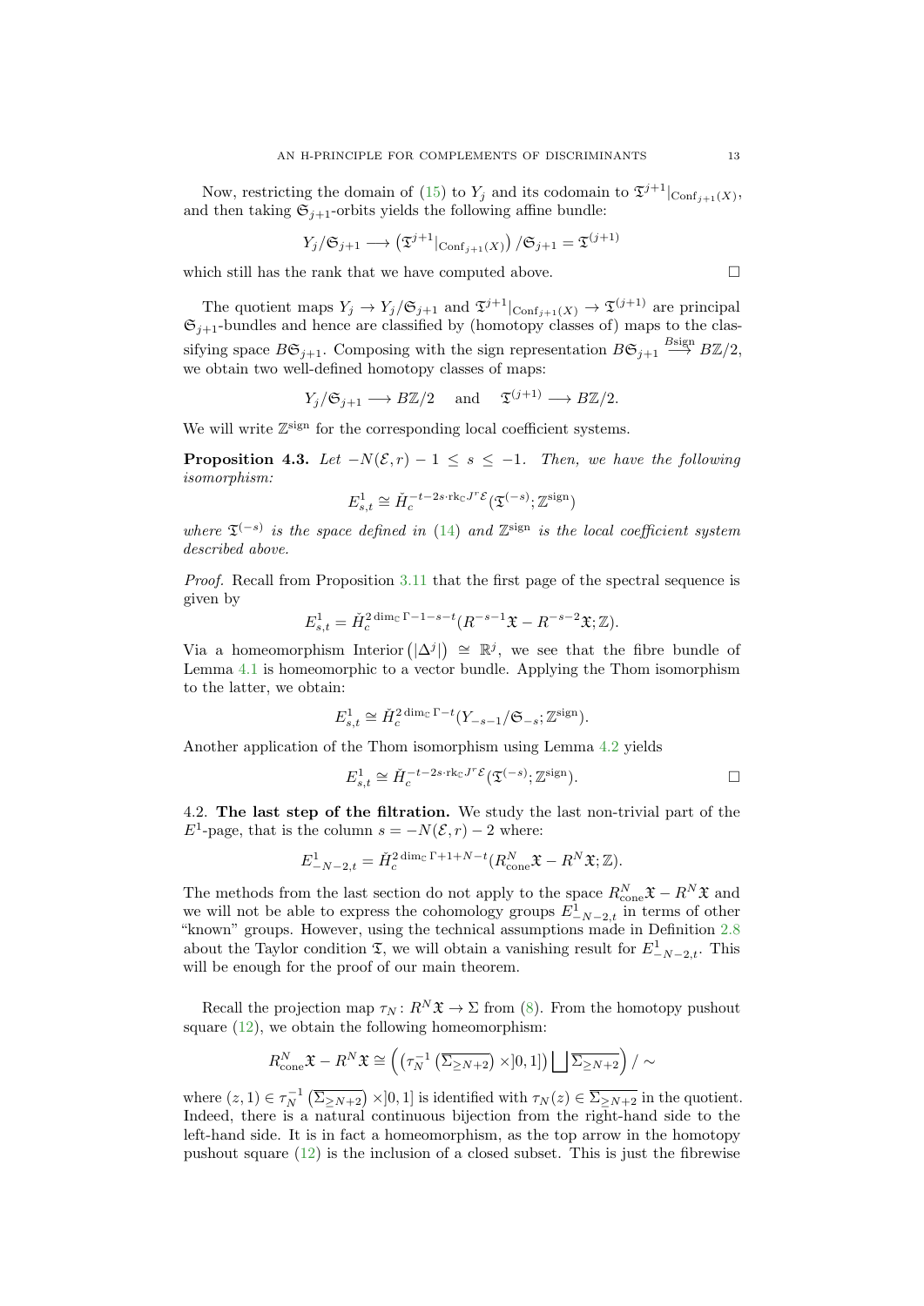Now, restricting the domain of (15) to $Y_j$ and its codomain to $\mathfrak{T}^{j+1}|_{\mathrm{Conf}_{j+1}(X)}$, and then taking $\mathfrak{S}_{j+1}$-orbits yields the following affine bundle:

$$Y_j/\mathfrak{S}_{j+1} \longrightarrow \left(\mathfrak{T}^{j+1}|_{\mathrm{Conf}_{j+1}(X)}\right)/\mathfrak{S}_{j+1} = \mathfrak{T}^{(j+1)}$$

which still has the rank that we have computed above. □

The quotient maps $Y_j \to Y_j/\mathfrak{S}_{j+1}$ and $\mathfrak{T}^{j+1}|_{\mathrm{Conf}_{j+1}(X)} \to \mathfrak{T}^{(j+1)}$ are principal $\mathfrak{S}_{j+1}$-bundles and hence are classified by (homotopy classes of) maps to the classifying space $B\mathfrak{S}_{j+1}$. Composing with the sign representation $B\mathfrak{S}_{j+1} \xrightarrow{B\mathrm{sign}} B\mathbb{Z}/2$, we obtain two well-defined homotopy classes of maps:

$$Y_j/\mathfrak{S}_{j+1} \longrightarrow B\mathbb{Z}/2 \quad \text{ and } \quad \mathfrak{T}^{(j+1)} \longrightarrow B\mathbb{Z}/2.$$

We will write $\mathbb{Z}^{\mathrm{sign}}$ for the corresponding local coefficient systems.

**Proposition 4.3.** *Let $-N(\mathcal{E}, r) - 1 \leq s \leq -1$. Then, we have the following isomorphism:*

$$E^1_{s,t} \cong \check{H}_c^{-t-2s\cdot \mathrm{rk}_{\mathbb{C}} J^r \mathcal{E}}(\mathfrak{T}^{(-s)}; \mathbb{Z}^{\mathrm{sign}})$$

*where $\mathfrak{T}^{(-s)}$ is the space defined in (14) and $\mathbb{Z}^{\mathrm{sign}}$ is the local coefficient system described above.*

*Proof.* Recall from Proposition 3.11 that the first page of the spectral sequence is given by

$$E^1_{s,t} = \check{H}_c^{2\dim_{\mathbb{C}}\Gamma - 1 - s - t}(R^{-s-1}\mathfrak{X} - R^{-s-2}\mathfrak{X}; \mathbb{Z}).$$

Via a homeomorphism $\mathrm{Interior}\left(|\Delta^j|\right) \cong \mathbb{R}^j$, we see that the fibre bundle of Lemma 4.1 is homeomorphic to a vector bundle. Applying the Thom isomorphism to the latter, we obtain:

$$E^1_{s,t} \cong \check{H}_c^{2\dim_{\mathbb{C}}\Gamma - t}(Y_{-s-1}/\mathfrak{S}_{-s}; \mathbb{Z}^{\mathrm{sign}}).$$

Another application of the Thom isomorphism using Lemma 4.2 yields

$$E^1_{s,t} \cong \check{H}_c^{-t-2s\cdot \mathrm{rk}_{\mathbb{C}} J^r \mathcal{E}}(\mathfrak{T}^{(-s)}; \mathbb{Z}^{\mathrm{sign}}).$$ □

4.2. **The last step of the filtration.** We study the last non-trivial part of the $E^1$-page, that is the column $s = -N(\mathcal{E}, r) - 2$ where:

$$E^1_{-N-2,t} = \check{H}_c^{2\dim_{\mathbb{C}}\Gamma + 1 + N - t}(R^N_{\mathrm{cone}}\mathfrak{X} - R^N\mathfrak{X}; \mathbb{Z}).$$

The methods from the last section do not apply to the space $R^N_{\mathrm{cone}}\mathfrak{X} - R^N\mathfrak{X}$ and we will not be able to express the cohomology groups $E^1_{-N-2,t}$ in terms of other "known" groups. However, using the technical assumptions made in Definition 2.8 about the Taylor condition $\mathfrak{T}$, we will obtain a vanishing result for $E^1_{-N-2,t}$. This will be enough for the proof of our main theorem.

Recall the projection map $\tau_N \colon R^N\mathfrak{X} \to \Sigma$ from (8). From the homotopy pushout square (12), we obtain the following homeomorphism:

$$R^N_{\mathrm{cone}}\mathfrak{X} - R^N\mathfrak{X} \cong \left(\left(\tau_N^{-1}\left(\overline{\Sigma_{\geq N+2}}\right) \times ]0,1]\right) \bigsqcup \overline{\Sigma_{\geq N+2}}\right)/\sim$$

where $(z, 1) \in \tau_N^{-1}\left(\overline{\Sigma_{\geq N+2}}\right) \times ]0,1]$ is identified with $\tau_N(z) \in \overline{\Sigma_{\geq N+2}}$ in the quotient. Indeed, there is a natural continuous bijection from the right-hand side to the left-hand side. It is in fact a homeomorphism, as the top arrow in the homotopy pushout square (12) is the inclusion of a closed subset. This is just the fibrewise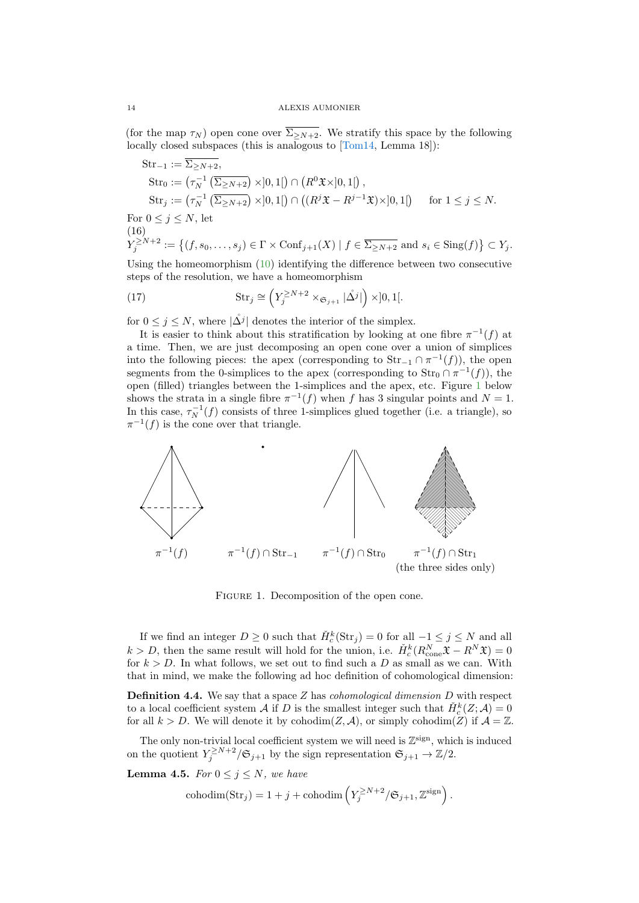(for the map $\tau_N$) open cone over $\overline{\Sigma_{\geq N+2}}$. We stratify this space by the following locally closed subspaces (this is analogous to [Tom14, Lemma 18]):

$$\begin{aligned}
\mathrm{Str}_{-1} &:= \overline{\Sigma_{\geq N+2}}, \\
\mathrm{Str}_0 &:= \left(\tau_N^{-1}\left(\overline{\Sigma_{\geq N+2}}\right) \times ]0,1[\right) \cap \left(R^0\mathfrak{X} \times ]0,1[\right), \\
\mathrm{Str}_j &:= \left(\tau_N^{-1}\left(\overline{\Sigma_{\geq N+2}}\right) \times ]0,1[\right) \cap \left((R^j\mathfrak{X} - R^{j-1}\mathfrak{X}) \times ]0,1[\right) \quad \text{ for } 1 \leq j \leq N.
\end{aligned}$$

For $0 \leq j \leq N$, let

(16)
$$Y_j^{\geq N+2} := \left\{(f, s_0, \dots, s_j) \in \Gamma \times \mathrm{Conf}_{j+1}(X) \mid f \in \overline{\Sigma_{\geq N+2}} \text{ and } s_i \in \mathrm{Sing}(f)\right\} \subset Y_j.$$

Using the homeomorphism (10) identifying the difference between two consecutive steps of the resolution, we have a homeomorphism

$$\mathrm{Str}_j \cong \left(Y_j^{\geq N+2} \times_{\mathfrak{S}_{j+1}} |\mathring{\Delta}^j|\right) \times ]0,1[. \tag{17}$$

for $0 \leq j \leq N$, where $|\mathring{\Delta}^j|$ denotes the interior of the simplex.

It is easier to think about this stratification by looking at one fibre $\pi^{-1}(f)$ at a time. Then, we are just decomposing an open cone over a union of simplices into the following pieces: the apex (corresponding to $\mathrm{Str}_{-1} \cap \pi^{-1}(f)$), the open segments from the 0-simplices to the apex (corresponding to $\mathrm{Str}_0 \cap \pi^{-1}(f)$), the open (filled) triangles between the 1-simplices and the apex, etc. Figure 1 below shows the strata in a single fibre $\pi^{-1}(f)$ when $f$ has 3 singular points and $N = 1$. In this case, $\tau_N^{-1}(f)$ consists of three 1-simplices glued together (i.e. a triangle), so $\pi^{-1}(f)$ is the cone over that triangle.

$\pi^{-1}(f)$ $\quad$ $\pi^{-1}(f) \cap \mathrm{Str}_{-1}$ $\quad$ $\pi^{-1}(f) \cap \mathrm{Str}_0$ $\quad$ $\pi^{-1}(f) \cap \mathrm{Str}_1$ (the three sides only)

Figure 1. Decomposition of the open cone.

If we find an integer $D \geq 0$ such that $\check{H}_c^k(\mathrm{Str}_j) = 0$ for all $-1 \leq j \leq N$ and all $k > D$, then the same result will hold for the union, i.e. $\check{H}_c^k(R_{\mathrm{cone}}^N\mathfrak{X} - R^N\mathfrak{X}) = 0$ for $k > D$. In what follows, we set out to find such a $D$ as small as we can. With that in mind, we make the following ad hoc definition of cohomological dimension:

**Definition 4.4.** We say that a space $Z$ has *cohomological dimension* $D$ with respect to a local coefficient system $\mathcal{A}$ if $D$ is the smallest integer such that $\check{H}_c^k(Z; \mathcal{A}) = 0$ for all $k > D$. We will denote it by $\mathrm{cohodim}(Z, \mathcal{A})$, or simply $\mathrm{cohodim}(Z)$ if $\mathcal{A} = \mathbb{Z}$.

The only non-trivial local coefficient system we will need is $\mathbb{Z}^{\mathrm{sign}}$, which is induced on the quotient $Y_j^{\geq N+2}/\mathfrak{S}_{j+1}$ by the sign representation $\mathfrak{S}_{j+1} \to \mathbb{Z}/2$.

**Lemma 4.5.** *For $0 \leq j \leq N$, we have*

$$\mathrm{cohodim}(\mathrm{Str}_j) = 1 + j + \mathrm{cohodim}\left(Y_j^{\geq N+2}/\mathfrak{S}_{j+1}, \mathbb{Z}^{\mathrm{sign}}\right).$$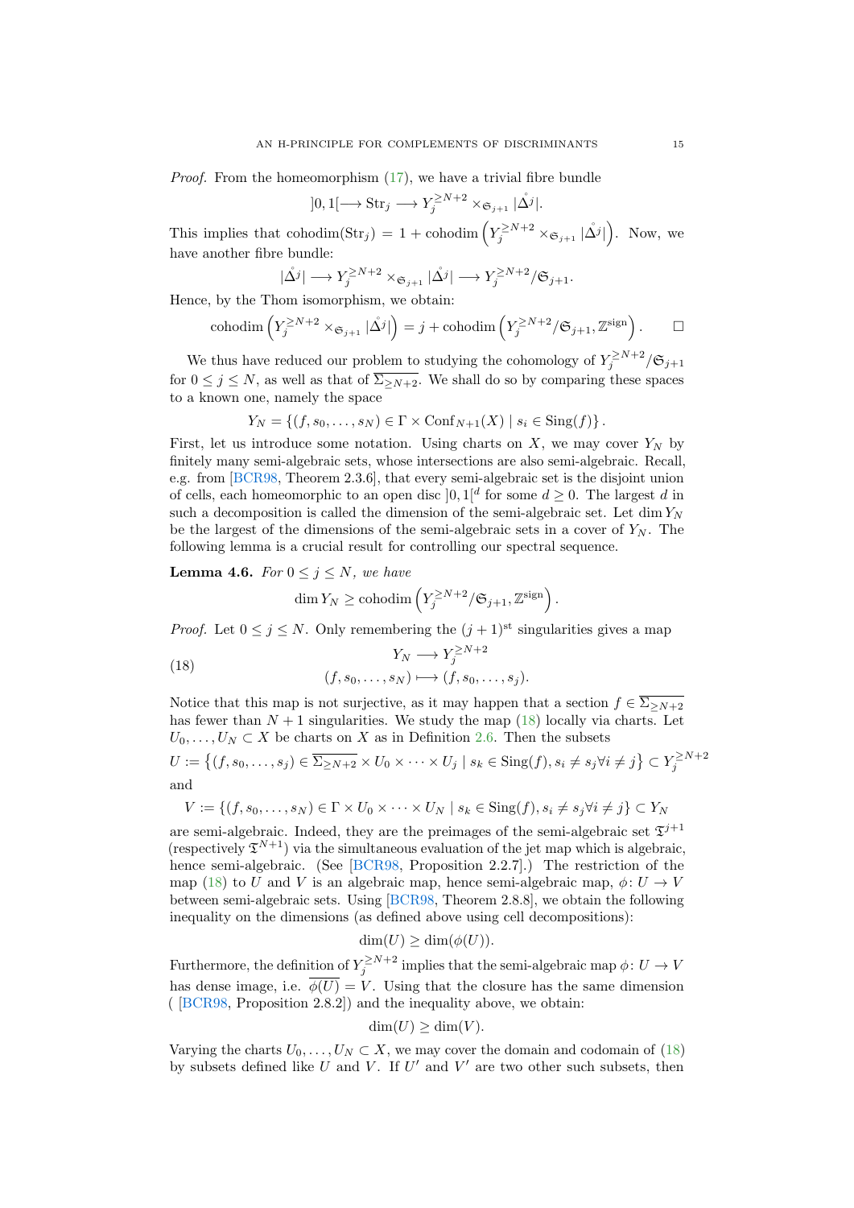*Proof.* From the homeomorphism (17), we have a trivial fibre bundle

$$]0,1[\longrightarrow \mathrm{Str}_j \longrightarrow Y_j^{\geq N+2} \times_{\mathfrak{S}_{j+1}} |\mathring{\Delta}^j|.$$

This implies that $\mathrm{cohodim}(\mathrm{Str}_j) = 1 + \mathrm{cohodim}\left(Y_j^{\geq N+2} \times_{\mathfrak{S}_{j+1}} |\mathring{\Delta}^j|\right)$. Now, we have another fibre bundle:

$$|\mathring{\Delta}^j| \longrightarrow Y_j^{\geq N+2} \times_{\mathfrak{S}_{j+1}} |\mathring{\Delta}^j| \longrightarrow Y_j^{\geq N+2}/\mathfrak{S}_{j+1}.$$

Hence, by the Thom isomorphism, we obtain:

$$\mathrm{cohodim}\left(Y_j^{\geq N+2} \times_{\mathfrak{S}_{j+1}} |\mathring{\Delta}^j|\right) = j + \mathrm{cohodim}\left(Y_j^{\geq N+2}/\mathfrak{S}_{j+1}, \mathbb{Z}^{\mathrm{sign}}\right). \qquad \square$$

We thus have reduced our problem to studying the cohomology of $Y_j^{\geq N+2}/\mathfrak{S}_{j+1}$ for $0 \leq j \leq N$, as well as that of $\overline{\Sigma_{\geq N+2}}$. We shall do so by comparing these spaces to a known one, namely the space

$$Y_N = \{(f, s_0, \ldots, s_N) \in \Gamma \times \mathrm{Conf}_{N+1}(X) \mid s_i \in \mathrm{Sing}(f)\}.$$

First, let us introduce some notation. Using charts on $X$, we may cover $Y_N$ by finitely many semi-algebraic sets, whose intersections are also semi-algebraic. Recall, e.g. from [BCR98, Theorem 2.3.6], that every semi-algebraic set is the disjoint union of cells, each homeomorphic to an open disc $]0,1[^d$ for some $d \geq 0$. The largest $d$ in such a decomposition is called the dimension of the semi-algebraic set. Let $\dim Y_N$ be the largest of the dimensions of the semi-algebraic sets in a cover of $Y_N$. The following lemma is a crucial result for controlling our spectral sequence.

**Lemma 4.6.** *For $0 \leq j \leq N$, we have*

$$\dim Y_N \geq \mathrm{cohodim}\left(Y_j^{\geq N+2}/\mathfrak{S}_{j+1}, \mathbb{Z}^{\mathrm{sign}}\right).$$

*Proof.* Let $0 \leq j \leq N$. Only remembering the $(j+1)^{\mathrm{st}}$ singularities gives a map

$$(18) \qquad \begin{aligned} Y_N &\longrightarrow Y_j^{\geq N+2} \\ (f, s_0, \ldots, s_N) &\longmapsto (f, s_0, \ldots, s_j). \end{aligned}$$

Notice that this map is not surjective, as it may happen that a section $f \in \overline{\Sigma_{\geq N+2}}$ has fewer than $N+1$ singularities. We study the map (18) locally via charts. Let $U_0, \ldots, U_N \subset X$ be charts on $X$ as in Definition 2.6. Then the subsets

$$U := \left\{(f, s_0, \ldots, s_j) \in \overline{\Sigma_{\geq N+2}} \times U_0 \times \cdots \times U_j \mid s_k \in \mathrm{Sing}(f), s_i \neq s_j \forall i \neq j\right\} \subset Y_j^{\geq N+2}$$

and

$$V := \{(f, s_0, \ldots, s_N) \in \Gamma \times U_0 \times \cdots \times U_N \mid s_k \in \mathrm{Sing}(f), s_i \neq s_j \forall i \neq j\} \subset Y_N$$

are semi-algebraic. Indeed, they are the preimages of the semi-algebraic set $\mathfrak{T}^{j+1}$ (respectively $\mathfrak{T}^{N+1}$) via the simultaneous evaluation of the jet map which is algebraic, hence semi-algebraic. (See [BCR98, Proposition 2.2.7].) The restriction of the map (18) to $U$ and $V$ is an algebraic map, hence semi-algebraic map, $\phi\colon U \to V$ between semi-algebraic sets. Using [BCR98, Theorem 2.8.8], we obtain the following inequality on the dimensions (as defined above using cell decompositions):

$$\dim(U) \geq \dim(\phi(U)).$$

Furthermore, the definition of $Y_j^{\geq N+2}$ implies that the semi-algebraic map $\phi\colon U \to V$ has dense image, i.e. $\overline{\phi(U)} = V$. Using that the closure has the same dimension ( [BCR98, Proposition 2.8.2]) and the inequality above, we obtain:

$$\dim(U) \geq \dim(V).$$

Varying the charts $U_0, \ldots, U_N \subset X$, we may cover the domain and codomain of (18) by subsets defined like $U$ and $V$. If $U'$ and $V'$ are two other such subsets, then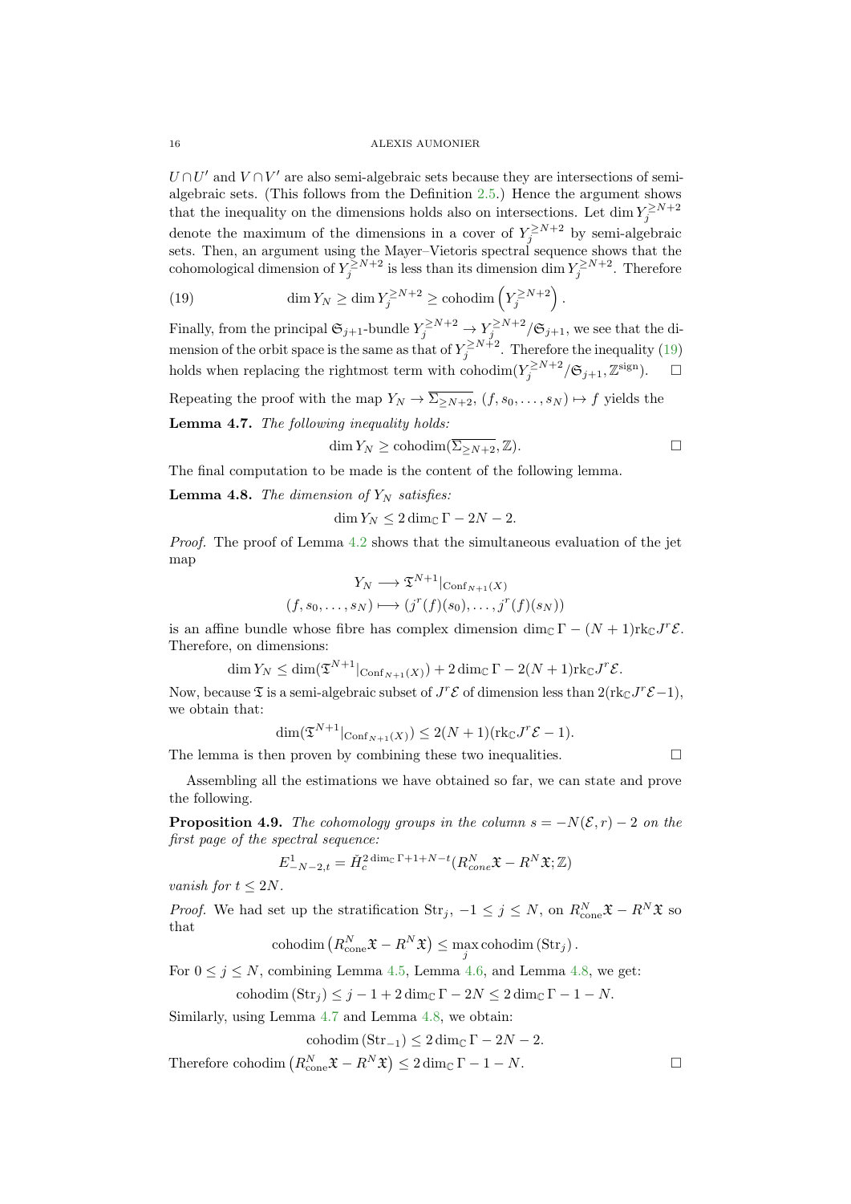$U \cap U'$ and $V \cap V'$ are also semi-algebraic sets because they are intersections of semi-algebraic sets. (This follows from the Definition 2.5.) Hence the argument shows that the inequality on the dimensions holds also on intersections. Let $\dim Y_j^{\geq N+2}$ denote the maximum of the dimensions in a cover of $Y_j^{\geq N+2}$ by semi-algebraic sets. Then, an argument using the Mayer–Vietoris spectral sequence shows that the cohomological dimension of $Y_j^{\geq N+2}$ is less than its dimension $\dim Y_j^{\geq N+2}$. Therefore

$$\dim Y_N \geq \dim Y_j^{\geq N+2} \geq \operatorname{cohodim}\left(Y_j^{\geq N+2}\right). \tag{19}$$

Finally, from the principal $\mathfrak{S}_{j+1}$-bundle $Y_j^{\geq N+2} \to Y_j^{\geq N+2}/\mathfrak{S}_{j+1}$, we see that the dimension of the orbit space is the same as that of $Y_j^{\geq N+2}$. Therefore the inequality (19) holds when replacing the rightmost term with $\operatorname{cohodim}(Y_j^{\geq N+2}/\mathfrak{S}_{j+1}, \mathbb{Z}^{\mathrm{sign}})$. $\square$

Repeating the proof with the map $Y_N \to \overline{\Sigma_{\geq N+2}}$, $(f, s_0, \ldots, s_N) \mapsto f$ yields the

**Lemma 4.7.** *The following inequality holds:*

$$\dim Y_N \geq \operatorname{cohodim}(\overline{\Sigma_{\geq N+2}}, \mathbb{Z}).$$

$\square$

The final computation to be made is the content of the following lemma.

**Lemma 4.8.** *The dimension of $Y_N$ satisfies:*

$$\dim Y_N \leq 2\dim_{\mathbb{C}} \Gamma - 2N - 2.$$

*Proof.* The proof of Lemma 4.2 shows that the simultaneous evaluation of the jet map

$$Y_N \longrightarrow \mathfrak{T}^{N+1}|_{\mathrm{Conf}_{N+1}(X)}$$
$$(f, s_0, \ldots, s_N) \longmapsto (j^r(f)(s_0), \ldots, j^r(f)(s_N))$$

is an affine bundle whose fibre has complex dimension $\dim_{\mathbb{C}} \Gamma - (N+1)\mathrm{rk}_{\mathbb{C}} J^r\mathcal{E}$. Therefore, on dimensions:

$$\dim Y_N \leq \dim(\mathfrak{T}^{N+1}|_{\mathrm{Conf}_{N+1}(X)}) + 2\dim_{\mathbb{C}} \Gamma - 2(N+1)\mathrm{rk}_{\mathbb{C}} J^r\mathcal{E}.$$

Now, because $\mathfrak{T}$ is a semi-algebraic subset of $J^r\mathcal{E}$ of dimension less than $2(\mathrm{rk}_{\mathbb{C}} J^r\mathcal{E} - 1)$, we obtain that:

$$\dim(\mathfrak{T}^{N+1}|_{\mathrm{Conf}_{N+1}(X)}) \leq 2(N+1)(\mathrm{rk}_{\mathbb{C}} J^r\mathcal{E} - 1).$$

The lemma is then proven by combining these two inequalities. $\square$

Assembling all the estimations we have obtained so far, we can state and prove the following.

**Proposition 4.9.** *The cohomology groups in the column $s = -N(\mathcal{E}, r) - 2$ on the first page of the spectral sequence:*

$$E^1_{-N-2,t} = \check{H}_c^{2\dim_{\mathbb{C}} \Gamma + 1 + N - t}(R^N_{cone}\mathfrak{X} - R^N\mathfrak{X}; \mathbb{Z})$$

*vanish for $t \leq 2N$.*

*Proof.* We had set up the stratification $\mathrm{Str}_j$, $-1 \leq j \leq N$, on $R^N_{\mathrm{cone}}\mathfrak{X} - R^N\mathfrak{X}$ so that

$$\operatorname{cohodim}\left(R^N_{\mathrm{cone}}\mathfrak{X} - R^N\mathfrak{X}\right) \leq \max_j \operatorname{cohodim}\left(\mathrm{Str}_j\right).$$

For $0 \leq j \leq N$, combining Lemma 4.5, Lemma 4.6, and Lemma 4.8, we get:

$$\operatorname{cohodim}\left(\mathrm{Str}_j\right) \leq j - 1 + 2\dim_{\mathbb{C}} \Gamma - 2N \leq 2\dim_{\mathbb{C}} \Gamma - 1 - N.$$

Similarly, using Lemma 4.7 and Lemma 4.8, we obtain:

$$\operatorname{cohodim}\left(\mathrm{Str}_{-1}\right) \leq 2\dim_{\mathbb{C}} \Gamma - 2N - 2.$$

Therefore $\operatorname{cohodim}\left(R^N_{\mathrm{cone}}\mathfrak{X} - R^N\mathfrak{X}\right) \leq 2\dim_{\mathbb{C}} \Gamma - 1 - N$. $\square$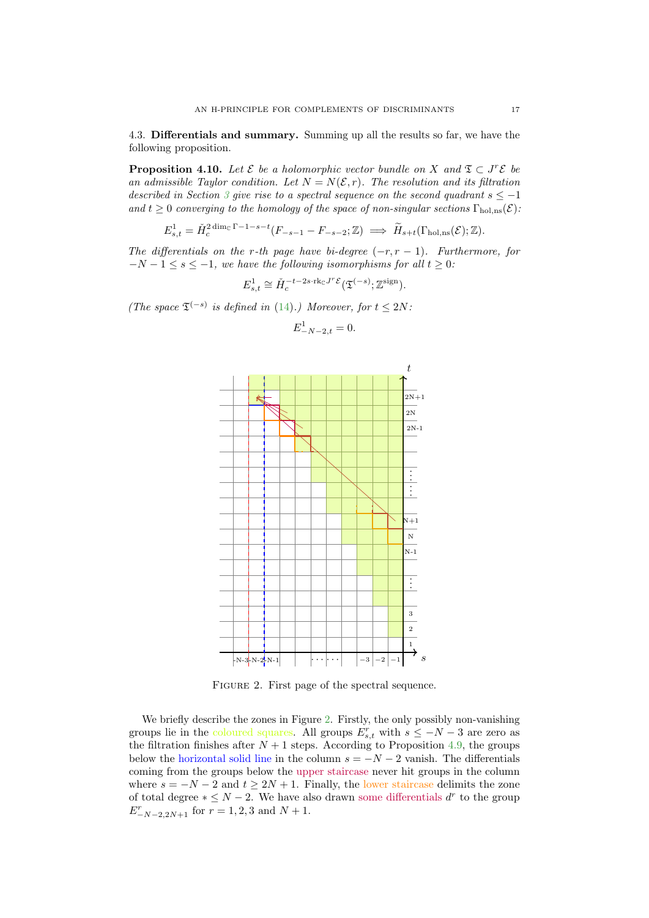### 4.3. **Differentials and summary.**

Summing up all the results so far, we have the following proposition.

**Proposition 4.10.** *Let $\mathcal{E}$ be a holomorphic vector bundle on $X$ and $\mathfrak{T} \subset J^r\mathcal{E}$ be an admissible Taylor condition. Let $N = N(\mathcal{E}, r)$. The resolution and its filtration described in Section 3 give rise to a spectral sequence on the second quadrant $s \leq -1$ and $t \geq 0$ converging to the homology of the space of non-singular sections $\Gamma_{\mathrm{hol,ns}}(\mathcal{E})$:*

$$E^1_{s,t} = \check{H}_c^{2\dim_{\mathbb{C}}\Gamma - 1 - s - t}(F_{-s-1} - F_{-s-2}; \mathbb{Z}) \implies \widetilde{H}_{s+t}(\Gamma_{\mathrm{hol,ns}}(\mathcal{E}); \mathbb{Z}).$$

*The differentials on the $r$-th page have bi-degree $(-r, r-1)$. Furthermore, for $-N-1 \leq s \leq -1$, we have the following isomorphisms for all $t \geq 0$:*

$$E^1_{s,t} \cong \check{H}_c^{-t-2s\cdot \mathrm{rk}_{\mathbb{C}} J^r\mathcal{E}}(\mathfrak{T}^{(-s)}; \mathbb{Z}^{\mathrm{sign}}).$$

*(The space $\mathfrak{T}^{(-s)}$ is defined in (14).) Moreover, for $t \leq 2N$:*

$$E^1_{-N-2,t} = 0.$$

FIGURE 2. First page of the spectral sequence.

We briefly describe the zones in Figure 2. Firstly, the only possibly non-vanishing groups lie in the coloured squares. All groups $E^r_{s,t}$ with $s \leq -N-3$ are zero as the filtration finishes after $N+1$ steps. According to Proposition 4.9, the groups below the horizontal solid line in the column $s = -N-2$ vanish. The differentials coming from the groups below the upper staircase never hit groups in the column where $s = -N-2$ and $t \geq 2N+1$. Finally, the lower staircase delimits the zone of total degree $* \leq N-2$. We have also drawn some differentials $d^r$ to the group $E^r_{-N-2,2N+1}$ for $r = 1, 2, 3$ and $N+1$.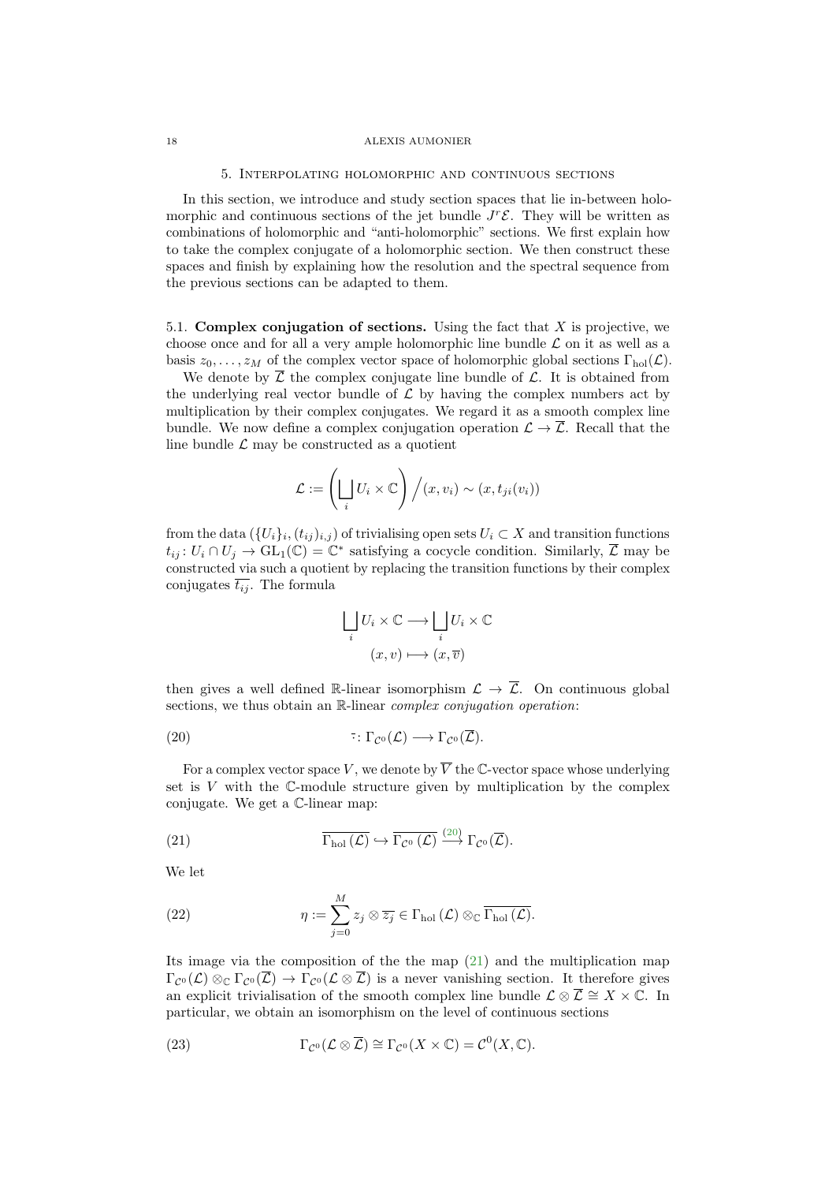## 5. Interpolating holomorphic and continuous sections

In this section, we introduce and study section spaces that lie in-between holomorphic and continuous sections of the jet bundle $J^r\mathcal{E}$. They will be written as combinations of holomorphic and "anti-holomorphic" sections. We first explain how to take the complex conjugate of a holomorphic section. We then construct these spaces and finish by explaining how the resolution and the spectral sequence from the previous sections can be adapted to them.

### 5.1. Complex conjugation of sections.

Using the fact that $X$ is projective, we choose once and for all a very ample holomorphic line bundle $\mathcal{L}$ on it as well as a basis $z_0, \ldots, z_M$ of the complex vector space of holomorphic global sections $\Gamma_{\mathrm{hol}}(\mathcal{L})$.

We denote by $\overline{\mathcal{L}}$ the complex conjugate line bundle of $\mathcal{L}$. It is obtained from the underlying real vector bundle of $\mathcal{L}$ by having the complex numbers act by multiplication by their complex conjugates. We regard it as a smooth complex line bundle. We now define a complex conjugation operation $\mathcal{L} \to \overline{\mathcal{L}}$. Recall that the line bundle $\mathcal{L}$ may be constructed as a quotient

$$\mathcal{L} := \left( \bigsqcup_i U_i \times \mathbb{C} \right) \Big/ (x, v_i) \sim (x, t_{ji}(v_i))$$

from the data $(\{U_i\}_i, (t_{ij})_{i,j})$ of trivialising open sets $U_i \subset X$ and transition functions $t_{ij} \colon U_i \cap U_j \to \mathrm{GL}_1(\mathbb{C}) = \mathbb{C}^*$ satisfying a cocycle condition. Similarly, $\overline{\mathcal{L}}$ may be constructed via such a quotient by replacing the transition functions by their complex conjugates $\overline{t_{ij}}$. The formula

$$\begin{aligned} \bigsqcup_i U_i \times \mathbb{C} &\longrightarrow \bigsqcup_i U_i \times \mathbb{C} \\ (x, v) &\longmapsto (x, \overline{v}) \end{aligned}$$

then gives a well defined $\mathbb{R}$-linear isomorphism $\mathcal{L} \to \overline{\mathcal{L}}$. On continuous global sections, we thus obtain an $\mathbb{R}$-linear *complex conjugation operation*:

$$\overline{\cdot} \colon \Gamma_{\mathcal{C}^0}(\mathcal{L}) \longrightarrow \Gamma_{\mathcal{C}^0}(\overline{\mathcal{L}}). \tag{20}$$

For a complex vector space $V$, we denote by $\overline{V}$ the $\mathbb{C}$-vector space whose underlying set is $V$ with the $\mathbb{C}$-module structure given by multiplication by the complex conjugate. We get a $\mathbb{C}$-linear map:

$$\overline{\Gamma_{\mathrm{hol}}(\mathcal{L})} \hookrightarrow \overline{\Gamma_{\mathcal{C}^0}(\mathcal{L})} \xrightarrow{(20)} \Gamma_{\mathcal{C}^0}(\overline{\mathcal{L}}). \tag{21}$$

We let

$$\eta := \sum_{j=0}^{M} z_j \otimes \overline{z_j} \in \Gamma_{\mathrm{hol}}(\mathcal{L}) \otimes_{\mathbb{C}} \overline{\Gamma_{\mathrm{hol}}(\mathcal{L})}. \tag{22}$$

Its image via the composition of the the map (21) and the multiplication map $\Gamma_{\mathcal{C}^0}(\mathcal{L}) \otimes_{\mathbb{C}} \Gamma_{\mathcal{C}^0}(\overline{\mathcal{L}}) \to \Gamma_{\mathcal{C}^0}(\mathcal{L} \otimes \overline{\mathcal{L}})$ is a never vanishing section. It therefore gives an explicit trivialisation of the smooth complex line bundle $\mathcal{L} \otimes \overline{\mathcal{L}} \cong X \times \mathbb{C}$. In particular, we obtain an isomorphism on the level of continuous sections

$$\Gamma_{\mathcal{C}^0}(\mathcal{L} \otimes \overline{\mathcal{L}}) \cong \Gamma_{\mathcal{C}^0}(X \times \mathbb{C}) = \mathcal{C}^0(X, \mathbb{C}). \tag{23}$$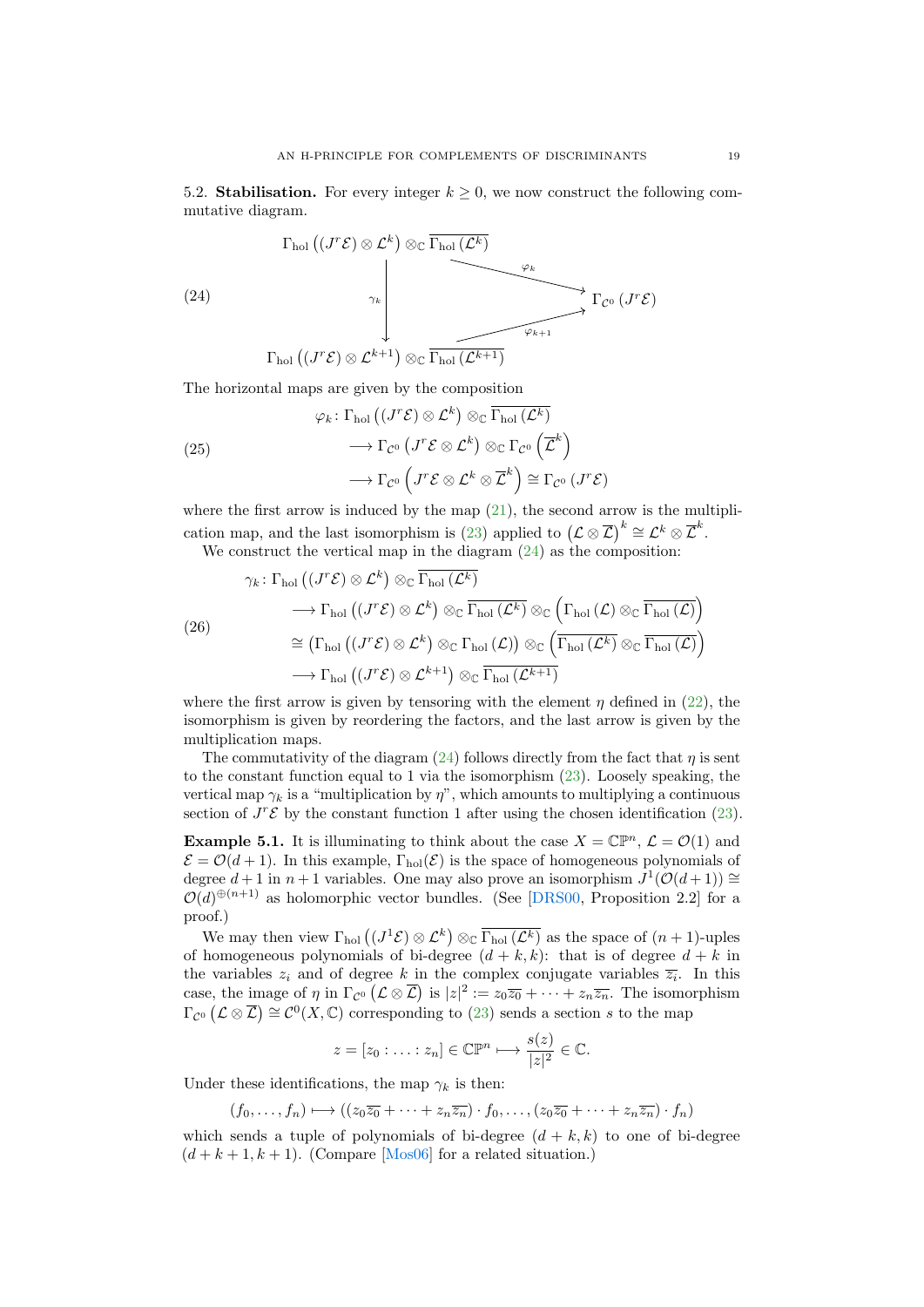5.2. **Stabilisation.** For every integer $k \geq 0$, we now construct the following commutative diagram.

$$\begin{array}{ccc} \Gamma_{\mathrm{hol}}\left((J^r\mathcal{E}) \otimes \mathcal{L}^k\right) \otimes_{\mathbb{C}} \overline{\Gamma_{\mathrm{hol}}\left(\mathcal{L}^k\right)} & & \\ \Big\downarrow \gamma_k & \overset{\varphi_k}{\searrow} & \\ & & \Gamma_{\mathcal{C}^0}\left(J^r\mathcal{E}\right) \\ & \underset{\varphi_{k+1}}{\nearrow} & \\ \Gamma_{\mathrm{hol}}\left((J^r\mathcal{E}) \otimes \mathcal{L}^{k+1}\right) \otimes_{\mathbb{C}} \overline{\Gamma_{\mathrm{hol}}\left(\mathcal{L}^{k+1}\right)} & & \end{array} \tag{24}$$

The horizontal maps are given by the composition

$$\begin{aligned} \varphi_k \colon \Gamma_{\mathrm{hol}}\left((J^r\mathcal{E}) \otimes \mathcal{L}^k\right) \otimes_{\mathbb{C}} \overline{\Gamma_{\mathrm{hol}}\left(\mathcal{L}^k\right)} \\ \longrightarrow \Gamma_{\mathcal{C}^0}\left(J^r\mathcal{E} \otimes \mathcal{L}^k\right) \otimes_{\mathbb{C}} \Gamma_{\mathcal{C}^0}\left(\overline{\mathcal{L}}^k\right) \\ \longrightarrow \Gamma_{\mathcal{C}^0}\left(J^r\mathcal{E} \otimes \mathcal{L}^k \otimes \overline{\mathcal{L}}^k\right) \cong \Gamma_{\mathcal{C}^0}\left(J^r\mathcal{E}\right) \end{aligned} \tag{25}$$

where the first arrow is induced by the map (21), the second arrow is the multiplication map, and the last isomorphism is (23) applied to $\left(\mathcal{L} \otimes \overline{\mathcal{L}}\right)^k \cong \mathcal{L}^k \otimes \overline{\mathcal{L}}^k$.

We construct the vertical map in the diagram (24) as the composition:

$$\begin{aligned} \gamma_k \colon \Gamma_{\mathrm{hol}}\left((J^r\mathcal{E}) \otimes \mathcal{L}^k\right) \otimes_{\mathbb{C}} \overline{\Gamma_{\mathrm{hol}}\left(\mathcal{L}^k\right)} \\ \longrightarrow \Gamma_{\mathrm{hol}}\left((J^r\mathcal{E}) \otimes \mathcal{L}^k\right) \otimes_{\mathbb{C}} \overline{\Gamma_{\mathrm{hol}}\left(\mathcal{L}^k\right)} \otimes_{\mathbb{C}} \left(\Gamma_{\mathrm{hol}}\left(\mathcal{L}\right) \otimes_{\mathbb{C}} \overline{\Gamma_{\mathrm{hol}}\left(\mathcal{L}\right)}\right) \\ \cong \left(\Gamma_{\mathrm{hol}}\left((J^r\mathcal{E}) \otimes \mathcal{L}^k\right) \otimes_{\mathbb{C}} \Gamma_{\mathrm{hol}}\left(\mathcal{L}\right)\right) \otimes_{\mathbb{C}} \left(\overline{\Gamma_{\mathrm{hol}}\left(\mathcal{L}^k\right)} \otimes_{\mathbb{C}} \overline{\Gamma_{\mathrm{hol}}\left(\mathcal{L}\right)}\right) \\ \longrightarrow \Gamma_{\mathrm{hol}}\left((J^r\mathcal{E}) \otimes \mathcal{L}^{k+1}\right) \otimes_{\mathbb{C}} \overline{\Gamma_{\mathrm{hol}}\left(\mathcal{L}^{k+1}\right)} \end{aligned} \tag{26}$$

where the first arrow is given by tensoring with the element $\eta$ defined in (22), the isomorphism is given by reordering the factors, and the last arrow is given by the multiplication maps.

The commutativity of the diagram (24) follows directly from the fact that $\eta$ is sent to the constant function equal to 1 via the isomorphism (23). Loosely speaking, the vertical map $\gamma_k$ is a "multiplication by $\eta$", which amounts to multiplying a continuous section of $J^r\mathcal{E}$ by the constant function 1 after using the chosen identification (23).

**Example 5.1.** It is illuminating to think about the case $X = \mathbb{CP}^n$, $\mathcal{L} = \mathcal{O}(1)$ and $\mathcal{E} = \mathcal{O}(d+1)$. In this example, $\Gamma_{\mathrm{hol}}(\mathcal{E})$ is the space of homogeneous polynomials of degree $d+1$ in $n+1$ variables. One may also prove an isomorphism $J^1(\mathcal{O}(d+1)) \cong \mathcal{O}(d)^{\oplus(n+1)}$ as holomorphic vector bundles. (See [DRS00, Proposition 2.2] for a proof.)

We may then view $\Gamma_{\mathrm{hol}}\left((J^1\mathcal{E}) \otimes \mathcal{L}^k\right) \otimes_{\mathbb{C}} \overline{\Gamma_{\mathrm{hol}}\left(\mathcal{L}^k\right)}$ as the space of $(n+1)$-uples of homogeneous polynomials of bi-degree $(d+k, k)$: that is of degree $d+k$ in the variables $z_i$ and of degree $k$ in the complex conjugate variables $\overline{z_i}$. In this case, the image of $\eta$ in $\Gamma_{\mathcal{C}^0}\left(\mathcal{L} \otimes \overline{\mathcal{L}}\right)$ is $|z|^2 := z_0\overline{z_0} + \cdots + z_n\overline{z_n}$. The isomorphism $\Gamma_{\mathcal{C}^0}\left(\mathcal{L} \otimes \overline{\mathcal{L}}\right) \cong \mathcal{C}^0(X, \mathbb{C})$ corresponding to (23) sends a section $s$ to the map

$$z = [z_0 : \ldots : z_n] \in \mathbb{CP}^n \longmapsto \frac{s(z)}{|z|^2} \in \mathbb{C}.$$

Under these identifications, the map $\gamma_k$ is then:

$$(f_0, \ldots, f_n) \longmapsto \left((z_0\overline{z_0} + \cdots + z_n\overline{z_n}) \cdot f_0, \ldots, (z_0\overline{z_0} + \cdots + z_n\overline{z_n}) \cdot f_n\right)$$

which sends a tuple of polynomials of bi-degree $(d+k, k)$ to one of bi-degree $(d+k+1, k+1)$. (Compare [Mos06] for a related situation.)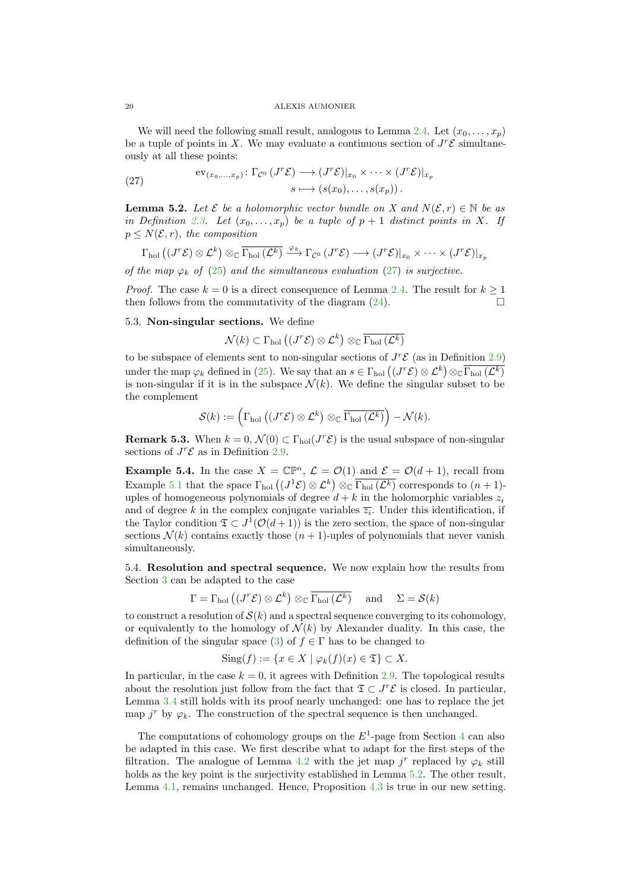We will need the following small result, analogous to Lemma 2.4. Let $(x_0, \dots, x_p)$ be a tuple of points in $X$. We may evaluate a continuous section of $J^r\mathcal{E}$ simultaneously at all these points:

$$\begin{aligned} \mathrm{ev}_{(x_0,\dots,x_p)} \colon \Gamma_{\mathcal{C}^0}\left(J^r\mathcal{E}\right) &\longrightarrow (J^r\mathcal{E})|_{x_0} \times \cdots \times (J^r\mathcal{E})|_{x_p} \\ s &\longmapsto (s(x_0), \dots, s(x_p)). \end{aligned} \tag{27}$$

**Lemma 5.2.** *Let $\mathcal{E}$ be a holomorphic vector bundle on $X$ and $N(\mathcal{E}, r) \in \mathbb{N}$ be as in Definition 2.3. Let $(x_0, \dots, x_p)$ be a tuple of $p+1$ distinct points in $X$. If $p \leq N(\mathcal{E}, r)$, the composition*

$$\Gamma_{\mathrm{hol}}\left((J^r\mathcal{E}) \otimes \mathcal{L}^k\right) \otimes_{\mathbb{C}} \overline{\Gamma_{\mathrm{hol}}\left(\mathcal{L}^k\right)} \xrightarrow{\varphi_k} \Gamma_{\mathcal{C}^0}\left(J^r\mathcal{E}\right) \longrightarrow (J^r\mathcal{E})|_{x_0} \times \cdots \times (J^r\mathcal{E})|_{x_p}$$

*of the map $\varphi_k$ of (25) and the simultaneous evaluation (27) is surjective.*

*Proof.* The case $k = 0$ is a direct consequence of Lemma 2.4. The result for $k \geq 1$ then follows from the commutativity of the diagram (24). □

### 5.3. Non-singular sections.

We define

$$\mathcal{N}(k) \subset \Gamma_{\mathrm{hol}}\left((J^r\mathcal{E}) \otimes \mathcal{L}^k\right) \otimes_{\mathbb{C}} \overline{\Gamma_{\mathrm{hol}}\left(\mathcal{L}^k\right)}$$

to be subspace of elements sent to non-singular sections of $J^r\mathcal{E}$ (as in Definition 2.9) under the map $\varphi_k$ defined in (25). We say that an $s \in \Gamma_{\mathrm{hol}}\left((J^r\mathcal{E}) \otimes \mathcal{L}^k\right) \otimes_{\mathbb{C}} \overline{\Gamma_{\mathrm{hol}}\left(\mathcal{L}^k\right)}$ is non-singular if it is in the subspace $\mathcal{N}(k)$. We define the singular subset to be the complement

$$\mathcal{S}(k) := \left(\Gamma_{\mathrm{hol}}\left((J^r\mathcal{E}) \otimes \mathcal{L}^k\right) \otimes_{\mathbb{C}} \overline{\Gamma_{\mathrm{hol}}\left(\mathcal{L}^k\right)}\right) - \mathcal{N}(k).$$

**Remark 5.3.** When $k = 0$, $\mathcal{N}(0) \subset \Gamma_{\mathrm{hol}}(J^r\mathcal{E})$ is the usual subspace of non-singular sections of $J^r\mathcal{E}$ as in Definition 2.9.

**Example 5.4.** In the case $X = \mathbb{CP}^n$, $\mathcal{L} = \mathcal{O}(1)$ and $\mathcal{E} = \mathcal{O}(d+1)$, recall from Example 5.1 that the space $\Gamma_{\mathrm{hol}}\left((J^1\mathcal{E}) \otimes \mathcal{L}^k\right) \otimes_{\mathbb{C}} \overline{\Gamma_{\mathrm{hol}}\left(\mathcal{L}^k\right)}$ corresponds to $(n+1)$-uples of homogeneous polynomials of degree $d+k$ in the holomorphic variables $z_i$ and of degree $k$ in the complex conjugate variables $\overline{z_i}$. Under this identification, if the Taylor condition $\mathfrak{T} \subset J^1(\mathcal{O}(d+1))$ is the zero section, the space of non-singular sections $\mathcal{N}(k)$ contains exactly those $(n+1)$-uples of polynomials that never vanish simultaneously.

### 5.4. Resolution and spectral sequence.

We now explain how the results from Section 3 can be adapted to the case

$$\Gamma = \Gamma_{\mathrm{hol}}\left((J^r\mathcal{E}) \otimes \mathcal{L}^k\right) \otimes_{\mathbb{C}} \overline{\Gamma_{\mathrm{hol}}\left(\mathcal{L}^k\right)} \quad \text{and} \quad \Sigma = \mathcal{S}(k)$$

to construct a resolution of $\mathcal{S}(k)$ and a spectral sequence converging to its cohomology, or equivalently to the homology of $\mathcal{N}(k)$ by Alexander duality. In this case, the definition of the singular space (3) of $f \in \Gamma$ has to be changed to

$$\mathrm{Sing}(f) := \{x \in X \mid \varphi_k(f)(x) \in \mathfrak{T}\} \subset X.$$

In particular, in the case $k = 0$, it agrees with Definition 2.9. The topological results about the resolution just follow from the fact that $\mathfrak{T} \subset J^r\mathcal{E}$ is closed. In particular, Lemma 3.4 still holds with its proof nearly unchanged: one has to replace the jet map $j^r$ by $\varphi_k$. The construction of the spectral sequence is then unchanged.

The computations of cohomology groups on the $E^1$-page from Section 4 can also be adapted in this case. We first describe what to adapt for the first steps of the filtration. The analogue of Lemma 4.2 with the jet map $j^r$ replaced by $\varphi_k$ still holds as the key point is the surjectivity established in Lemma 5.2. The other result, Lemma 4.1, remains unchanged. Hence, Proposition 4.3 is true in our new setting.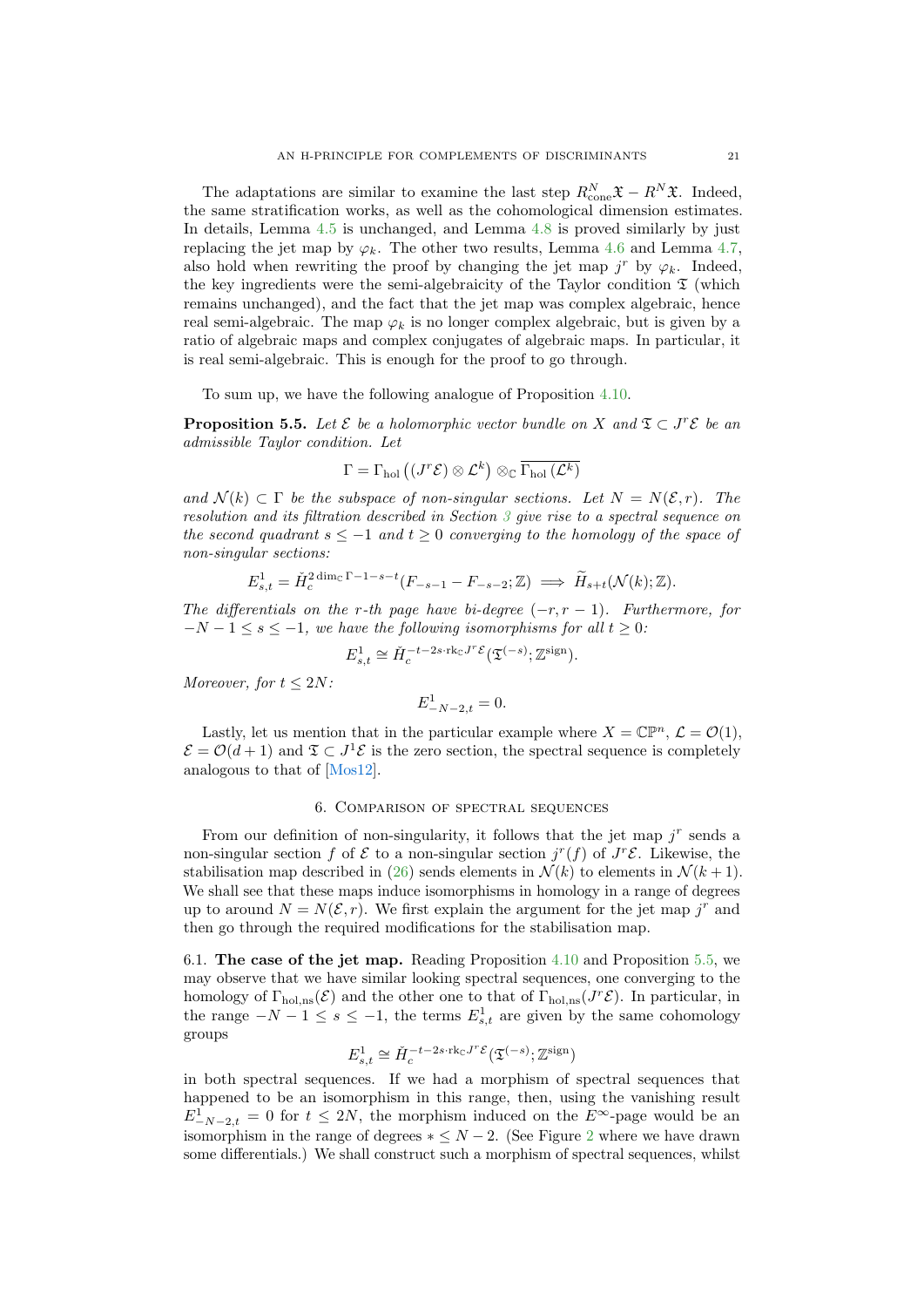The adaptations are similar to examine the last step $R^N_{\text{cone}}\mathfrak{X} - R^N\mathfrak{X}$. Indeed, the same stratification works, as well as the cohomological dimension estimates. In details, Lemma 4.5 is unchanged, and Lemma 4.8 is proved similarly by just replacing the jet map by $\varphi_k$. The other two results, Lemma 4.6 and Lemma 4.7, also hold when rewriting the proof by changing the jet map $j^r$ by $\varphi_k$. Indeed, the key ingredients were the semi-algebraicity of the Taylor condition $\mathfrak{T}$ (which remains unchanged), and the fact that the jet map was complex algebraic, hence real semi-algebraic. The map $\varphi_k$ is no longer complex algebraic, but is given by a ratio of algebraic maps and complex conjugates of algebraic maps. In particular, it is real semi-algebraic. This is enough for the proof to go through.

To sum up, we have the following analogue of Proposition 4.10.

**Proposition 5.5.** *Let $\mathcal{E}$ be a holomorphic vector bundle on $X$ and $\mathfrak{T} \subset J^r\mathcal{E}$ be an admissible Taylor condition. Let*

$$\Gamma = \Gamma_{\text{hol}}\left((J^r\mathcal{E}) \otimes \mathcal{L}^k\right) \otimes_{\mathbb{C}} \overline{\Gamma_{\text{hol}}\left(\mathcal{L}^k\right)}$$

*and $\mathcal{N}(k) \subset \Gamma$ be the subspace of non-singular sections. Let $N = N(\mathcal{E}, r)$. The resolution and its filtration described in Section 3 give rise to a spectral sequence on the second quadrant $s \leq -1$ and $t \geq 0$ converging to the homology of the space of non-singular sections:*

$$E^1_{s,t} = \check{H}_c^{2\dim_{\mathbb{C}}\Gamma - 1 - s - t}(F_{-s-1} - F_{-s-2}; \mathbb{Z}) \implies \widetilde{H}_{s+t}(\mathcal{N}(k); \mathbb{Z}).$$

*The differentials on the $r$-th page have bi-degree $(-r, r-1)$. Furthermore, for $-N-1 \leq s \leq -1$, we have the following isomorphisms for all $t \geq 0$:*

$$E^1_{s,t} \cong \check{H}_c^{-t-2s\cdot \text{rk}_{\mathbb{C}} J^r\mathcal{E}}(\mathfrak{T}^{(-s)}; \mathbb{Z}^{\text{sign}}).$$

*Moreover, for $t \leq 2N$:*

$$E^1_{-N-2,t} = 0.$$

Lastly, let us mention that in the particular example where $X = \mathbb{CP}^n$, $\mathcal{L} = \mathcal{O}(1)$, $\mathcal{E} = \mathcal{O}(d+1)$ and $\mathfrak{T} \subset J^1\mathcal{E}$ is the zero section, the spectral sequence is completely analogous to that of [Mos12].

## 6. Comparison of spectral sequences

From our definition of non-singularity, it follows that the jet map $j^r$ sends a non-singular section $f$ of $\mathcal{E}$ to a non-singular section $j^r(f)$ of $J^r\mathcal{E}$. Likewise, the stabilisation map described in (26) sends elements in $\mathcal{N}(k)$ to elements in $\mathcal{N}(k+1)$. We shall see that these maps induce isomorphisms in homology in a range of degrees up to around $N = N(\mathcal{E}, r)$. We first explain the argument for the jet map $j^r$ and then go through the required modifications for the stabilisation map.

6.1. **The case of the jet map.** Reading Proposition 4.10 and Proposition 5.5, we may observe that we have similar looking spectral sequences, one converging to the homology of $\Gamma_{\text{hol,ns}}(\mathcal{E})$ and the other one to that of $\Gamma_{\text{hol,ns}}(J^r\mathcal{E})$. In particular, in the range $-N-1 \leq s \leq -1$, the terms $E^1_{s,t}$ are given by the same cohomology groups

$$E^1_{s,t} \cong \check{H}_c^{-t-2s\cdot\text{rk}_{\mathbb{C}} J^r\mathcal{E}}(\mathfrak{T}^{(-s)}; \mathbb{Z}^{\text{sign}})$$

in both spectral sequences. If we had a morphism of spectral sequences that happened to be an isomorphism in this range, then, using the vanishing result $E^1_{-N-2,t} = 0$ for $t \leq 2N$, the morphism induced on the $E^\infty$-page would be an isomorphism in the range of degrees $* \leq N-2$. (See Figure 2 where we have drawn some differentials.) We shall construct such a morphism of spectral sequences, whilst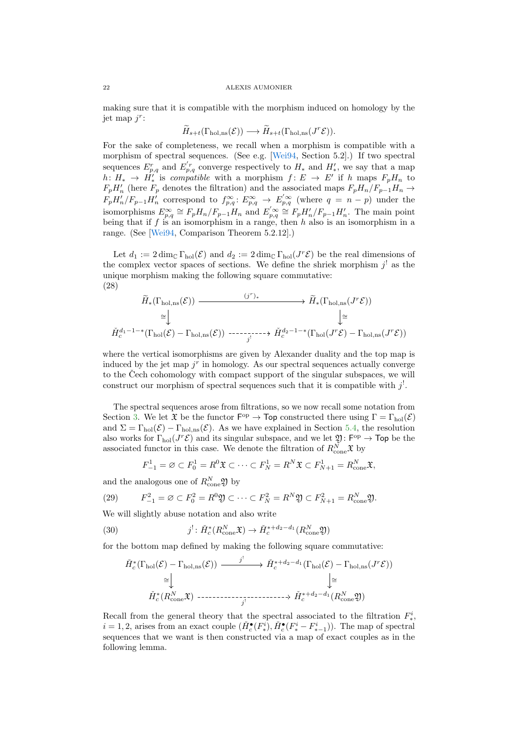making sure that it is compatible with the morphism induced on homology by the jet map $j^r$:

$$\widetilde{H}_{s+t}(\Gamma_{\mathrm{hol,ns}}(\mathcal{E})) \longrightarrow \widetilde{H}_{s+t}(\Gamma_{\mathrm{hol,ns}}(J^r\mathcal{E})).$$

For the sake of completeness, we recall when a morphism is compatible with a morphism of spectral sequences. (See e.g. [Wei94, Section 5.2].) If two spectral sequences $E^r_{p,q}$ and $E^{'r}_{p,q}$ converge respectively to $H_*$ and $H'_*$, we say that a map $h\colon H_* \to H'_*$ is *compatible* with a morphism $f\colon E \to E'$ if $h$ maps $F_pH_n$ to $F_pH'_n$ (here $F_p$ denotes the filtration) and the associated maps $F_pH_n/F_{p-1}H_n \to F_pH'_n/F_{p-1}H'_n$ correspond to $f^\infty_{p,q}\colon E^\infty_{p,q} \to E^{'\infty}_{p,q}$ (where $q = n-p$) under the isomorphisms $E^\infty_{p,q} \cong F_pH_n/F_{p-1}H_n$ and $E^{'\infty}_{p,q} \cong F_pH'_n/F_{p-1}H'_n$. The main point being that if $f$ is an isomorphism in a range, then $h$ also is an isomorphism in a range. (See [Wei94, Comparison Theorem 5.2.12].)

Let $d_1 := 2\dim_{\mathbb{C}} \Gamma_{\mathrm{hol}}(\mathcal{E})$ and $d_2 := 2\dim_{\mathbb{C}} \Gamma_{\mathrm{hol}}(J^r\mathcal{E})$ be the real dimensions of the complex vector spaces of sections. We define the shriek morphism $j^!$ as the unique morphism making the following square commutative:

(28)
$$\begin{array}{ccc}
\widetilde{H}_*(\Gamma_{\mathrm{hol,ns}}(\mathcal{E})) & \xrightarrow{(j^r)_*} & \widetilde{H}_*(\Gamma_{\mathrm{hol,ns}}(J^r\mathcal{E})) \\
\cong\downarrow & & \downarrow\cong \\
\check{H}^{d_1-1-*}_c(\Gamma_{\mathrm{hol}}(\mathcal{E}) - \Gamma_{\mathrm{hol,ns}}(\mathcal{E})) & \xrightarrow[j^!]{} & \check{H}^{d_2-1-*}_c(\Gamma_{\mathrm{hol}}(J^r\mathcal{E}) - \Gamma_{\mathrm{hol,ns}}(J^r\mathcal{E}))
\end{array}$$

where the vertical isomorphisms are given by Alexander duality and the top map is induced by the jet map $j^r$ in homology. As our spectral sequences actually converge to the Čech cohomology with compact support of the singular subspaces, we will construct our morphism of spectral sequences such that it is compatible with $j^!$.

The spectral sequences arose from filtrations, so we now recall some notation from Section 3. We let $\mathfrak{X}$ be the functor $\mathsf{F}^{\mathrm{op}} \to \mathsf{Top}$ constructed there using $\Gamma = \Gamma_{\mathrm{hol}}(\mathcal{E})$ and $\Sigma = \Gamma_{\mathrm{hol}}(\mathcal{E}) - \Gamma_{\mathrm{hol,ns}}(\mathcal{E})$. As we have explained in Section 5.4, the resolution also works for $\Gamma_{\mathrm{hol}}(J^r\mathcal{E})$ and its singular subspace, and we let $\mathfrak{Y}\colon \mathsf{F}^{\mathrm{op}} \to \mathsf{Top}$ be the associated functor in this case. We denote the filtration of $R^N_{\mathrm{cone}}\mathfrak{X}$ by

$$F^1_{-1} = \varnothing \subset F^1_0 = R^0\mathfrak{X} \subset \cdots \subset F^1_N = R^N\mathfrak{X} \subset F^1_{N+1} = R^N_{\mathrm{cone}}\mathfrak{X},$$

and the analogous one of $R^N_{\mathrm{cone}}\mathfrak{Y}$ by

$$F^2_{-1} = \varnothing \subset F^2_0 = R^0\mathfrak{Y} \subset \cdots \subset F^2_N = R^N\mathfrak{Y} \subset F^2_{N+1} = R^N_{\mathrm{cone}}\mathfrak{Y}. \tag{29}$$

We will slightly abuse notation and also write

$$j^!\colon \check{H}^*_c(R^N_{\mathrm{cone}}\mathfrak{X}) \to \check{H}^{*+d_2-d_1}_c(R^N_{\mathrm{cone}}\mathfrak{Y}) \tag{30}$$

for the bottom map defined by making the following square commutative:

$$\begin{array}{ccc}
\check{H}^*_c(\Gamma_{\mathrm{hol}}(\mathcal{E}) - \Gamma_{\mathrm{hol,ns}}(\mathcal{E})) & \xrightarrow{j^!} & \check{H}^{*+d_2-d_1}_c(\Gamma_{\mathrm{hol}}(\mathcal{E}) - \Gamma_{\mathrm{hol,ns}}(J^r\mathcal{E})) \\
\cong\downarrow & & \downarrow\cong \\
\check{H}^*_c(R^N_{\mathrm{cone}}\mathfrak{X}) & \xrightarrow[j^!]{} & \check{H}^{*+d_2-d_1}_c(R^N_{\mathrm{cone}}\mathfrak{Y})
\end{array}$$

Recall from the general theory that the spectral associated to the filtration $F^i_*$, $i = 1, 2$, arises from an exact couple $(\check{H}^\bullet_c(F^i_*), \check{H}^\bullet_c(F^i_* - F^i_{*-1}))$. The map of spectral sequences that we want is then constructed via a map of exact couples as in the following lemma.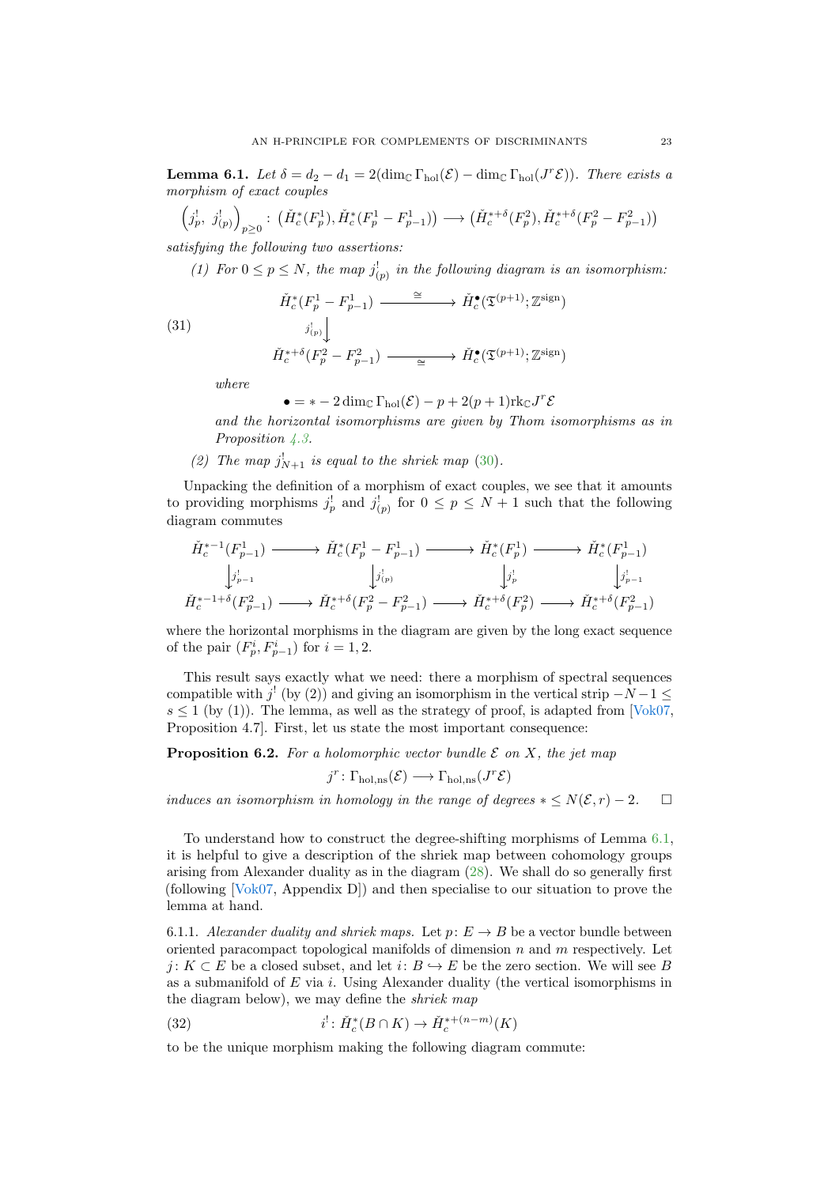**Lemma 6.1.** *Let $\delta = d_2 - d_1 = 2(\dim_{\mathbb{C}} \Gamma_{\mathrm{hol}}(\mathcal{E}) - \dim_{\mathbb{C}} \Gamma_{\mathrm{hol}}(J^r\mathcal{E}))$. There exists a morphism of exact couples*

$$\left(j^!_p,\ j^!_{(p)}\right)_{p\geq 0} \colon \left(\check{H}^*_c(F^1_p), \check{H}^*_c(F^1_p - F^1_{p-1})\right) \longrightarrow \left(\check{H}^{*+\delta}_c(F^2_p), \check{H}^{*+\delta}_c(F^2_p - F^2_{p-1})\right)$$

*satisfying the following two assertions:*

*(1) For $0 \leq p \leq N$, the map $j^!_{(p)}$ in the following diagram is an isomorphism:*

$$\begin{array}{ccc} \check{H}^*_c(F^1_p - F^1_{p-1}) & \xrightarrow{\ \cong\ } & \check{H}^{\bullet}_c(\mathfrak{T}^{(p+1)}; \mathbb{Z}^{\mathrm{sign}}) \\ \downarrow{\scriptstyle j^!_{(p)}} & & \\ \check{H}^{*+\delta}_c(F^2_p - F^2_{p-1}) & \xrightarrow[\ \cong\ ]{} & \check{H}^{\bullet}_c(\mathfrak{T}^{(p+1)}; \mathbb{Z}^{\mathrm{sign}}) \end{array} \tag{31}$$

*where*

$$\bullet = * - 2\dim_{\mathbb{C}} \Gamma_{\mathrm{hol}}(\mathcal{E}) - p + 2(p+1)\mathrm{rk}_{\mathbb{C}} J^r\mathcal{E}$$

*and the horizontal isomorphisms are given by Thom isomorphisms as in Proposition 4.3.*

*(2) The map $j^!_{N+1}$ is equal to the shriek map (30).*

Unpacking the definition of a morphism of exact couples, we see that it amounts to providing morphisms $j^!_p$ and $j^!_{(p)}$ for $0 \leq p \leq N+1$ such that the following diagram commutes

$$\begin{array}{ccccccc} \check{H}^{*-1}_c(F^1_{p-1}) & \longrightarrow & \check{H}^*_c(F^1_p - F^1_{p-1}) & \longrightarrow & \check{H}^*_c(F^1_p) & \longrightarrow & \check{H}^*_c(F^1_{p-1}) \\ \downarrow{\scriptstyle j^!_{p-1}} & & \downarrow{\scriptstyle j^!_{(p)}} & & \downarrow{\scriptstyle j^!_p} & & \downarrow{\scriptstyle j^!_{p-1}} \\ \check{H}^{*-1+\delta}_c(F^2_{p-1}) & \longrightarrow & \check{H}^{*+\delta}_c(F^2_p - F^2_{p-1}) & \longrightarrow & \check{H}^{*+\delta}_c(F^2_p) & \longrightarrow & \check{H}^{*+\delta}_c(F^2_{p-1}) \end{array}$$

where the horizontal morphisms in the diagram are given by the long exact sequence of the pair $(F^i_p, F^i_{p-1})$ for $i = 1, 2$.

This result says exactly what we need: there a morphism of spectral sequences compatible with $j^!$ (by (2)) and giving an isomorphism in the vertical strip $-N-1 \leq s \leq 1$ (by (1)). The lemma, as well as the strategy of proof, is adapted from [Vok07, Proposition 4.7]. First, let us state the most important consequence:

**Proposition 6.2.** *For a holomorphic vector bundle $\mathcal{E}$ on $X$, the jet map*

$$j^r \colon \Gamma_{\mathrm{hol,ns}}(\mathcal{E}) \longrightarrow \Gamma_{\mathrm{hol,ns}}(J^r\mathcal{E})$$

*induces an isomorphism in homology in the range of degrees $* \leq N(\mathcal{E}, r) - 2$.* □

To understand how to construct the degree-shifting morphisms of Lemma 6.1, it is helpful to give a description of the shriek map between cohomology groups arising from Alexander duality as in the diagram (28). We shall do so generally first (following [Vok07, Appendix D]) and then specialise to our situation to prove the lemma at hand.

6.1.1. *Alexander duality and shriek maps.* Let $p \colon E \to B$ be a vector bundle between oriented paracompact topological manifolds of dimension $n$ and $m$ respectively. Let $j \colon K \subset E$ be a closed subset, and let $i \colon B \hookrightarrow E$ be the zero section. We will see $B$ as a submanifold of $E$ via $i$. Using Alexander duality (the vertical isomorphisms in the diagram below), we may define the *shriek map*

$$i^! \colon \check{H}^*_c(B \cap K) \to \check{H}^{*+(n-m)}_c(K) \tag{32}$$

to be the unique morphism making the following diagram commute: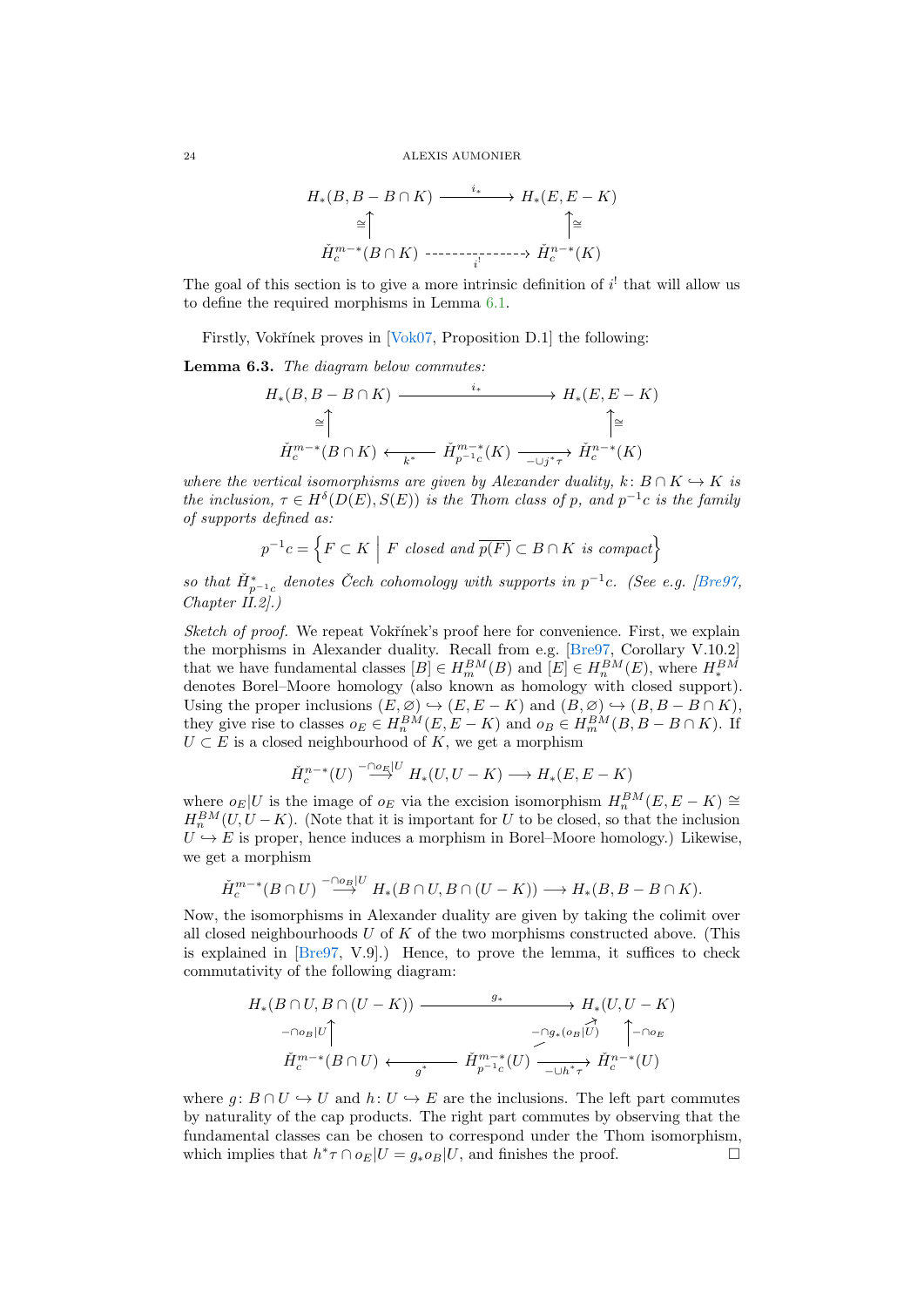$$\begin{array}{ccc}
H_*(B, B - B\cap K) & \xrightarrow{\quad i_* \quad} & H_*(E, E-K) \\
\cong \uparrow & & \uparrow \cong \\
\check{H}_c^{m-*}(B\cap K) & \dashrightarrow_{i^!} & \check{H}_c^{n-*}(K)
\end{array}$$

The goal of this section is to give a more intrinsic definition of $i^!$ that will allow us to define the required morphisms in Lemma 6.1.

Firstly, Vokřínek proves in [Vok07, Proposition D.1] the following:

**Lemma 6.3.** *The diagram below commutes:*

$$\begin{array}{ccccc}
H_*(B, B - B\cap K) & & \xrightarrow{\quad i_* \quad} & & H_*(E, E-K) \\
\cong \uparrow & & & & \uparrow \cong \\
\check{H}_c^{m-*}(B\cap K) & \xleftarrow{k^*} & \check{H}^{m-*}_{p^{-1}c}(K) & \xrightarrow{-\cup j^*\tau} & \check{H}_c^{n-*}(K)
\end{array}$$

*where the vertical isomorphisms are given by Alexander duality, $k\colon B\cap K \hookrightarrow K$ is the inclusion, $\tau \in H^\delta(D(E), S(E))$ is the Thom class of $p$, and $p^{-1}c$ is the family of supports defined as:*

$$p^{-1}c = \left\{ F \subset K \;\middle|\; F \text{ closed and } \overline{p(F)} \subset B\cap K \text{ is compact} \right\}$$

*so that $\check{H}^*_{p^{-1}c}$ denotes Čech cohomology with supports in $p^{-1}c$. (See e.g. [Bre97, Chapter II.2].)*

*Sketch of proof.* We repeat Vokřínek's proof here for convenience. First, we explain the morphisms in Alexander duality. Recall from e.g. [Bre97, Corollary V.10.2] that we have fundamental classes $[B] \in H_m^{BM}(B)$ and $[E] \in H_n^{BM}(E)$, where $H_*^{BM}$ denotes Borel–Moore homology (also known as homology with closed support). Using the proper inclusions $(E, \varnothing) \hookrightarrow (E, E-K)$ and $(B, \varnothing) \hookrightarrow (B, B - B\cap K)$, they give rise to classes $o_E \in H_n^{BM}(E, E-K)$ and $o_B \in H_m^{BM}(B, B - B\cap K)$. If $U \subset E$ is a closed neighbourhood of $K$, we get a morphism

$$\check{H}_c^{n-*}(U) \overset{-\cap o_E|U}{\longrightarrow} H_*(U, U-K) \longrightarrow H_*(E, E-K)$$

where $o_E|U$ is the image of $o_E$ via the excision isomorphism $H_n^{BM}(E, E-K) \cong H_n^{BM}(U, U-K)$. (Note that it is important for $U$ to be closed, so that the inclusion $U \hookrightarrow E$ is proper, hence induces a morphism in Borel–Moore homology.) Likewise, we get a morphism

$$\check{H}_c^{m-*}(B\cap U) \overset{-\cap o_B|U}{\longrightarrow} H_*(B\cap U, B\cap(U-K)) \longrightarrow H_*(B, B - B\cap K).$$

Now, the isomorphisms in Alexander duality are given by taking the colimit over all closed neighbourhoods $U$ of $K$ of the two morphisms constructed above. (This is explained in [Bre97, V.9].) Hence, to prove the lemma, it suffices to check commutativity of the following diagram:

$$\begin{array}{ccccc}
H_*(B\cap U, B\cap(U-K)) & & \xrightarrow{\quad g_* \quad} & & H_*(U, U-K) \\
{\scriptstyle -\cap o_B|U}\uparrow & & & \nearrow{\scriptstyle -\cap g_*(o_B|U)} & \uparrow{\scriptstyle -\cap o_E} \\
\check{H}_c^{m-*}(B\cap U) & \xleftarrow{g^*} & \check{H}^{m-*}_{p^{-1}c}(U) & \xrightarrow{-\cup h^*\tau} & \check{H}_c^{n-*}(U)
\end{array}$$

where $g\colon B\cap U \hookrightarrow U$ and $h\colon U \hookrightarrow E$ are the inclusions. The left part commutes by naturality of the cap products. The right part commutes by observing that the fundamental classes can be chosen to correspond under the Thom isomorphism, which implies that $h^*\tau \cap o_E|U = g_* o_B|U$, and finishes the proof. □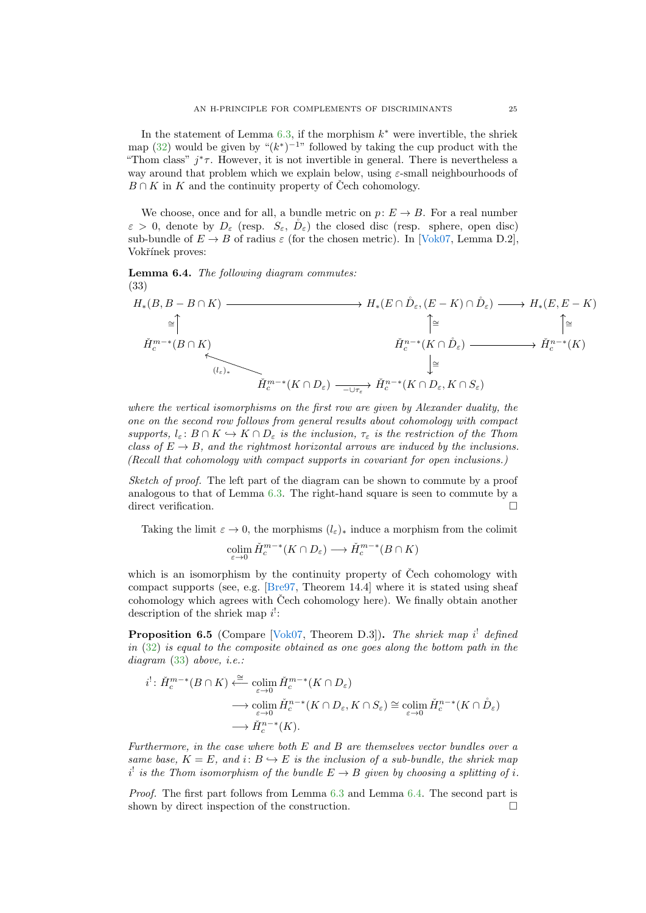In the statement of Lemma 6.3, if the morphism $k^*$ were invertible, the shriek map (32) would be given by "$(k^*)^{-1}$" followed by taking the cup product with the "Thom class" $j^*\tau$. However, it is not invertible in general. There is nevertheless a way around that problem which we explain below, using $\varepsilon$-small neighbourhoods of $B \cap K$ in $K$ and the continuity property of Čech cohomology.

We choose, once and for all, a bundle metric on $p\colon E \to B$. For a real number $\varepsilon > 0$, denote by $D_\varepsilon$ (resp. $S_\varepsilon$, $\mathring{D}_\varepsilon$) the closed disc (resp. sphere, open disc) sub-bundle of $E \to B$ of radius $\varepsilon$ (for the chosen metric). In [Vok07, Lemma D.2], Vokřínek proves:

**Lemma 6.4.** *The following diagram commutes:*

(33)
$$
\begin{array}{ccccc}
H_*(B, B - B\cap K) & \longrightarrow & H_*(E\cap \mathring{D}_\varepsilon, (E-K)\cap \mathring{D}_\varepsilon) & \longrightarrow & H_*(E, E-K) \\
\cong\uparrow & & \uparrow\cong & & \uparrow\cong \\
\check{H}^{m-*}_c(B\cap K) & & \check{H}^{n-*}_c(K\cap \mathring{D}_\varepsilon) & \longrightarrow & \check{H}^{n-*}_c(K) \\
 & \nwarrow^{(l_\varepsilon)_*} & \downarrow\cong & & \\
 & \check{H}^{m-*}_c(K\cap D_\varepsilon) & \xrightarrow{-\cup\tau_\varepsilon} \check{H}^{n-*}_c(K\cap D_\varepsilon, K\cap S_\varepsilon) & &
\end{array}
$$

*where the vertical isomorphisms on the first row are given by Alexander duality, the one on the second row follows from general results about cohomology with compact supports, $l_\varepsilon\colon B\cap K \hookrightarrow K\cap D_\varepsilon$ is the inclusion, $\tau_\varepsilon$ is the restriction of the Thom class of $E \to B$, and the rightmost horizontal arrows are induced by the inclusions. (Recall that cohomology with compact supports in covariant for open inclusions.)*

*Sketch of proof.* The left part of the diagram can be shown to commute by a proof analogous to that of Lemma 6.3. The right-hand square is seen to commute by a direct verification. □

Taking the limit $\varepsilon \to 0$, the morphisms $(l_\varepsilon)_*$ induce a morphism from the colimit

$$\operatorname*{colim}_{\varepsilon\to 0} \check{H}^{m-*}_c(K\cap D_\varepsilon) \longrightarrow \check{H}^{m-*}_c(B\cap K)$$

which is an isomorphism by the continuity property of Čech cohomology with compact supports (see, e.g. [Bre97, Theorem 14.4] where it is stated using sheaf cohomology which agrees with Čech cohomology here). We finally obtain another description of the shriek map $i^!$:

**Proposition 6.5** (Compare [Vok07, Theorem D.3])**.** *The shriek map $i^!$ defined in (32) is equal to the composite obtained as one goes along the bottom path in the diagram (33) above, i.e.:*

$$
\begin{aligned}
i^!\colon \check{H}^{m-*}_c(B\cap K) &\xleftarrow{\cong} \operatorname*{colim}_{\varepsilon\to 0} \check{H}^{m-*}_c(K\cap D_\varepsilon) \\
&\longrightarrow \operatorname*{colim}_{\varepsilon\to 0} \check{H}^{n-*}_c(K\cap D_\varepsilon, K\cap S_\varepsilon) \cong \operatorname*{colim}_{\varepsilon\to 0} \check{H}^{n-*}_c(K\cap \mathring{D}_\varepsilon) \\
&\longrightarrow \check{H}^{n-*}_c(K).
\end{aligned}
$$

*Furthermore, in the case where both $E$ and $B$ are themselves vector bundles over a same base, $K = E$, and $i\colon B \hookrightarrow E$ is the inclusion of a sub-bundle, the shriek map $i^!$ is the Thom isomorphism of the bundle $E \to B$ given by choosing a splitting of $i$.*

*Proof.* The first part follows from Lemma 6.3 and Lemma 6.4. The second part is shown by direct inspection of the construction. □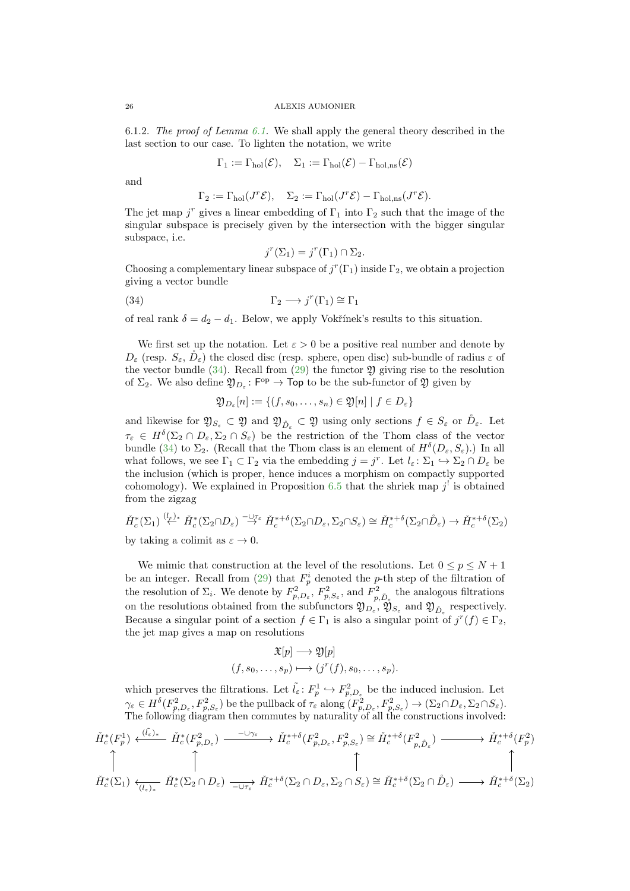6.1.2. *The proof of Lemma 6.1.* We shall apply the general theory described in the last section to our case. To lighten the notation, we write

$$\Gamma_1 := \Gamma_{\mathrm{hol}}(\mathcal{E}), \quad \Sigma_1 := \Gamma_{\mathrm{hol}}(\mathcal{E}) - \Gamma_{\mathrm{hol,ns}}(\mathcal{E})$$

and

$$\Gamma_2 := \Gamma_{\mathrm{hol}}(J^r\mathcal{E}), \quad \Sigma_2 := \Gamma_{\mathrm{hol}}(J^r\mathcal{E}) - \Gamma_{\mathrm{hol,ns}}(J^r\mathcal{E}).$$

The jet map $j^r$ gives a linear embedding of $\Gamma_1$ into $\Gamma_2$ such that the image of the singular subspace is precisely given by the intersection with the bigger singular subspace, i.e.

$$j^r(\Sigma_1) = j^r(\Gamma_1) \cap \Sigma_2.$$

Choosing a complementary linear subspace of $j^r(\Gamma_1)$ inside $\Gamma_2$, we obtain a projection giving a vector bundle

$$\Gamma_2 \longrightarrow j^r(\Gamma_1) \cong \Gamma_1 \tag{34}$$

of real rank $\delta = d_2 - d_1$. Below, we apply Vokřínek's results to this situation.

We first set up the notation. Let $\varepsilon > 0$ be a positive real number and denote by $D_\varepsilon$ (resp. $S_\varepsilon$, $\mathring{D}_\varepsilon$) the closed disc (resp. sphere, open disc) sub-bundle of radius $\varepsilon$ of the vector bundle (34). Recall from (29) the functor $\mathfrak{Y}$ giving rise to the resolution of $\Sigma_2$. We also define $\mathfrak{Y}_{D_\varepsilon} : \mathsf{F}^{\mathrm{op}} \to \mathsf{Top}$ to be the sub-functor of $\mathfrak{Y}$ given by

$$\mathfrak{Y}_{D_\varepsilon}[n] := \{(f, s_0, \dots, s_n) \in \mathfrak{Y}[n] \mid f \in D_\varepsilon\}$$

and likewise for $\mathfrak{Y}_{S_\varepsilon} \subset \mathfrak{Y}$ and $\mathfrak{Y}_{\mathring{D}_\varepsilon} \subset \mathfrak{Y}$ using only sections $f \in S_\varepsilon$ or $\mathring{D}_\varepsilon$. Let $\tau_\varepsilon \in H^\delta(\Sigma_2 \cap D_\varepsilon, \Sigma_2 \cap S_\varepsilon)$ be the restriction of the Thom class of the vector bundle (34) to $\Sigma_2$. (Recall that the Thom class is an element of $H^\delta(D_\varepsilon, S_\varepsilon)$.) In all what follows, we see $\Gamma_1 \subset \Gamma_2$ via the embedding $j = j^r$. Let $l_\varepsilon : \Sigma_1 \hookrightarrow \Sigma_2 \cap D_\varepsilon$ be the inclusion (which is proper, hence induces a morphism on compactly supported cohomology). We explained in Proposition 6.5 that the shriek map $j^!$ is obtained from the zigzag

$$\check{H}^*_c(\Sigma_1) \overset{(l_\varepsilon)_*}{\longleftarrow} \check{H}^*_c(\Sigma_2 \cap D_\varepsilon) \overset{-\cup\tau_\varepsilon}{\longrightarrow} \check{H}^{*+\delta}_c(\Sigma_2 \cap D_\varepsilon, \Sigma_2 \cap S_\varepsilon) \cong \check{H}^{*+\delta}_c(\Sigma_2 \cap \mathring{D}_\varepsilon) \to \check{H}^{*+\delta}_c(\Sigma_2)$$

by taking a colimit as $\varepsilon \to 0$.

We mimic that construction at the level of the resolutions. Let $0 \leq p \leq N+1$ be an integer. Recall from (29) that $F^i_p$ denoted the $p$-th step of the filtration of the resolution of $\Sigma_i$. We denote by $F^2_{p,D_\varepsilon}$, $F^2_{p,S_\varepsilon}$, and $F^2_{p,\mathring{D}_\varepsilon}$ the analogous filtrations on the resolutions obtained from the subfunctors $\mathfrak{Y}_{D_\varepsilon}$, $\mathfrak{Y}_{S_\varepsilon}$ and $\mathfrak{Y}_{\mathring{D}_\varepsilon}$ respectively. Because a singular point of a section $f \in \Gamma_1$ is also a singular point of $j^r(f) \in \Gamma_2$, the jet map gives a map on resolutions

$$\begin{aligned} \mathfrak{X}[p] &\longrightarrow \mathfrak{Y}[p] \\ (f, s_0, \dots, s_p) &\longmapsto (j^r(f), s_0, \dots, s_p). \end{aligned}$$

which preserves the filtrations. Let $\tilde{l}_\varepsilon : F^1_p \hookrightarrow F^2_{p,D_\varepsilon}$ be the induced inclusion. Let $\gamma_\varepsilon \in H^\delta(F^2_{p,D_\varepsilon}, F^2_{p,S_\varepsilon})$ be the pullback of $\tau_\varepsilon$ along $(F^2_{p,D_\varepsilon}, F^2_{p,S_\varepsilon}) \to (\Sigma_2 \cap D_\varepsilon, \Sigma_2 \cap S_\varepsilon)$. The following diagram then commutes by naturality of all the constructions involved:

$$\begin{array}{ccccccc}
\check{H}^*_c(F^1_p) & \overset{(\tilde{l}_\varepsilon)_*}{\longleftarrow} & \check{H}^*_c(F^2_{p,D_\varepsilon}) & \overset{-\cup\gamma_\varepsilon}{\longrightarrow} & \check{H}^{*+\delta}_c(F^2_{p,D_\varepsilon}, F^2_{p,S_\varepsilon}) \cong \check{H}^{*+\delta}_c(F^2_{p,\mathring{D}_\varepsilon}) & \longrightarrow & \check{H}^{*+\delta}_c(F^2_p) \\
\uparrow & & \uparrow & & \uparrow & & \uparrow \\
\check{H}^*_c(\Sigma_1) & \underset{(l_\varepsilon)_*}{\longleftarrow} & \check{H}^*_c(\Sigma_2 \cap D_\varepsilon) & \underset{-\cup\tau_\varepsilon}{\longrightarrow} & \check{H}^{*+\delta}_c(\Sigma_2 \cap D_\varepsilon, \Sigma_2 \cap S_\varepsilon) \cong \check{H}^{*+\delta}_c(\Sigma_2 \cap \mathring{D}_\varepsilon) & \longrightarrow & \check{H}^{*+\delta}_c(\Sigma_2)
\end{array}$$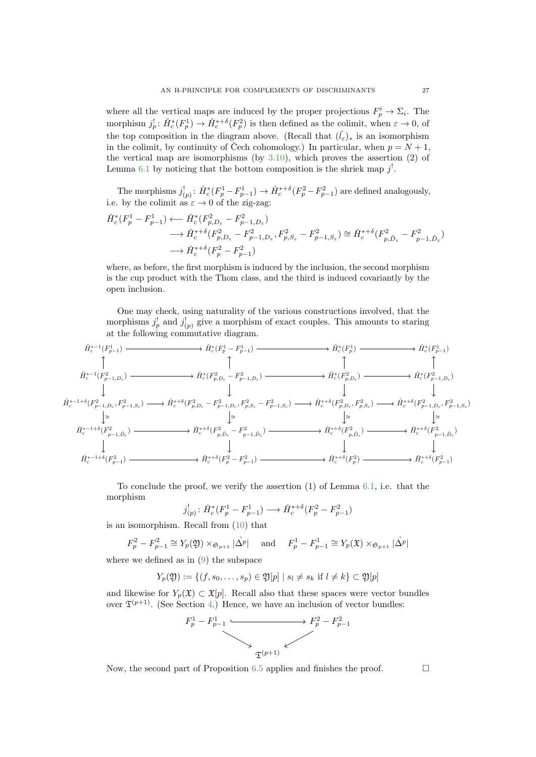where all the vertical maps are induced by the proper projections $F_p^i \to \Sigma_i$. The morphism $j_p^!\colon \check{H}_c^*(F_p^1) \to \check{H}_c^{*+\delta}(F_p^2)$ is then defined as the colimit, when $\varepsilon \to 0$, of the top composition in the diagram above. (Recall that $(\tilde{l}_\varepsilon)_*$ is an isomorphism in the colimit, by continuity of Čech cohomology.) In particular, when $p = N+1$, the vertical map are isomorphisms (by 3.10), which proves the assertion (2) of Lemma 6.1 by noticing that the bottom composition is the shriek map $j^!$.

The morphisms $j_{(p)}^!\colon \check{H}_c^*(F_p^1 - F_{p-1}^1) \to \check{H}_c^{*+\delta}(F_p^2 - F_{p-1}^2)$ are defined analogously, i.e. by the colimit as $\varepsilon \to 0$ of the zig-zag:

$$
\begin{aligned}
\check{H}_c^*(F_p^1 - F_{p-1}^1) &\longleftarrow \check{H}_c^*(F_{p,D_\varepsilon}^2 - F_{p-1,D_\varepsilon}^2) \\
&\longrightarrow \check{H}_c^{*+\delta}(F_{p,D_\varepsilon}^2 - F_{p-1,D_\varepsilon}^2, F_{p,S_\varepsilon}^2 - F_{p-1,S_\varepsilon}^2) \cong \check{H}_c^{*+\delta}(F_{p,\mathring{D}_\varepsilon}^2 - F_{p-1,\mathring{D}_\varepsilon}^2) \\
&\longrightarrow \check{H}_c^{*+\delta}(F_p^2 - F_{p-1}^2)
\end{aligned}
$$

where, as before, the first morphism is induced by the inclusion, the second morphism is the cup product with the Thom class, and the third is induced covariantly by the open inclusion.

One may check, using naturality of the various constructions involved, that the morphisms $j_p^!$ and $j_{(p)}^!$ give a morphism of exact couples. This amounts to staring at the following commutative diagram.

$$
\begin{array}{ccccccc}
\check{H}_c^{*-1}(F_{p-1}^1) & \longrightarrow & \check{H}_c^*(F_p^1 - F_{p-1}^1) & \longrightarrow & \check{H}_c^*(F_p^1) & \longrightarrow & \check{H}_c^*(F_{p-1}^1) \\
\uparrow & & \uparrow & & \uparrow & & \uparrow \\
\check{H}_c^{*-1}(F_{p-1,D_\varepsilon}^2) & \longrightarrow & \check{H}_c^*(F_{p,D_\varepsilon}^2 - F_{p-1,D_\varepsilon}^2) & \longrightarrow & \check{H}_c^*(F_{p,D_\varepsilon}^2) & \longrightarrow & \check{H}_c^*(F_{p-1,D_\varepsilon}^2) \\
\downarrow & & \downarrow & & \downarrow & & \downarrow \\
\check{H}_c^{*-1+\delta}(F_{p-1,D_\varepsilon}^2, F_{p-1,S_\varepsilon}^2) & \longrightarrow & \check{H}_c^{*+\delta}(F_{p,D_\varepsilon}^2 - F_{p-1,D_\varepsilon}^2, F_{p,S_\varepsilon}^2 - F_{p-1,S_\varepsilon}^2) & \longrightarrow & \check{H}_c^{*+\delta}(F_{p,D_\varepsilon}^2, F_{p,S_\varepsilon}^2) & \longrightarrow & \check{H}_c^{*+\delta}(F_{p-1,D_\varepsilon}^2, F_{p-1,S_\varepsilon}^2) \\
\downarrow\cong & & \downarrow\cong & & \downarrow\cong & & \downarrow\cong \\
\check{H}_c^{*-1+\delta}(F_{p-1,\mathring{D}_\varepsilon}^2) & \longrightarrow & \check{H}_c^{*+\delta}(F_{p,\mathring{D}_\varepsilon}^2 - F_{p-1,\mathring{D}_\varepsilon}^2) & \longrightarrow & \check{H}_c^{*+\delta}(F_{p,\mathring{D}_\varepsilon}^2) & \longrightarrow & \check{H}_c^{*+\delta}(F_{p-1,\mathring{D}_\varepsilon}^2) \\
\downarrow & & \downarrow & & \downarrow & & \downarrow \\
\check{H}_c^{*-1+\delta}(F_{p-1}^2) & \longrightarrow & \check{H}_c^{*+\delta}(F_p^2 - F_{p-1}^2) & \longrightarrow & \check{H}_c^{*+\delta}(F_p^2) & \longrightarrow & \check{H}_c^{*+\delta}(F_{p-1}^2)
\end{array}
$$

To conclude the proof, we verify the assertion (1) of Lemma 6.1, i.e. that the morphism

$$j_{(p)}^!\colon \check{H}_c^*(F_p^1 - F_{p-1}^1) \longrightarrow \check{H}_c^{*+\delta}(F_p^2 - F_{p-1}^2)$$

is an isomorphism. Recall from (10) that

$$F_p^2 - F_{p-1}^2 \cong Y_p(\mathfrak{Y}) \times_{\mathfrak{S}_{p+1}} |\mathring{\Delta}^p| \quad \text{ and } \quad F_p^1 - F_{p-1}^1 \cong Y_p(\mathfrak{X}) \times_{\mathfrak{S}_{p+1}} |\mathring{\Delta}^p|$$

where we defined as in (9) the subspace

$$Y_p(\mathfrak{Y}) := \{(f, s_0, \dots, s_p) \in \mathfrak{Y}[p] \mid s_l \neq s_k \text{ if } l \neq k\} \subset \mathfrak{Y}[p]$$

and likewise for $Y_p(\mathfrak{X}) \subset \mathfrak{X}[p]$. Recall also that these spaces were vector bundles over $\mathfrak{T}^{(p+1)}$. (See Section 4.) Hence, we have an inclusion of vector bundles:

$$
\begin{array}{ccc}
F_p^1 - F_{p-1}^1 & \hookrightarrow & F_p^2 - F_{p-1}^2 \\
& \searrow \quad \swarrow & \\
& \mathfrak{T}^{(p+1)} &
\end{array}
$$

Now, the second part of Proposition 6.5 applies and finishes the proof. $\square$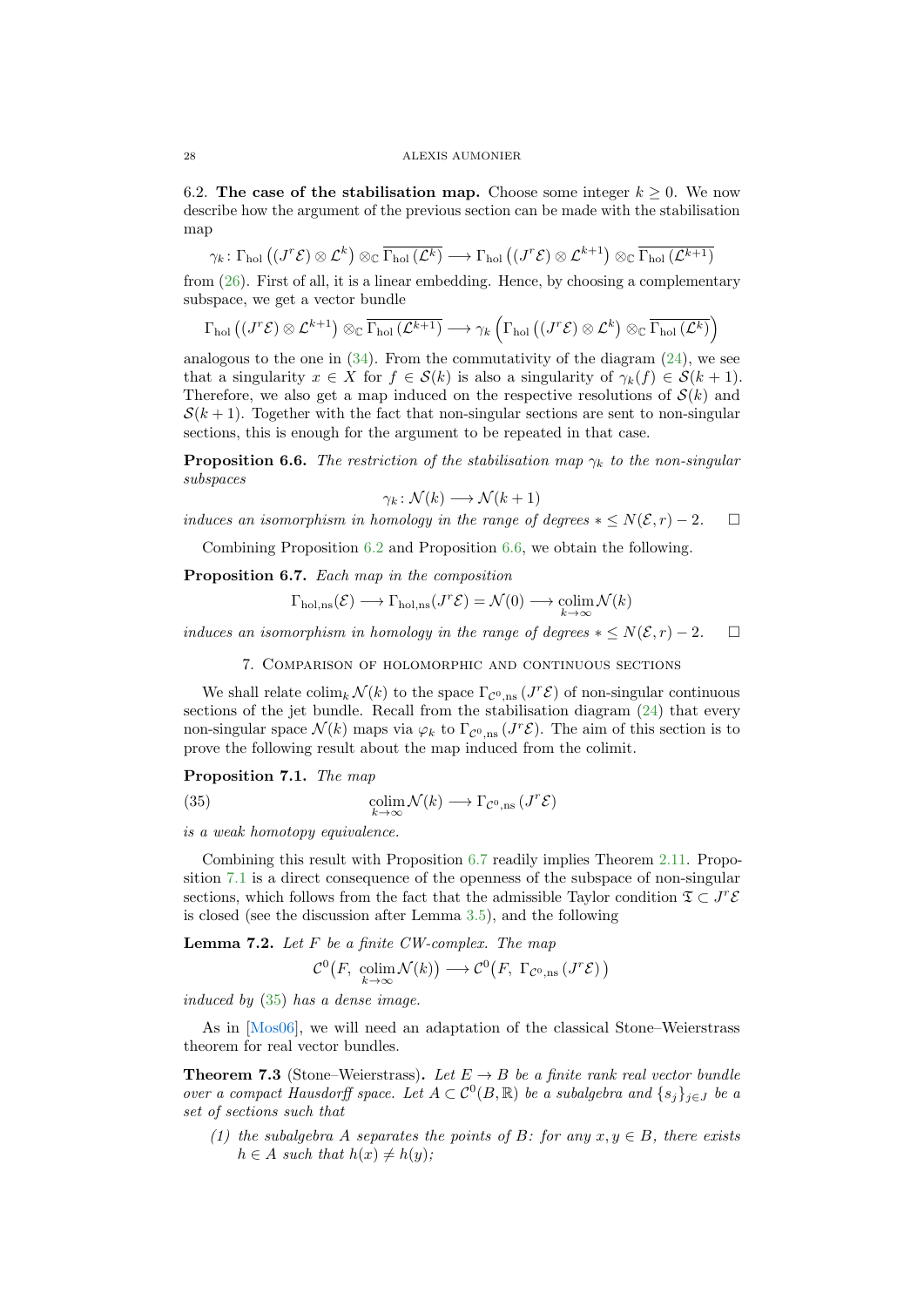6.2. **The case of the stabilisation map.** Choose some integer $k \geq 0$. We now describe how the argument of the previous section can be made with the stabilisation map

$$\gamma_k \colon \Gamma_{\mathrm{hol}}\left((J^r\mathcal{E}) \otimes \mathcal{L}^k\right) \otimes_{\mathbb{C}} \overline{\Gamma_{\mathrm{hol}}\left(\mathcal{L}^k\right)} \longrightarrow \Gamma_{\mathrm{hol}}\left((J^r\mathcal{E}) \otimes \mathcal{L}^{k+1}\right) \otimes_{\mathbb{C}} \overline{\Gamma_{\mathrm{hol}}\left(\mathcal{L}^{k+1}\right)}$$

from (26). First of all, it is a linear embedding. Hence, by choosing a complementary subspace, we get a vector bundle

$$\Gamma_{\mathrm{hol}}\left((J^r\mathcal{E}) \otimes \mathcal{L}^{k+1}\right) \otimes_{\mathbb{C}} \overline{\Gamma_{\mathrm{hol}}\left(\mathcal{L}^{k+1}\right)} \longrightarrow \gamma_k\left(\Gamma_{\mathrm{hol}}\left((J^r\mathcal{E}) \otimes \mathcal{L}^k\right) \otimes_{\mathbb{C}} \overline{\Gamma_{\mathrm{hol}}\left(\mathcal{L}^k\right)}\right)$$

analogous to the one in (34). From the commutativity of the diagram (24), we see that a singularity $x \in X$ for $f \in \mathcal{S}(k)$ is also a singularity of $\gamma_k(f) \in \mathcal{S}(k+1)$. Therefore, we also get a map induced on the respective resolutions of $\mathcal{S}(k)$ and $\mathcal{S}(k+1)$. Together with the fact that non-singular sections are sent to non-singular sections, this is enough for the argument to be repeated in that case.

**Proposition 6.6.** *The restriction of the stabilisation map $\gamma_k$ to the non-singular subspaces*

$$\gamma_k \colon \mathcal{N}(k) \longrightarrow \mathcal{N}(k+1)$$

*induces an isomorphism in homology in the range of degrees $* \leq N(\mathcal{E}, r) - 2$.* $\square$

Combining Proposition 6.2 and Proposition 6.6, we obtain the following.

**Proposition 6.7.** *Each map in the composition*

$$\Gamma_{\mathrm{hol,ns}}(\mathcal{E}) \longrightarrow \Gamma_{\mathrm{hol,ns}}(J^r\mathcal{E}) = \mathcal{N}(0) \longrightarrow \operatorname*{colim}_{k\to\infty} \mathcal{N}(k)$$

*induces an isomorphism in homology in the range of degrees $* \leq N(\mathcal{E}, r) - 2$.* $\square$

## 7. Comparison of holomorphic and continuous sections

We shall relate $\operatorname{colim}_k \mathcal{N}(k)$ to the space $\Gamma_{\mathcal{C}^0,\mathrm{ns}}(J^r\mathcal{E})$ of non-singular continuous sections of the jet bundle. Recall from the stabilisation diagram (24) that every non-singular space $\mathcal{N}(k)$ maps via $\varphi_k$ to $\Gamma_{\mathcal{C}^0,\mathrm{ns}}(J^r\mathcal{E})$. The aim of this section is to prove the following result about the map induced from the colimit.

**Proposition 7.1.** *The map*

$$\operatorname*{colim}_{k\to\infty} \mathcal{N}(k) \longrightarrow \Gamma_{\mathcal{C}^0,\mathrm{ns}}(J^r\mathcal{E}) \tag{35}$$

*is a weak homotopy equivalence.*

Combining this result with Proposition 6.7 readily implies Theorem 2.11. Proposition 7.1 is a direct consequence of the openness of the subspace of non-singular sections, which follows from the fact that the admissible Taylor condition $\mathfrak{T} \subset J^r\mathcal{E}$ is closed (see the discussion after Lemma 3.5), and the following

**Lemma 7.2.** *Let $F$ be a finite CW-complex. The map*

$$\mathcal{C}^0\big(F,\ \operatorname*{colim}_{k\to\infty} \mathcal{N}(k)\big) \longrightarrow \mathcal{C}^0\big(F,\ \Gamma_{\mathcal{C}^0,\mathrm{ns}}(J^r\mathcal{E})\big)$$

*induced by (35) has a dense image.*

As in [Mos06], we will need an adaptation of the classical Stone–Weierstrass theorem for real vector bundles.

**Theorem 7.3** (Stone–Weierstrass)**.** *Let $E \to B$ be a finite rank real vector bundle over a compact Hausdorff space. Let $A \subset \mathcal{C}^0(B, \mathbb{R})$ be a subalgebra and $\{s_j\}_{j\in J}$ be a set of sections such that*

1. *the subalgebra $A$ separates the points of $B$: for any $x, y \in B$, there exists $h \in A$ such that $h(x) \neq h(y)$;*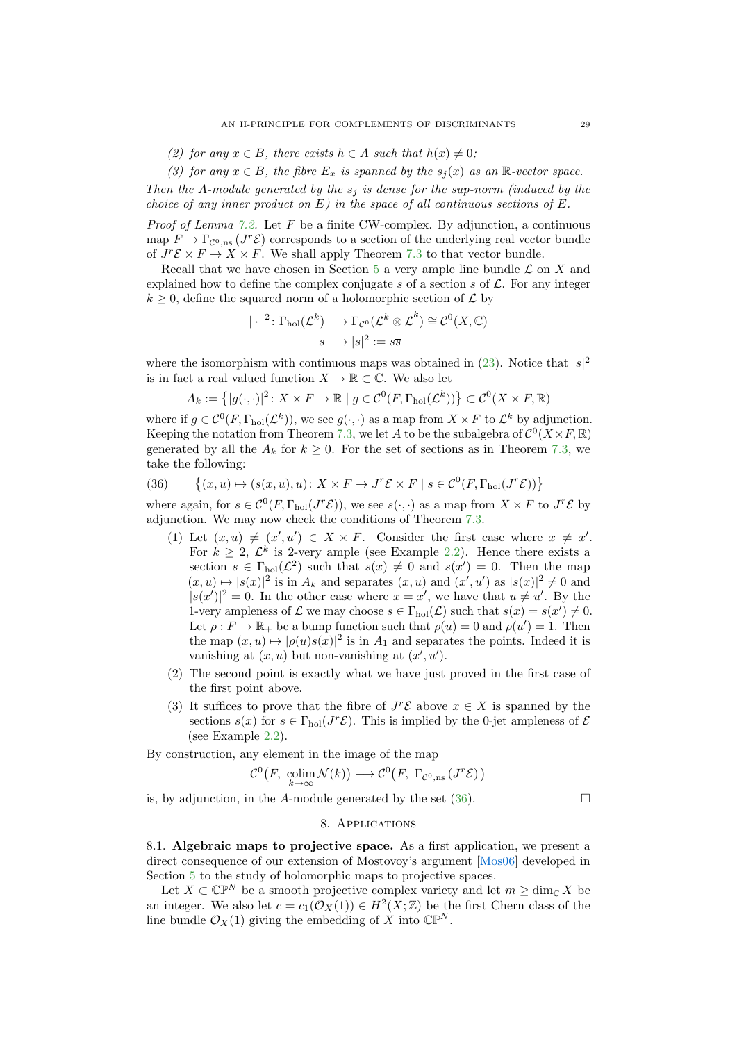*(2) for any $x \in B$, there exists $h \in A$ such that $h(x) \neq 0$;*

*(3) for any $x \in B$, the fibre $E_x$ is spanned by the $s_j(x)$ as an $\mathbb{R}$-vector space.*

*Then the $A$-module generated by the $s_j$ is dense for the sup-norm (induced by the choice of any inner product on $E$) in the space of all continuous sections of $E$.*

*Proof of Lemma 7.2.* Let $F$ be a finite CW-complex. By adjunction, a continuous map $F \to \Gamma_{\mathcal{C}^0,\mathrm{ns}}(J^r\mathcal{E})$ corresponds to a section of the underlying real vector bundle of $J^r\mathcal{E} \times F \to X \times F$. We shall apply Theorem 7.3 to that vector bundle.

Recall that we have chosen in Section 5 a very ample line bundle $\mathcal{L}$ on $X$ and explained how to define the complex conjugate $\overline{s}$ of a section $s$ of $\mathcal{L}$. For any integer $k \geq 0$, define the squared norm of a holomorphic section of $\mathcal{L}$ by

$$
\begin{aligned}
|\cdot|^2 \colon \Gamma_{\mathrm{hol}}(\mathcal{L}^k) &\longrightarrow \Gamma_{\mathcal{C}^0}(\mathcal{L}^k \otimes \overline{\mathcal{L}}^k) \cong \mathcal{C}^0(X, \mathbb{C}) \\
s &\longmapsto |s|^2 := s\overline{s}
\end{aligned}
$$

where the isomorphism with continuous maps was obtained in (23). Notice that $|s|^2$ is in fact a real valued function $X \to \mathbb{R} \subset \mathbb{C}$. We also let

$$
A_k := \left\{ |g(\cdot,\cdot)|^2 \colon X \times F \to \mathbb{R} \mid g \in \mathcal{C}^0(F, \Gamma_{\mathrm{hol}}(\mathcal{L}^k)) \right\} \subset \mathcal{C}^0(X \times F, \mathbb{R})
$$

where if $g \in \mathcal{C}^0(F, \Gamma_{\mathrm{hol}}(\mathcal{L}^k))$, we see $g(\cdot,\cdot)$ as a map from $X \times F$ to $\mathcal{L}^k$ by adjunction. Keeping the notation from Theorem 7.3, we let $A$ to be the subalgebra of $\mathcal{C}^0(X \times F, \mathbb{R})$ generated by all the $A_k$ for $k \geq 0$. For the set of sections as in Theorem 7.3, we take the following:

$$
\left\{ (x, u) \mapsto (s(x, u), u) \colon X \times F \to J^r\mathcal{E} \times F \mid s \in \mathcal{C}^0(F, \Gamma_{\mathrm{hol}}(J^r\mathcal{E})) \right\} \tag{36}
$$

where again, for $s \in \mathcal{C}^0(F, \Gamma_{\mathrm{hol}}(J^r\mathcal{E}))$, we see $s(\cdot,\cdot)$ as a map from $X \times F$ to $J^r\mathcal{E}$ by adjunction. We may now check the conditions of Theorem 7.3.

1. Let $(x, u) \neq (x', u') \in X \times F$. Consider the first case where $x \neq x'$. For $k \geq 2$, $\mathcal{L}^k$ is 2-very ample (see Example 2.2). Hence there exists a section $s \in \Gamma_{\mathrm{hol}}(\mathcal{L}^2)$ such that $s(x) \neq 0$ and $s(x') = 0$. Then the map $(x, u) \mapsto |s(x)|^2$ is in $A_k$ and separates $(x, u)$ and $(x', u')$ as $|s(x)|^2 \neq 0$ and $|s(x')|^2 = 0$. In the other case where $x = x'$, we have that $u \neq u'$. By the 1-very ampleness of $\mathcal{L}$ we may choose $s \in \Gamma_{\mathrm{hol}}(\mathcal{L})$ such that $s(x) = s(x') \neq 0$. Let $\rho : F \to \mathbb{R}_+$ be a bump function such that $\rho(u) = 0$ and $\rho(u') = 1$. Then the map $(x, u) \mapsto |\rho(u)s(x)|^2$ is in $A_1$ and separates the points. Indeed it is vanishing at $(x, u)$ but non-vanishing at $(x', u')$.
2. The second point is exactly what we have just proved in the first case of the first point above.
3. It suffices to prove that the fibre of $J^r\mathcal{E}$ above $x \in X$ is spanned by the sections $s(x)$ for $s \in \Gamma_{\mathrm{hol}}(J^r\mathcal{E})$. This is implied by the 0-jet ampleness of $\mathcal{E}$ (see Example 2.2).

By construction, any element in the image of the map

$$
\mathcal{C}^0\big(F, \operatorname*{colim}_{k \to \infty} \mathcal{N}(k)\big) \longrightarrow \mathcal{C}^0\big(F, \Gamma_{\mathcal{C}^0,\mathrm{ns}}(J^r\mathcal{E})\big)
$$

is, by adjunction, in the $A$-module generated by the set (36). $\square$

## 8. Applications

**8.1. Algebraic maps to projective space.** As a first application, we present a direct consequence of our extension of Mostovoy's argument [Mos06] developed in Section 5 to the study of holomorphic maps to projective spaces.

Let $X \subset \mathbb{CP}^N$ be a smooth projective complex variety and let $m \geq \dim_{\mathbb{C}} X$ be an integer. We also let $c = c_1(\mathcal{O}_X(1)) \in H^2(X; \mathbb{Z})$ be the first Chern class of the line bundle $\mathcal{O}_X(1)$ giving the embedding of $X$ into $\mathbb{CP}^N$.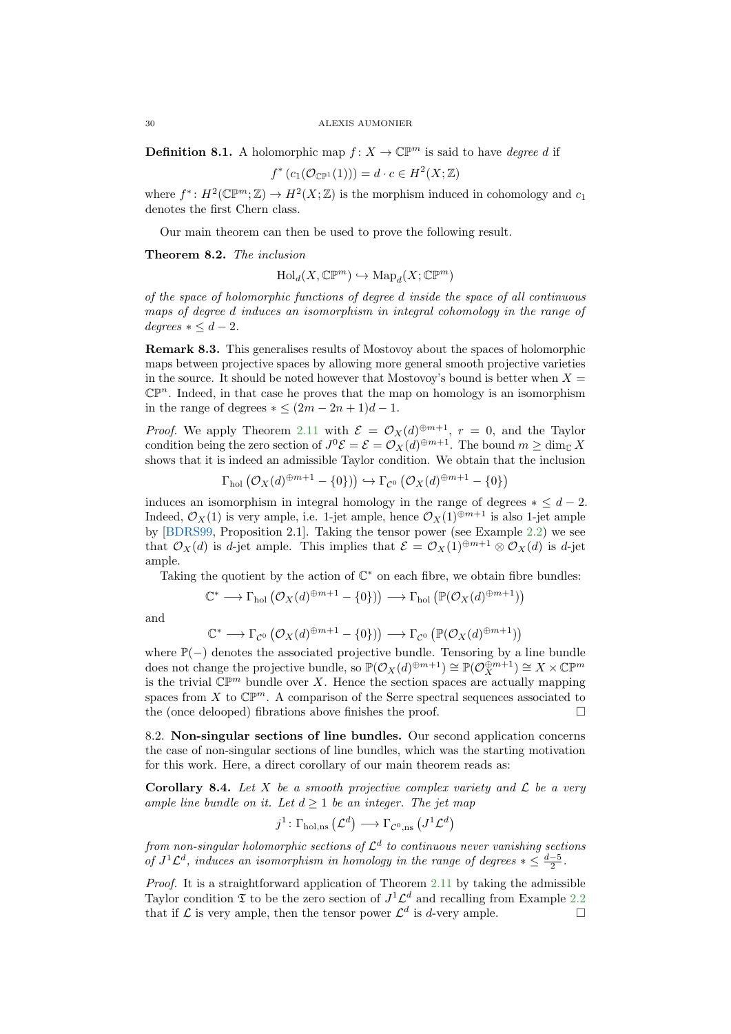**Definition 8.1.** A holomorphic map $f\colon X \to \mathbb{CP}^m$ is said to have *degree* $d$ if

$$f^*\left(c_1(\mathcal{O}_{\mathbb{CP}^1}(1))\right) = d \cdot c \in H^2(X;\mathbb{Z})$$

where $f^*\colon H^2(\mathbb{CP}^m;\mathbb{Z}) \to H^2(X;\mathbb{Z})$ is the morphism induced in cohomology and $c_1$ denotes the first Chern class.

Our main theorem can then be used to prove the following result.

**Theorem 8.2.** *The inclusion*

$$\mathrm{Hol}_d(X,\mathbb{CP}^m) \hookrightarrow \mathrm{Map}_d(X;\mathbb{CP}^m)$$

*of the space of holomorphic functions of degree $d$ inside the space of all continuous maps of degree $d$ induces an isomorphism in integral cohomology in the range of degrees $* \leq d-2$.*

**Remark 8.3.** This generalises results of Mostovoy about the spaces of holomorphic maps between projective spaces by allowing more general smooth projective varieties in the source. It should be noted however that Mostovoy's bound is better when $X = \mathbb{CP}^n$. Indeed, in that case he proves that the map on homology is an isomorphism in the range of degrees $* \leq (2m-2n+1)d - 1$.

*Proof.* We apply Theorem 2.11 with $\mathcal{E} = \mathcal{O}_X(d)^{\oplus m+1}$, $r = 0$, and the Taylor condition being the zero section of $J^0\mathcal{E} = \mathcal{E} = \mathcal{O}_X(d)^{\oplus m+1}$. The bound $m \geq \dim_{\mathbb{C}} X$ shows that it is indeed an admissible Taylor condition. We obtain that the inclusion

$$\Gamma_{\mathrm{hol}}\left(\mathcal{O}_X(d)^{\oplus m+1} - \{0\}\right) \hookrightarrow \Gamma_{\mathcal{C}^0}\left(\mathcal{O}_X(d)^{\oplus m+1} - \{0\}\right)$$

induces an isomorphism in integral homology in the range of degrees $* \leq d-2$. Indeed, $\mathcal{O}_X(1)$ is very ample, i.e. 1-jet ample, hence $\mathcal{O}_X(1)^{\oplus m+1}$ is also 1-jet ample by [BDRS99, Proposition 2.1]. Taking the tensor power (see Example 2.2) we see that $\mathcal{O}_X(d)$ is $d$-jet ample. This implies that $\mathcal{E} = \mathcal{O}_X(1)^{\oplus m+1} \otimes \mathcal{O}_X(d)$ is $d$-jet ample.

Taking the quotient by the action of $\mathbb{C}^*$ on each fibre, we obtain fibre bundles:

$$\mathbb{C}^* \longrightarrow \Gamma_{\mathrm{hol}}\left(\mathcal{O}_X(d)^{\oplus m+1} - \{0\}\right) \longrightarrow \Gamma_{\mathrm{hol}}\left(\mathbb{P}(\mathcal{O}_X(d)^{\oplus m+1})\right)$$

and

$$\mathbb{C}^* \longrightarrow \Gamma_{\mathcal{C}^0}\left(\mathcal{O}_X(d)^{\oplus m+1} - \{0\}\right) \longrightarrow \Gamma_{\mathcal{C}^0}\left(\mathbb{P}(\mathcal{O}_X(d)^{\oplus m+1})\right)$$

where $\mathbb{P}(-)$ denotes the associated projective bundle. Tensoring by a line bundle does not change the projective bundle, so $\mathbb{P}(\mathcal{O}_X(d)^{\oplus m+1}) \cong \mathbb{P}(\mathcal{O}_X^{\oplus m+1}) \cong X \times \mathbb{CP}^m$ is the trivial $\mathbb{CP}^m$ bundle over $X$. Hence the section spaces are actually mapping spaces from $X$ to $\mathbb{CP}^m$. A comparison of the Serre spectral sequences associated to the (once delooped) fibrations above finishes the proof. □

## 8.2. Non-singular sections of line bundles.

Our second application concerns the case of non-singular sections of line bundles, which was the starting motivation for this work. Here, a direct corollary of our main theorem reads as:

**Corollary 8.4.** *Let $X$ be a smooth projective complex variety and $\mathcal{L}$ be a very ample line bundle on it. Let $d \geq 1$ be an integer. The jet map*

$$j^1\colon \Gamma_{\mathrm{hol,ns}}\left(\mathcal{L}^d\right) \longrightarrow \Gamma_{\mathcal{C}^0,\mathrm{ns}}\left(J^1\mathcal{L}^d\right)$$

*from non-singular holomorphic sections of $\mathcal{L}^d$ to continuous never vanishing sections of $J^1\mathcal{L}^d$, induces an isomorphism in homology in the range of degrees $* \leq \frac{d-5}{2}$.*

*Proof.* It is a straightforward application of Theorem 2.11 by taking the admissible Taylor condition $\mathfrak{T}$ to be the zero section of $J^1\mathcal{L}^d$ and recalling from Example 2.2 that if $\mathcal{L}$ is very ample, then the tensor power $\mathcal{L}^d$ is $d$-very ample. □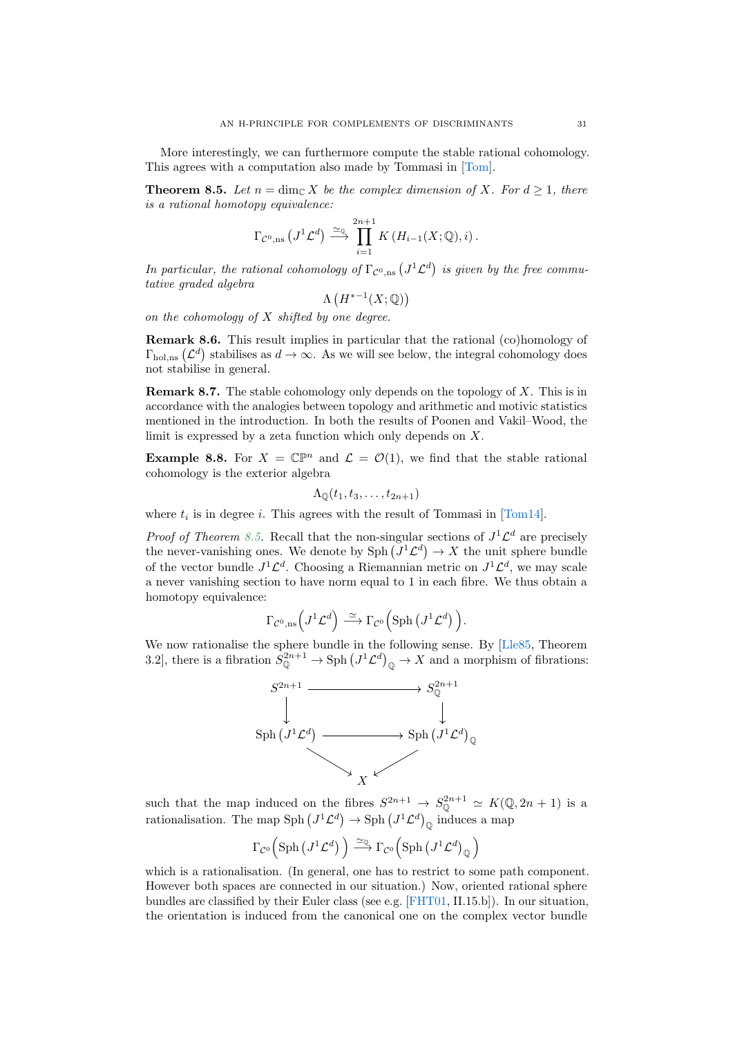More interestingly, we can furthermore compute the stable rational cohomology. This agrees with a computation also made by Tommasi in [Tom].

**Theorem 8.5.** *Let $n = \dim_{\mathbb{C}} X$ be the complex dimension of $X$. For $d \geq 1$, there is a rational homotopy equivalence:*

$$\Gamma_{\mathcal{C}^0,\mathrm{ns}}\left(J^1\mathcal{L}^d\right) \xrightarrow{\simeq_{\mathbb{Q}}} \prod_{i=1}^{2n+1} K\left(H_{i-1}(X;\mathbb{Q}), i\right).$$

*In particular, the rational cohomology of $\Gamma_{\mathcal{C}^0,\mathrm{ns}}\left(J^1\mathcal{L}^d\right)$ is given by the free commutative graded algebra*

$$\Lambda\left(H^{*-1}(X;\mathbb{Q})\right)$$

*on the cohomology of $X$ shifted by one degree.*

**Remark 8.6.** This result implies in particular that the rational (co)homology of $\Gamma_{\mathrm{hol},\mathrm{ns}}\left(\mathcal{L}^d\right)$ stabilises as $d \to \infty$. As we will see below, the integral cohomology does not stabilise in general.

**Remark 8.7.** The stable cohomology only depends on the topology of $X$. This is in accordance with the analogies between topology and arithmetic and motivic statistics mentioned in the introduction. In both the results of Poonen and Vakil–Wood, the limit is expressed by a zeta function which only depends on $X$.

**Example 8.8.** For $X = \mathbb{CP}^n$ and $\mathcal{L} = \mathcal{O}(1)$, we find that the stable rational cohomology is the exterior algebra

$$\Lambda_{\mathbb{Q}}(t_1, t_3, \ldots, t_{2n+1})$$

where $t_i$ is in degree $i$. This agrees with the result of Tommasi in [Tom14].

*Proof of Theorem 8.5.* Recall that the non-singular sections of $J^1\mathcal{L}^d$ are precisely the never-vanishing ones. We denote by $\mathrm{Sph}\left(J^1\mathcal{L}^d\right) \to X$ the unit sphere bundle of the vector bundle $J^1\mathcal{L}^d$. Choosing a Riemannian metric on $J^1\mathcal{L}^d$, we may scale a never vanishing section to have norm equal to 1 in each fibre. We thus obtain a homotopy equivalence:

$$\Gamma_{\mathcal{C}^0,\mathrm{ns}}\left(J^1\mathcal{L}^d\right) \xrightarrow{\simeq} \Gamma_{\mathcal{C}^0}\left(\mathrm{Sph}\left(J^1\mathcal{L}^d\right)\right).$$

We now rationalise the sphere bundle in the following sense. By [Lle85, Theorem 3.2], there is a fibration $S^{2n+1}_{\mathbb{Q}} \to \mathrm{Sph}\left(J^1\mathcal{L}^d\right)_{\mathbb{Q}} \to X$ and a morphism of fibrations:

$$\begin{array}{ccc}
S^{2n+1} & \longrightarrow & S^{2n+1}_{\mathbb{Q}} \\
\downarrow & & \downarrow \\
\mathrm{Sph}\left(J^1\mathcal{L}^d\right) & \longrightarrow & \mathrm{Sph}\left(J^1\mathcal{L}^d\right)_{\mathbb{Q}} \\
& \searrow \quad X \quad \swarrow &
\end{array}$$

such that the map induced on the fibres $S^{2n+1} \to S^{2n+1}_{\mathbb{Q}} \simeq K(\mathbb{Q}, 2n+1)$ is a rationalisation. The map $\mathrm{Sph}\left(J^1\mathcal{L}^d\right) \to \mathrm{Sph}\left(J^1\mathcal{L}^d\right)_{\mathbb{Q}}$ induces a map

$$\Gamma_{\mathcal{C}^0}\left(\mathrm{Sph}\left(J^1\mathcal{L}^d\right)\right) \xrightarrow{\simeq_{\mathbb{Q}}} \Gamma_{\mathcal{C}^0}\left(\mathrm{Sph}\left(J^1\mathcal{L}^d\right)_{\mathbb{Q}}\right)$$

which is a rationalisation. (In general, one has to restrict to some path component. However both spaces are connected in our situation.) Now, oriented rational sphere bundles are classified by their Euler class (see e.g. [FHT01, II.15.b]). In our situation, the orientation is induced from the canonical one on the complex vector bundle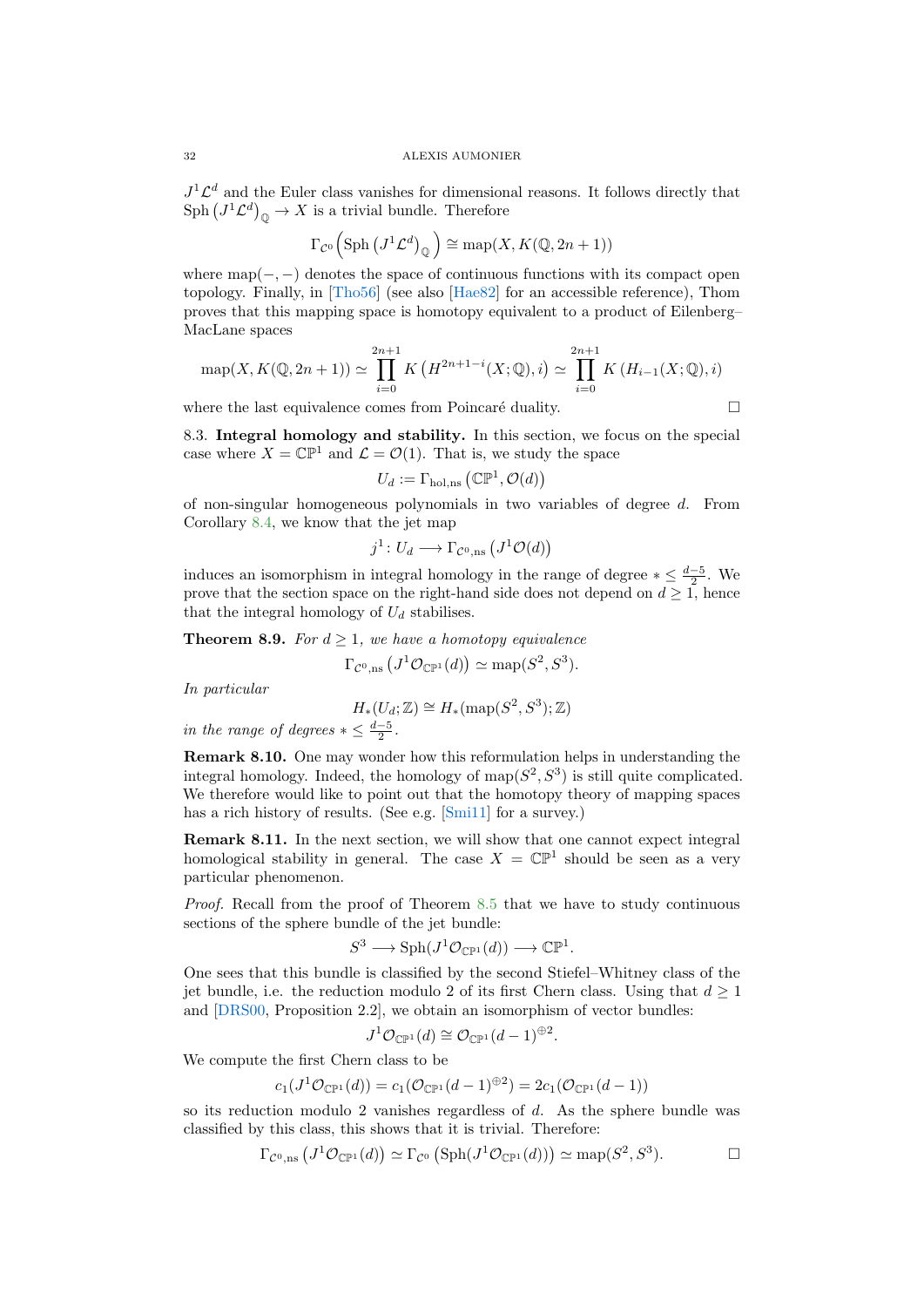$J^1\mathcal{L}^d$ and the Euler class vanishes for dimensional reasons. It follows directly that $\mathrm{Sph}\left(J^1\mathcal{L}^d\right)_{\mathbb{Q}} \to X$ is a trivial bundle. Therefore

$$\Gamma_{\mathcal{C}^0}\Big(\mathrm{Sph}\left(J^1\mathcal{L}^d\right)_{\mathbb{Q}}\Big) \cong \mathrm{map}(X, K(\mathbb{Q}, 2n+1))$$

where $\mathrm{map}(-,-)$ denotes the space of continuous functions with its compact open topology. Finally, in [Tho56] (see also [Hae82] for an accessible reference), Thom proves that this mapping space is homotopy equivalent to a product of Eilenberg–MacLane spaces

$$\mathrm{map}(X, K(\mathbb{Q}, 2n+1)) \simeq \prod_{i=0}^{2n+1} K\left(H^{2n+1-i}(X;\mathbb{Q}), i\right) \simeq \prod_{i=0}^{2n+1} K\left(H_{i-1}(X;\mathbb{Q}), i\right)$$

where the last equivalence comes from Poincaré duality. □

**8.3. Integral homology and stability.** In this section, we focus on the special case where $X = \mathbb{CP}^1$ and $\mathcal{L} = \mathcal{O}(1)$. That is, we study the space

$$U_d := \Gamma_{\mathrm{hol,ns}}\left(\mathbb{CP}^1, \mathcal{O}(d)\right)$$

of non-singular homogeneous polynomials in two variables of degree $d$. From Corollary 8.4, we know that the jet map

$$j^1 \colon U_d \longrightarrow \Gamma_{\mathcal{C}^0,\mathrm{ns}}\left(J^1\mathcal{O}(d)\right)$$

induces an isomorphism in integral homology in the range of degree $* \leq \frac{d-5}{2}$. We prove that the section space on the right-hand side does not depend on $d \geq 1$, hence that the integral homology of $U_d$ stabilises.

**Theorem 8.9.** *For $d \geq 1$, we have a homotopy equivalence*

$$\Gamma_{\mathcal{C}^0,\mathrm{ns}}\left(J^1\mathcal{O}_{\mathbb{CP}^1}(d)\right) \simeq \mathrm{map}(S^2, S^3).$$

*In particular*

$$H_*(U_d;\mathbb{Z}) \cong H_*(\mathrm{map}(S^2,S^3);\mathbb{Z})$$

*in the range of degrees $* \leq \frac{d-5}{2}$.*

**Remark 8.10.** One may wonder how this reformulation helps in understanding the integral homology. Indeed, the homology of $\mathrm{map}(S^2, S^3)$ is still quite complicated. We therefore would like to point out that the homotopy theory of mapping spaces has a rich history of results. (See e.g. [Smi11] for a survey.)

**Remark 8.11.** In the next section, we will show that one cannot expect integral homological stability in general. The case $X = \mathbb{CP}^1$ should be seen as a very particular phenomenon.

*Proof.* Recall from the proof of Theorem 8.5 that we have to study continuous sections of the sphere bundle of the jet bundle:

$$S^3 \longrightarrow \mathrm{Sph}(J^1\mathcal{O}_{\mathbb{CP}^1}(d)) \longrightarrow \mathbb{CP}^1.$$

One sees that this bundle is classified by the second Stiefel–Whitney class of the jet bundle, i.e. the reduction modulo 2 of its first Chern class. Using that $d \geq 1$ and [DRS00, Proposition 2.2], we obtain an isomorphism of vector bundles:

$$J^1\mathcal{O}_{\mathbb{CP}^1}(d) \cong \mathcal{O}_{\mathbb{CP}^1}(d-1)^{\oplus 2}.$$

We compute the first Chern class to be

$$c_1(J^1\mathcal{O}_{\mathbb{CP}^1}(d)) = c_1(\mathcal{O}_{\mathbb{CP}^1}(d-1)^{\oplus 2}) = 2c_1(\mathcal{O}_{\mathbb{CP}^1}(d-1))$$

so its reduction modulo 2 vanishes regardless of $d$. As the sphere bundle was classified by this class, this shows that it is trivial. Therefore:

$$\Gamma_{\mathcal{C}^0,\mathrm{ns}}\left(J^1\mathcal{O}_{\mathbb{CP}^1}(d)\right) \simeq \Gamma_{\mathcal{C}^0}\left(\mathrm{Sph}(J^1\mathcal{O}_{\mathbb{CP}^1}(d))\right) \simeq \mathrm{map}(S^2,S^3).$$

□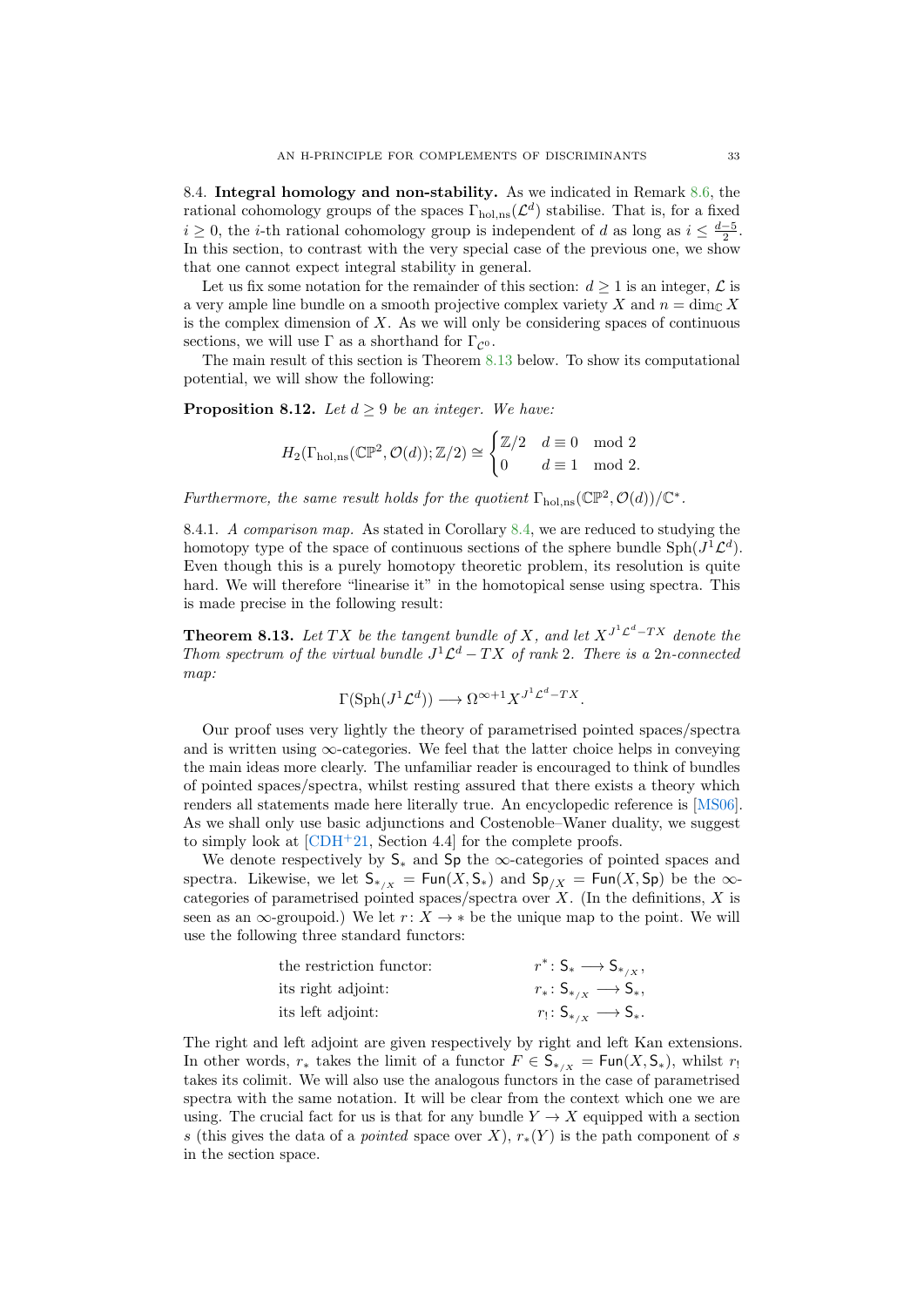8.4. **Integral homology and non-stability.** As we indicated in Remark 8.6, the rational cohomology groups of the spaces $\Gamma_{\mathrm{hol,ns}}(\mathcal{L}^d)$ stabilise. That is, for a fixed $i \geq 0$, the $i$-th rational cohomology group is independent of $d$ as long as $i \leq \frac{d-5}{2}$. In this section, to contrast with the very special case of the previous one, we show that one cannot expect integral stability in general.

Let us fix some notation for the remainder of this section: $d \geq 1$ is an integer, $\mathcal{L}$ is a very ample line bundle on a smooth projective complex variety $X$ and $n = \dim_{\mathbb{C}} X$ is the complex dimension of $X$. As we will only be considering spaces of continuous sections, we will use $\Gamma$ as a shorthand for $\Gamma_{\mathcal{C}^0}$.

The main result of this section is Theorem 8.13 below. To show its computational potential, we will show the following:

**Proposition 8.12.** *Let $d \geq 9$ be an integer. We have:*

$$H_2(\Gamma_{\mathrm{hol,ns}}(\mathbb{CP}^2, \mathcal{O}(d)); \mathbb{Z}/2) \cong \begin{cases} \mathbb{Z}/2 & d \equiv 0 \mod 2 \\ 0 & d \equiv 1 \mod 2. \end{cases}$$

*Furthermore, the same result holds for the quotient $\Gamma_{\mathrm{hol,ns}}(\mathbb{CP}^2, \mathcal{O}(d))/\mathbb{C}^*$.*

8.4.1. *A comparison map.* As stated in Corollary 8.4, we are reduced to studying the homotopy type of the space of continuous sections of the sphere bundle $\mathrm{Sph}(J^1\mathcal{L}^d)$. Even though this is a purely homotopy theoretic problem, its resolution is quite hard. We will therefore "linearise it" in the homotopical sense using spectra. This is made precise in the following result:

**Theorem 8.13.** *Let $TX$ be the tangent bundle of $X$, and let $X^{J^1\mathcal{L}^d - TX}$ denote the Thom spectrum of the virtual bundle $J^1\mathcal{L}^d - TX$ of rank 2. There is a $2n$-connected map:*

$$\Gamma(\mathrm{Sph}(J^1\mathcal{L}^d)) \longrightarrow \Omega^{\infty+1} X^{J^1\mathcal{L}^d - TX}.$$

Our proof uses very lightly the theory of parametrised pointed spaces/spectra and is written using $\infty$-categories. We feel that the latter choice helps in conveying the main ideas more clearly. The unfamiliar reader is encouraged to think of bundles of pointed spaces/spectra, whilst resting assured that there exists a theory which renders all statements made here literally true. An encyclopedic reference is [MS06]. As we shall only use basic adjunctions and Costenoble–Waner duality, we suggest to simply look at [CDH+21, Section 4.4] for the complete proofs.

We denote respectively by $\mathsf{S}_*$ and $\mathsf{Sp}$ the $\infty$-categories of pointed spaces and spectra. Likewise, we let $\mathsf{S}_{*/X} = \mathsf{Fun}(X, \mathsf{S}_*)$ and $\mathsf{Sp}_{/X} = \mathsf{Fun}(X, \mathsf{Sp})$ be the $\infty$-categories of parametrised pointed spaces/spectra over $X$. (In the definitions, $X$ is seen as an $\infty$-groupoid.) We let $r\colon X \to *$ be the unique map to the point. We will use the following three standard functors:

| | |
|---|---|
| the restriction functor: | $r^*\colon \mathsf{S}_* \longrightarrow \mathsf{S}_{*/X}$, |
| its right adjoint: | $r_*\colon \mathsf{S}_{*/X} \longrightarrow \mathsf{S}_*$, |
| its left adjoint: | $r_!\colon \mathsf{S}_{*/X} \longrightarrow \mathsf{S}_*$. |

The right and left adjoint are given respectively by right and left Kan extensions. In other words, $r_*$ takes the limit of a functor $F \in \mathsf{S}_{*/X} = \mathsf{Fun}(X, \mathsf{S}_*)$, whilst $r_!$ takes its colimit. We will also use the analogous functors in the case of parametrised spectra with the same notation. It will be clear from the context which one we are using. The crucial fact for us is that for any bundle $Y \to X$ equipped with a section $s$ (this gives the data of a *pointed* space over $X$), $r_*(Y)$ is the path component of $s$ in the section space.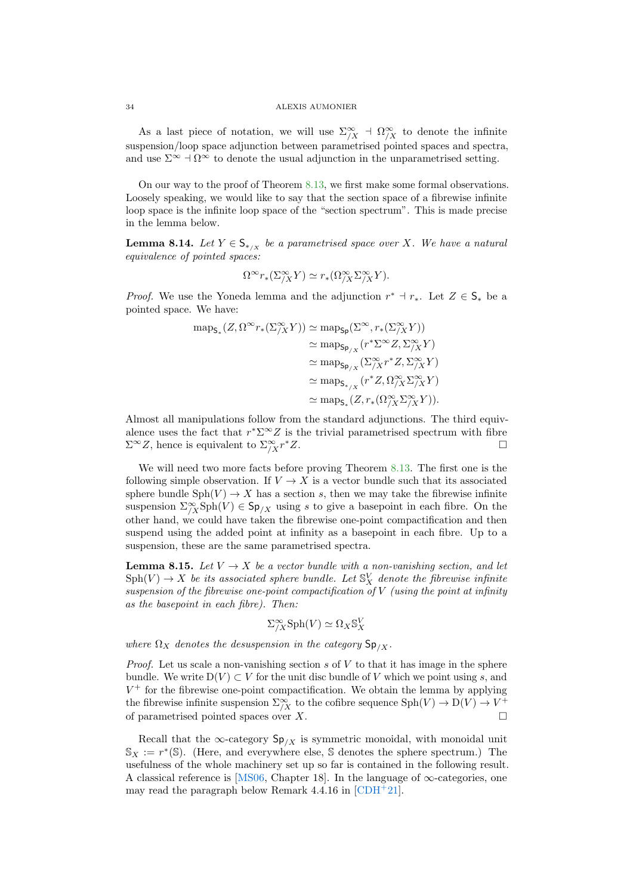As a last piece of notation, we will use $\Sigma^\infty_{/X} \dashv \Omega^\infty_{/X}$ to denote the infinite suspension/loop space adjunction between parametrised pointed spaces and spectra, and use $\Sigma^\infty \dashv \Omega^\infty$ to denote the usual adjunction in the unparametrised setting.

On our way to the proof of Theorem 8.13, we first make some formal observations. Loosely speaking, we would like to say that the section space of a fibrewise infinite loop space is the infinite loop space of the "section spectrum". This is made precise in the lemma below.

**Lemma 8.14.** *Let $Y \in \mathsf{S}_{*_{/X}}$ be a parametrised space over $X$. We have a natural equivalence of pointed spaces:*

$$\Omega^\infty r_*(\Sigma^\infty_{/X} Y) \simeq r_*(\Omega^\infty_{/X}\Sigma^\infty_{/X} Y).$$

*Proof.* We use the Yoneda lemma and the adjunction $r^* \dashv r_*$. Let $Z \in \mathsf{S}_*$ be a pointed space. We have:

$$\begin{aligned}
\mathrm{map}_{\mathsf{S}_*}(Z, \Omega^\infty r_*(\Sigma^\infty_{/X} Y)) &\simeq \mathrm{map}_{\mathsf{Sp}}(\Sigma^\infty, r_*(\Sigma^\infty_{/X} Y)) \\
&\simeq \mathrm{map}_{\mathsf{Sp}_{/X}}(r^*\Sigma^\infty Z, \Sigma^\infty_{/X} Y) \\
&\simeq \mathrm{map}_{\mathsf{Sp}_{/X}}(\Sigma^\infty_{/X} r^* Z, \Sigma^\infty_{/X} Y) \\
&\simeq \mathrm{map}_{\mathsf{S}_{*_{/X}}}(r^* Z, \Omega^\infty_{/X}\Sigma^\infty_{/X} Y) \\
&\simeq \mathrm{map}_{\mathsf{S}_*}(Z, r_*(\Omega^\infty_{/X}\Sigma^\infty_{/X} Y)).
\end{aligned}$$

Almost all manipulations follow from the standard adjunctions. The third equivalence uses the fact that $r^*\Sigma^\infty Z$ is the trivial parametrised spectrum with fibre $\Sigma^\infty Z$, hence is equivalent to $\Sigma^\infty_{/X} r^* Z$. $\square$

We will need two more facts before proving Theorem 8.13. The first one is the following simple observation. If $V \to X$ is a vector bundle such that its associated sphere bundle $\mathrm{Sph}(V) \to X$ has a section $s$, then we may take the fibrewise infinite suspension $\Sigma^\infty_{/X}\mathrm{Sph}(V) \in \mathsf{Sp}_{/X}$ using $s$ to give a basepoint in each fibre. On the other hand, we could have taken the fibrewise one-point compactification and then suspend using the added point at infinity as a basepoint in each fibre. Up to a suspension, these are the same parametrised spectra.

**Lemma 8.15.** *Let $V \to X$ be a vector bundle with a non-vanishing section, and let $\mathrm{Sph}(V) \to X$ be its associated sphere bundle. Let $\mathbb{S}^V_X$ denote the fibrewise infinite suspension of the fibrewise one-point compactification of $V$ (using the point at infinity as the basepoint in each fibre). Then:*

$$\Sigma^\infty_{/X}\mathrm{Sph}(V) \simeq \Omega_X \mathbb{S}^V_X$$

*where $\Omega_X$ denotes the desuspension in the category $\mathsf{Sp}_{/X}$.*

*Proof.* Let us scale a non-vanishing section $s$ of $V$ to that it has image in the sphere bundle. We write $\mathrm{D}(V) \subset V$ for the unit disc bundle of $V$ which we point using $s$, and $V^+$ for the fibrewise one-point compactification. We obtain the lemma by applying the fibrewise infinite suspension $\Sigma^\infty_{/X}$ to the cofibre sequence $\mathrm{Sph}(V) \to \mathrm{D}(V) \to V^+$ of parametrised pointed spaces over $X$. $\square$

Recall that the $\infty$-category $\mathsf{Sp}_{/X}$ is symmetric monoidal, with monoidal unit $\mathbb{S}_X := r^*(\mathbb{S})$. (Here, and everywhere else, $\mathbb{S}$ denotes the sphere spectrum.) The usefulness of the whole machinery set up so far is contained in the following result. A classical reference is [MS06, Chapter 18]. In the language of $\infty$-categories, one may read the paragraph below Remark 4.4.16 in [CDH+21].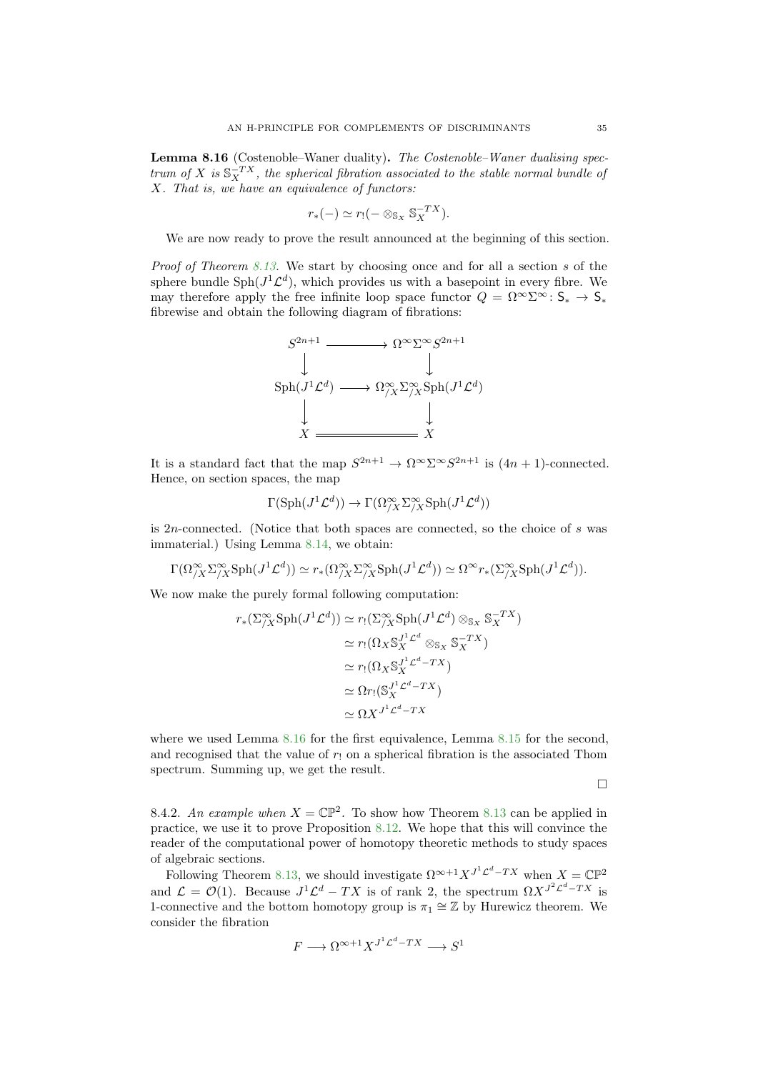**Lemma 8.16** (Costenoble–Waner duality)**.** *The Costenoble–Waner dualising spectrum of $X$ is $\mathbb{S}_X^{-TX}$, the spherical fibration associated to the stable normal bundle of $X$. That is, we have an equivalence of functors:*

$$r_*(-) \simeq r_!(- \otimes_{\mathbb{S}_X} \mathbb{S}_X^{-TX}).$$

We are now ready to prove the result announced at the beginning of this section.

*Proof of Theorem 8.13.* We start by choosing once and for all a section $s$ of the sphere bundle $\mathrm{Sph}(J^1\mathcal{L}^d)$, which provides us with a basepoint in every fibre. We may therefore apply the free infinite loop space functor $Q = \Omega^\infty\Sigma^\infty \colon \mathsf{S}_* \to \mathsf{S}_*$ fibrewise and obtain the following diagram of fibrations:

$$\begin{array}{ccc}
S^{2n+1} & \longrightarrow & \Omega^\infty\Sigma^\infty S^{2n+1} \\
\downarrow & & \downarrow \\
\mathrm{Sph}(J^1\mathcal{L}^d) & \longrightarrow & \Omega^\infty_{/X}\Sigma^\infty_{/X}\mathrm{Sph}(J^1\mathcal{L}^d) \\
\downarrow & & \downarrow \\
X & = & X
\end{array}$$

It is a standard fact that the map $S^{2n+1} \to \Omega^\infty\Sigma^\infty S^{2n+1}$ is $(4n+1)$-connected. Hence, on section spaces, the map

$$\Gamma(\mathrm{Sph}(J^1\mathcal{L}^d)) \to \Gamma(\Omega^\infty_{/X}\Sigma^\infty_{/X}\mathrm{Sph}(J^1\mathcal{L}^d))$$

is $2n$-connected. (Notice that both spaces are connected, so the choice of $s$ was immaterial.) Using Lemma 8.14, we obtain:

$$\Gamma(\Omega^\infty_{/X}\Sigma^\infty_{/X}\mathrm{Sph}(J^1\mathcal{L}^d)) \simeq r_*(\Omega^\infty_{/X}\Sigma^\infty_{/X}\mathrm{Sph}(J^1\mathcal{L}^d)) \simeq \Omega^\infty r_*(\Sigma^\infty_{/X}\mathrm{Sph}(J^1\mathcal{L}^d)).$$

We now make the purely formal following computation:

$$\begin{aligned}
r_*(\Sigma^\infty_{/X}\mathrm{Sph}(J^1\mathcal{L}^d)) &\simeq r_!(\Sigma^\infty_{/X}\mathrm{Sph}(J^1\mathcal{L}^d) \otimes_{\mathbb{S}_X} \mathbb{S}_X^{-TX}) \\
&\simeq r_!(\Omega_X \mathbb{S}_X^{J^1\mathcal{L}^d} \otimes_{\mathbb{S}_X} \mathbb{S}_X^{-TX}) \\
&\simeq r_!(\Omega_X \mathbb{S}_X^{J^1\mathcal{L}^d - TX}) \\
&\simeq \Omega r_!(\mathbb{S}_X^{J^1\mathcal{L}^d - TX}) \\
&\simeq \Omega X^{J^1\mathcal{L}^d - TX}
\end{aligned}$$

where we used Lemma 8.16 for the first equivalence, Lemma 8.15 for the second, and recognised that the value of $r_!$ on a spherical fibration is the associated Thom spectrum. Summing up, we get the result.

□

8.4.2. *An example when $X = \mathbb{CP}^2$.* To show how Theorem 8.13 can be applied in practice, we use it to prove Proposition 8.12. We hope that this will convince the reader of the computational power of homotopy theoretic methods to study spaces of algebraic sections.

Following Theorem 8.13, we should investigate $\Omega^{\infty+1}X^{J^1\mathcal{L}^d - TX}$ when $X = \mathbb{CP}^2$ and $\mathcal{L} = \mathcal{O}(1)$. Because $J^1\mathcal{L}^d - TX$ is of rank 2, the spectrum $\Omega X^{J^2\mathcal{L}^d - TX}$ is 1-connective and the bottom homotopy group is $\pi_1 \cong \mathbb{Z}$ by Hurewicz theorem. We consider the fibration

$$F \longrightarrow \Omega^{\infty+1}X^{J^1\mathcal{L}^d - TX} \longrightarrow S^1$$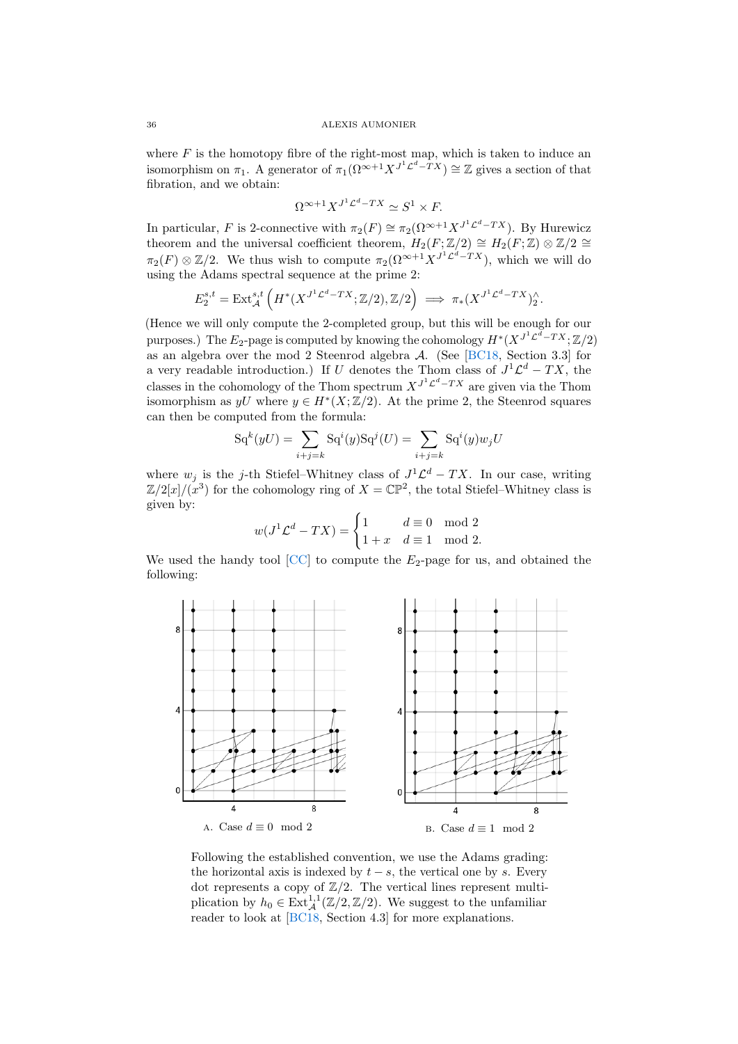where $F$ is the homotopy fibre of the right-most map, which is taken to induce an isomorphism on $\pi_1$. A generator of $\pi_1(\Omega^{\infty+1}X^{J^1\mathcal{L}^d-TX}) \cong \mathbb{Z}$ gives a section of that fibration, and we obtain:

$$\Omega^{\infty+1}X^{J^1\mathcal{L}^d-TX} \simeq S^1 \times F.$$

In particular, $F$ is 2-connective with $\pi_2(F) \cong \pi_2(\Omega^{\infty+1}X^{J^1\mathcal{L}^d-TX})$. By Hurewicz theorem and the universal coefficient theorem, $H_2(F;\mathbb{Z}/2) \cong H_2(F;\mathbb{Z}) \otimes \mathbb{Z}/2 \cong \pi_2(F) \otimes \mathbb{Z}/2$. We thus wish to compute $\pi_2(\Omega^{\infty+1}X^{J^1\mathcal{L}^d-TX})$, which we will do using the Adams spectral sequence at the prime 2:

$$E_2^{s,t} = \mathrm{Ext}_{\mathcal{A}}^{s,t}\left(H^*(X^{J^1\mathcal{L}^d-TX};\mathbb{Z}/2),\mathbb{Z}/2\right) \implies \pi_*(X^{J^1\mathcal{L}^d-TX})_2^\wedge.$$

(Hence we will only compute the 2-completed group, but this will be enough for our purposes.) The $E_2$-page is computed by knowing the cohomology $H^*(X^{J^1\mathcal{L}^d-TX};\mathbb{Z}/2)$ as an algebra over the mod 2 Steenrod algebra $\mathcal{A}$. (See [BC18, Section 3.3] for a very readable introduction.) If $U$ denotes the Thom class of $J^1\mathcal{L}^d - TX$, the classes in the cohomology of the Thom spectrum $X^{J^1\mathcal{L}^d-TX}$ are given via the Thom isomorphism as $yU$ where $y \in H^*(X;\mathbb{Z}/2)$. At the prime 2, the Steenrod squares can then be computed from the formula:

$$\mathrm{Sq}^k(yU) = \sum_{i+j=k} \mathrm{Sq}^i(y)\mathrm{Sq}^j(U) = \sum_{i+j=k} \mathrm{Sq}^i(y) w_j U$$

where $w_j$ is the $j$-th Stiefel–Whitney class of $J^1\mathcal{L}^d - TX$. In our case, writing $\mathbb{Z}/2[x]/(x^3)$ for the cohomology ring of $X = \mathbb{CP}^2$, the total Stiefel–Whitney class is given by:

$$w(J^1\mathcal{L}^d - TX) = \begin{cases} 1 & d \equiv 0 \mod 2 \\ 1+x & d \equiv 1 \mod 2. \end{cases}$$

We used the handy tool [CC] to compute the $E_2$-page for us, and obtained the following:

A. Case $d \equiv 0 \mod 2$

B. Case $d \equiv 1 \mod 2$

Following the established convention, we use the Adams grading: the horizontal axis is indexed by $t-s$, the vertical one by $s$. Every dot represents a copy of $\mathbb{Z}/2$. The vertical lines represent multiplication by $h_0 \in \mathrm{Ext}_{\mathcal{A}}^{1,1}(\mathbb{Z}/2,\mathbb{Z}/2)$. We suggest to the unfamiliar reader to look at [BC18, Section 4.3] for more explanations.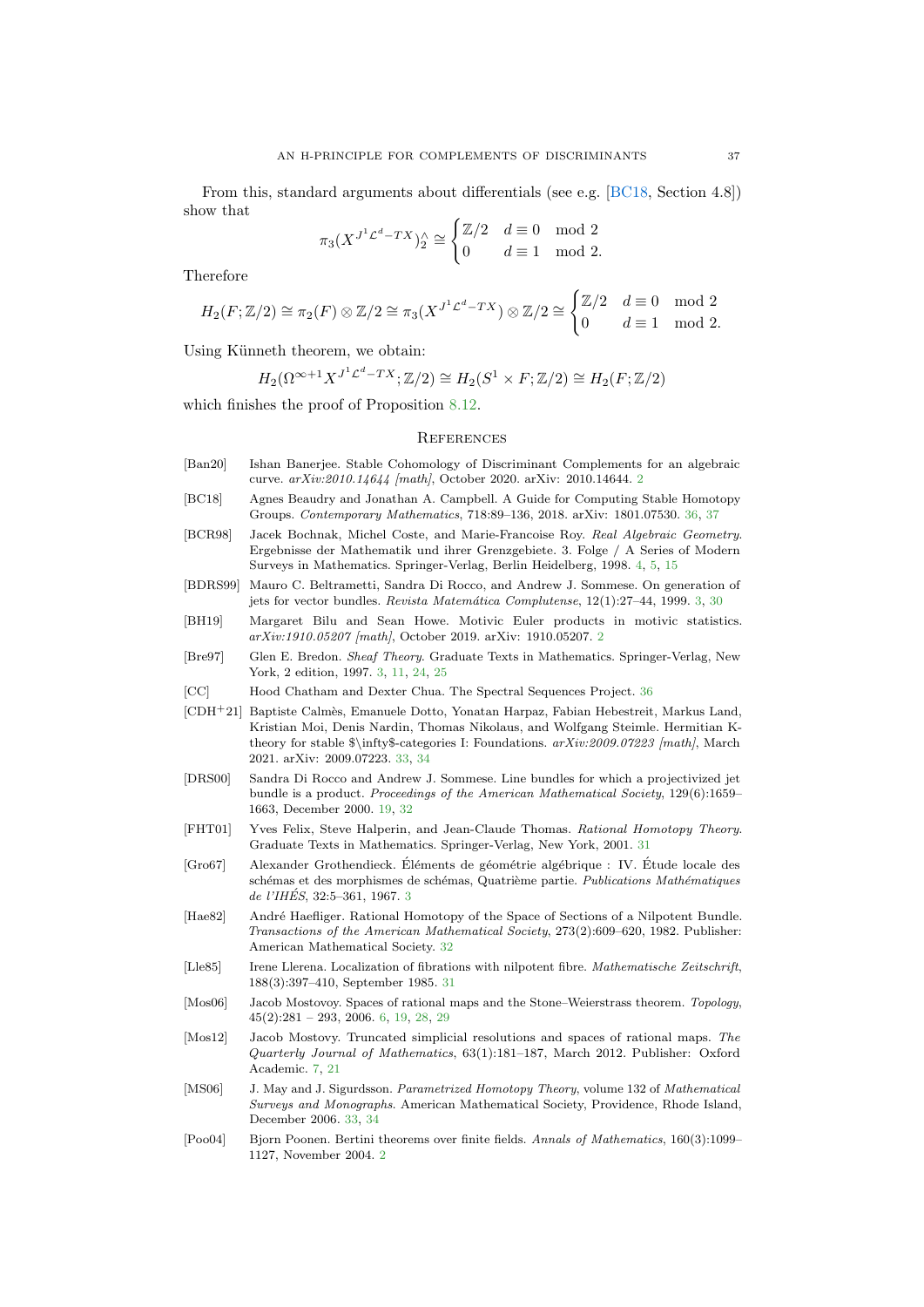From this, standard arguments about differentials (see e.g. [BC18, Section 4.8]) show that

$$\pi_3(X^{J^1\mathcal{L}^d - TX})^\wedge_2 \cong \begin{cases} \mathbb{Z}/2 & d \equiv 0 \mod 2 \\ 0 & d \equiv 1 \mod 2. \end{cases}$$

Therefore

$$H_2(F;\mathbb{Z}/2) \cong \pi_2(F) \otimes \mathbb{Z}/2 \cong \pi_3(X^{J^1\mathcal{L}^d - TX}) \otimes \mathbb{Z}/2 \cong \begin{cases} \mathbb{Z}/2 & d \equiv 0 \mod 2 \\ 0 & d \equiv 1 \mod 2. \end{cases}$$

Using Künneth theorem, we obtain:

$$H_2(\Omega^{\infty+1}X^{J^1\mathcal{L}^d - TX};\mathbb{Z}/2) \cong H_2(S^1 \times F;\mathbb{Z}/2) \cong H_2(F;\mathbb{Z}/2)$$

which finishes the proof of Proposition 8.12.

## References

- [Ban20] Ishan Banerjee. Stable Cohomology of Discriminant Complements for an algebraic curve. *arXiv:2010.14644 [math]*, October 2020. arXiv: 2010.14644. 2
- [BC18] Agnes Beaudry and Jonathan A. Campbell. A Guide for Computing Stable Homotopy Groups. *Contemporary Mathematics*, 718:89–136, 2018. arXiv: 1801.07530. 36, 37
- [BCR98] Jacek Bochnak, Michel Coste, and Marie-Francoise Roy. *Real Algebraic Geometry*. Ergebnisse der Mathematik und ihrer Grenzgebiete. 3. Folge / A Series of Modern Surveys in Mathematics. Springer-Verlag, Berlin Heidelberg, 1998. 4, 5, 15
- [BDRS99] Mauro C. Beltrametti, Sandra Di Rocco, and Andrew J. Sommese. On generation of jets for vector bundles. *Revista Matemática Complutense*, 12(1):27–44, 1999. 3, 30
- [BH19] Margaret Bilu and Sean Howe. Motivic Euler products in motivic statistics. *arXiv:1910.05207 [math]*, October 2019. arXiv: 1910.05207. 2
- [Bre97] Glen E. Bredon. *Sheaf Theory*. Graduate Texts in Mathematics. Springer-Verlag, New York, 2 edition, 1997. 3, 11, 24, 25
- [CC] Hood Chatham and Dexter Chua. The Spectral Sequences Project. 36
- [CDH+21] Baptiste Calmès, Emanuele Dotto, Yonatan Harpaz, Fabian Hebestreit, Markus Land, Kristian Moi, Denis Nardin, Thomas Nikolaus, and Wolfgang Steimle. Hermitian K-theory for stable $\infty$-categories I: Foundations. *arXiv:2009.07223 [math]*, March 2021. arXiv: 2009.07223. 33, 34
- [DRS00] Sandra Di Rocco and Andrew J. Sommese. Line bundles for which a projectivized jet bundle is a product. *Proceedings of the American Mathematical Society*, 129(6):1659–1663, December 2000. 19, 32
- [FHT01] Yves Felix, Steve Halperin, and Jean-Claude Thomas. *Rational Homotopy Theory*. Graduate Texts in Mathematics. Springer-Verlag, New York, 2001. 31
- [Gro67] Alexander Grothendieck. Éléments de géométrie algébrique : IV. Étude locale des schémas et des morphismes de schémas, Quatrième partie. *Publications Mathématiques de l'IHÉS*, 32:5–361, 1967. 3
- [Hae82] André Haefliger. Rational Homotopy of the Space of Sections of a Nilpotent Bundle. *Transactions of the American Mathematical Society*, 273(2):609–620, 1982. Publisher: American Mathematical Society. 32
- [Lle85] Irene Llerena. Localization of fibrations with nilpotent fibre. *Mathematische Zeitschrift*, 188(3):397–410, September 1985. 31
- [Mos06] Jacob Mostovoy. Spaces of rational maps and the Stone–Weierstrass theorem. *Topology*, 45(2):281 – 293, 2006. 6, 19, 28, 29
- [Mos12] Jacob Mostovy. Truncated simplicial resolutions and spaces of rational maps. *The Quarterly Journal of Mathematics*, 63(1):181–187, March 2012. Publisher: Oxford Academic. 7, 21
- [MS06] J. May and J. Sigurdsson. *Parametrized Homotopy Theory*, volume 132 of *Mathematical Surveys and Monographs*. American Mathematical Society, Providence, Rhode Island, December 2006. 33, 34
- [Poo04] Bjorn Poonen. Bertini theorems over finite fields. *Annals of Mathematics*, 160(3):1099–1127, November 2004. 2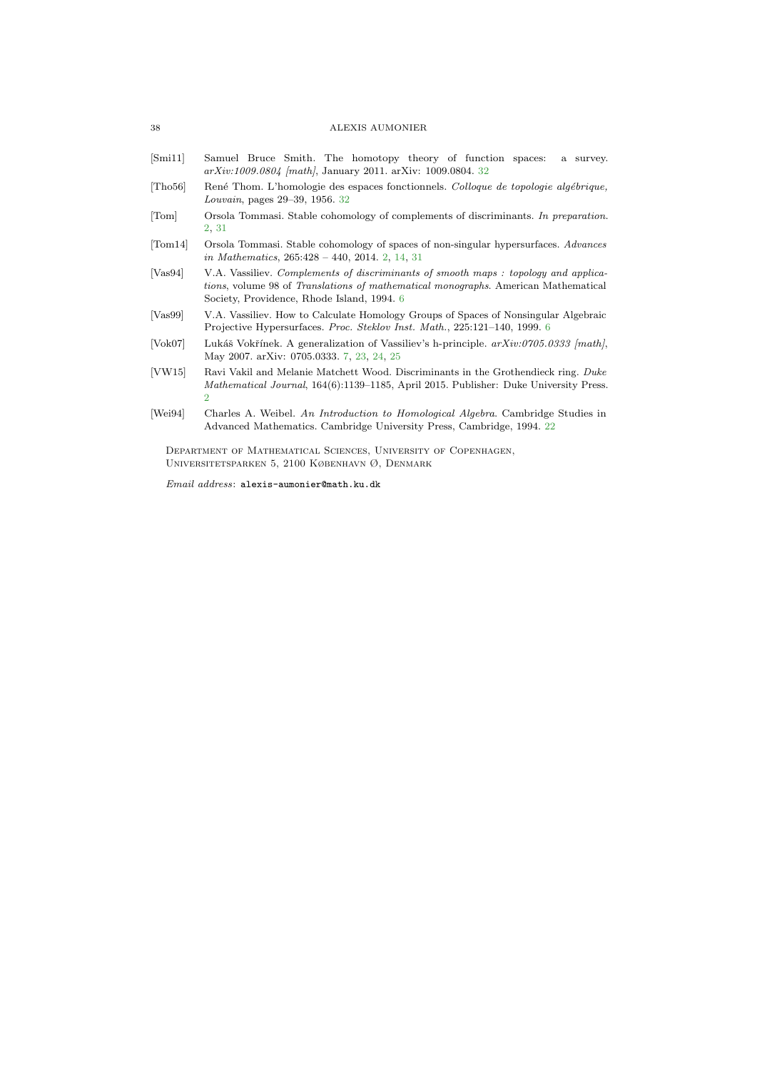[Smi11] Samuel Bruce Smith. The homotopy theory of function spaces: a survey. *arXiv:1009.0804 [math]*, January 2011. arXiv: 1009.0804. 32

[Tho56] René Thom. L'homologie des espaces fonctionnels. *Colloque de topologie algébrique, Louvain*, pages 29–39, 1956. 32

[Tom] Orsola Tommasi. Stable cohomology of complements of discriminants. *In preparation*. 2, 31

[Tom14] Orsola Tommasi. Stable cohomology of spaces of non-singular hypersurfaces. *Advances in Mathematics*, 265:428 – 440, 2014. 2, 14, 31

[Vas94] V.A. Vassiliev. *Complements of discriminants of smooth maps : topology and applications*, volume 98 of *Translations of mathematical monographs*. American Mathematical Society, Providence, Rhode Island, 1994. 6

[Vas99] V.A. Vassiliev. How to Calculate Homology Groups of Spaces of Nonsingular Algebraic Projective Hypersurfaces. *Proc. Steklov Inst. Math.*, 225:121–140, 1999. 6

[Vok07] Lukáš Vokřínek. A generalization of Vassiliev's h-principle. *arXiv:0705.0333 [math]*, May 2007. arXiv: 0705.0333. 7, 23, 24, 25

[VW15] Ravi Vakil and Melanie Matchett Wood. Discriminants in the Grothendieck ring. *Duke Mathematical Journal*, 164(6):1139–1185, April 2015. Publisher: Duke University Press. 2

[Wei94] Charles A. Weibel. *An Introduction to Homological Algebra*. Cambridge Studies in Advanced Mathematics. Cambridge University Press, Cambridge, 1994. 22

Department of Mathematical Sciences, University of Copenhagen, Universitetsparken 5, 2100 København Ø, Denmark

*Email address*: alexis-aumonier@math.ku.dk